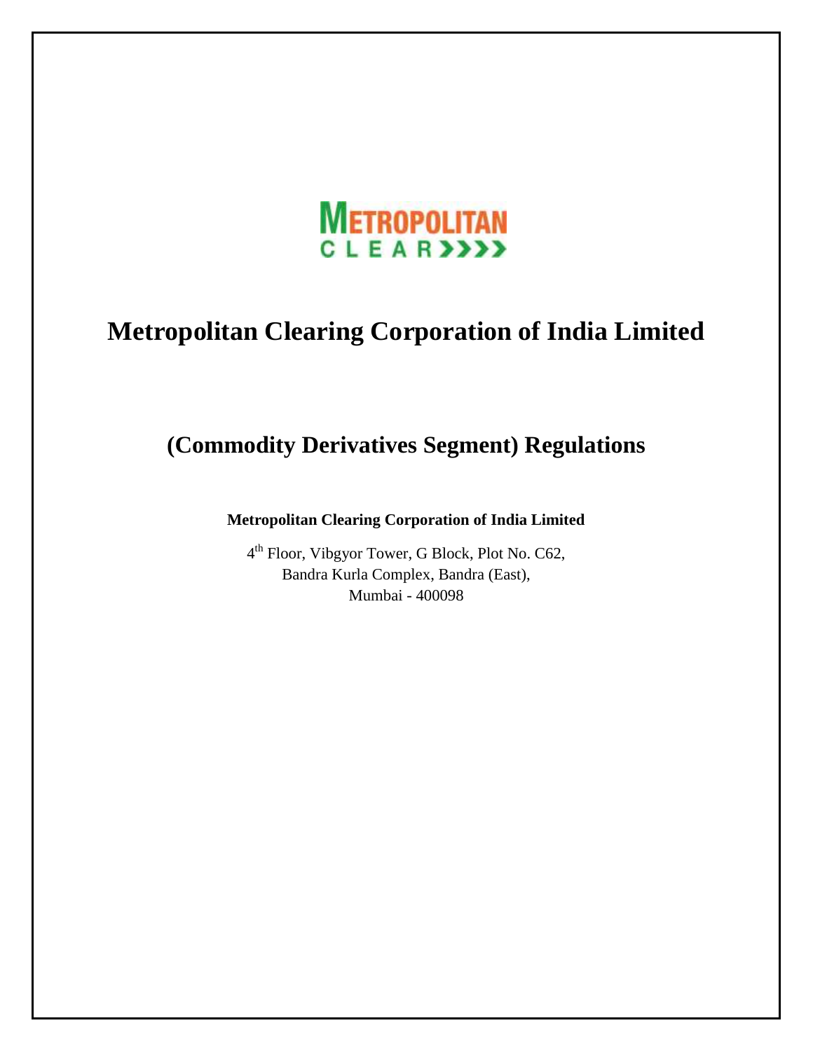METROPOLITAN
CLEAR

# Metropolitan Clearing Corporation of India Limited

## (Commodity Derivatives Segment) Regulations

**Metropolitan Clearing Corporation of India Limited**

4th Floor, Vibgyor Tower, G Block, Plot No. C62,
Bandra Kurla Complex, Bandra (East),
Mumbai - 400098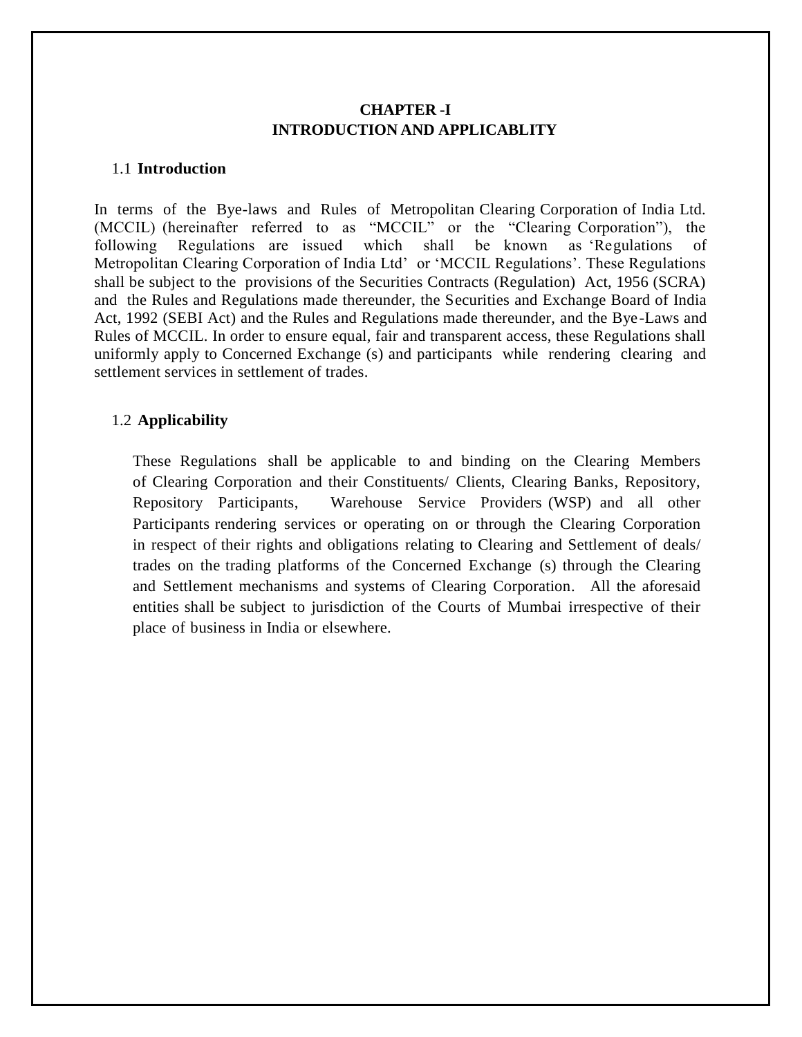# CHAPTER -I
# INTRODUCTION AND APPLICABLITY

## 1.1 Introduction

In terms of the Bye-laws and Rules of Metropolitan Clearing Corporation of India Ltd. (MCCIL) (hereinafter referred to as “MCCIL” or the “Clearing Corporation”), the following Regulations are issued which shall be known as ‘Regulations of Metropolitan Clearing Corporation of India Ltd’ or ‘MCCIL Regulations’. These Regulations shall be subject to the provisions of the Securities Contracts (Regulation) Act, 1956 (SCRA) and the Rules and Regulations made thereunder, the Securities and Exchange Board of India Act, 1992 (SEBI Act) and the Rules and Regulations made thereunder, and the Bye-Laws and Rules of MCCIL. In order to ensure equal, fair and transparent access, these Regulations shall uniformly apply to Concerned Exchange (s) and participants while rendering clearing and settlement services in settlement of trades.

## 1.2 Applicability

These Regulations shall be applicable to and binding on the Clearing Members of Clearing Corporation and their Constituents/ Clients, Clearing Banks, Repository, Repository Participants, Warehouse Service Providers (WSP) and all other Participants rendering services or operating on or through the Clearing Corporation in respect of their rights and obligations relating to Clearing and Settlement of deals/ trades on the trading platforms of the Concerned Exchange (s) through the Clearing and Settlement mechanisms and systems of Clearing Corporation. All the aforesaid entities shall be subject to jurisdiction of the Courts of Mumbai irrespective of their place of business in India or elsewhere.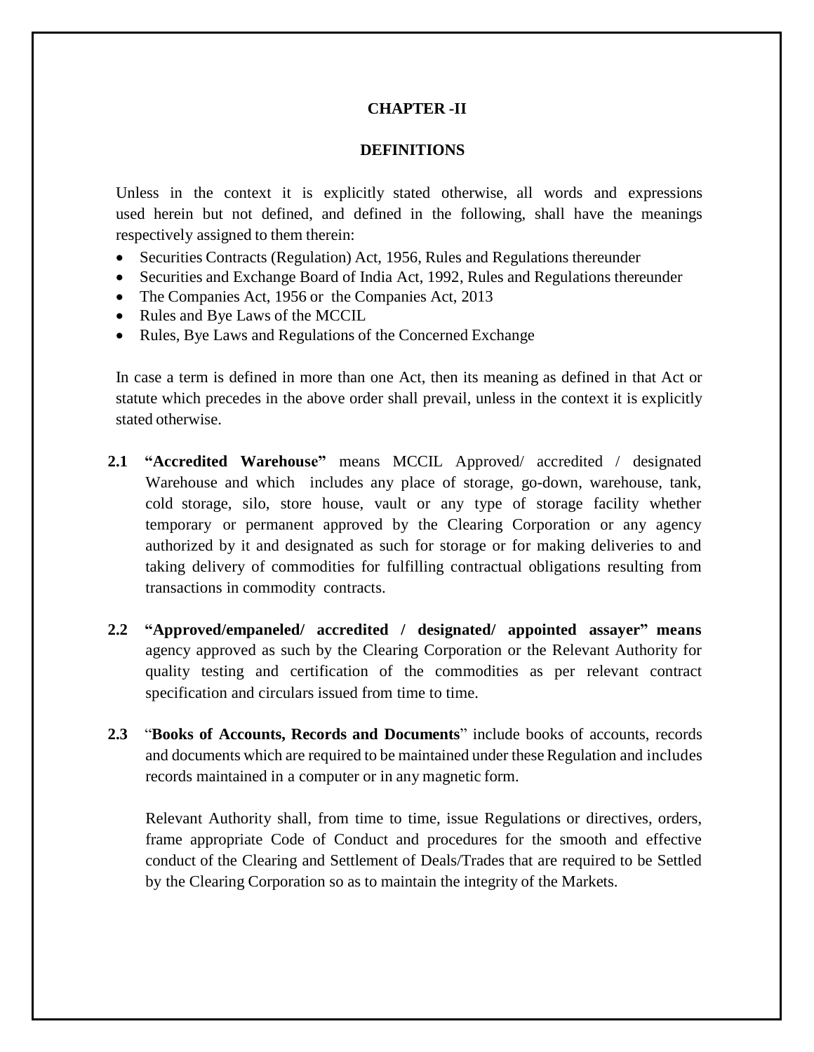# CHAPTER -II

## DEFINITIONS

Unless in the context it is explicitly stated otherwise, all words and expressions used herein but not defined, and defined in the following, shall have the meanings respectively assigned to them therein:

- Securities Contracts (Regulation) Act, 1956, Rules and Regulations thereunder
- Securities and Exchange Board of India Act, 1992, Rules and Regulations thereunder
- The Companies Act, 1956 or the Companies Act, 2013
- Rules and Bye Laws of the MCCIL
- Rules, Bye Laws and Regulations of the Concerned Exchange

In case a term is defined in more than one Act, then its meaning as defined in that Act or statute which precedes in the above order shall prevail, unless in the context it is explicitly stated otherwise.

**2.1 "Accredited Warehouse"** means MCCIL Approved/ accredited / designated Warehouse and which includes any place of storage, go-down, warehouse, tank, cold storage, silo, store house, vault or any type of storage facility whether temporary or permanent approved by the Clearing Corporation or any agency authorized by it and designated as such for storage or for making deliveries to and taking delivery of commodities for fulfilling contractual obligations resulting from transactions in commodity contracts.

**2.2 "Approved/empaneled/ accredited / designated/ appointed assayer" means** agency approved as such by the Clearing Corporation or the Relevant Authority for quality testing and certification of the commodities as per relevant contract specification and circulars issued from time to time.

**2.3** "**Books of Accounts, Records and Documents**" include books of accounts, records and documents which are required to be maintained under these Regulation and includes records maintained in a computer or in any magnetic form.

Relevant Authority shall, from time to time, issue Regulations or directives, orders, frame appropriate Code of Conduct and procedures for the smooth and effective conduct of the Clearing and Settlement of Deals/Trades that are required to be Settled by the Clearing Corporation so as to maintain the integrity of the Markets.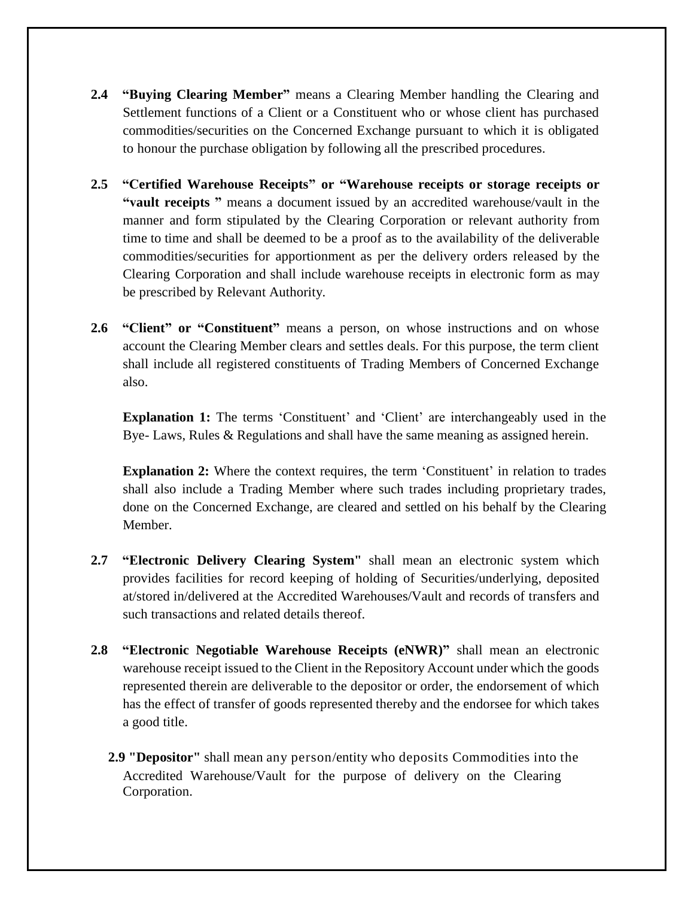**2.4 "Buying Clearing Member"** means a Clearing Member handling the Clearing and Settlement functions of a Client or a Constituent who or whose client has purchased commodities/securities on the Concerned Exchange pursuant to which it is obligated to honour the purchase obligation by following all the prescribed procedures.

**2.5 "Certified Warehouse Receipts" or "Warehouse receipts or storage receipts or "vault receipts "** means a document issued by an accredited warehouse/vault in the manner and form stipulated by the Clearing Corporation or relevant authority from time to time and shall be deemed to be a proof as to the availability of the deliverable commodities/securities for apportionment as per the delivery orders released by the Clearing Corporation and shall include warehouse receipts in electronic form as may be prescribed by Relevant Authority.

**2.6 "Client" or "Constituent"** means a person, on whose instructions and on whose account the Clearing Member clears and settles deals. For this purpose, the term client shall include all registered constituents of Trading Members of Concerned Exchange also.

**Explanation 1:** The terms 'Constituent' and 'Client' are interchangeably used in the Bye- Laws, Rules & Regulations and shall have the same meaning as assigned herein.

**Explanation 2:** Where the context requires, the term 'Constituent' in relation to trades shall also include a Trading Member where such trades including proprietary trades, done on the Concerned Exchange, are cleared and settled on his behalf by the Clearing Member.

**2.7 "Electronic Delivery Clearing System"** shall mean an electronic system which provides facilities for record keeping of holding of Securities/underlying, deposited at/stored in/delivered at the Accredited Warehouses/Vault and records of transfers and such transactions and related details thereof.

**2.8 "Electronic Negotiable Warehouse Receipts (eNWR)"** shall mean an electronic warehouse receipt issued to the Client in the Repository Account under which the goods represented therein are deliverable to the depositor or order, the endorsement of which has the effect of transfer of goods represented thereby and the endorsee for which takes a good title.

**2.9 "Depositor"** shall mean any person/entity who deposits Commodities into the Accredited Warehouse/Vault for the purpose of delivery on the Clearing Corporation.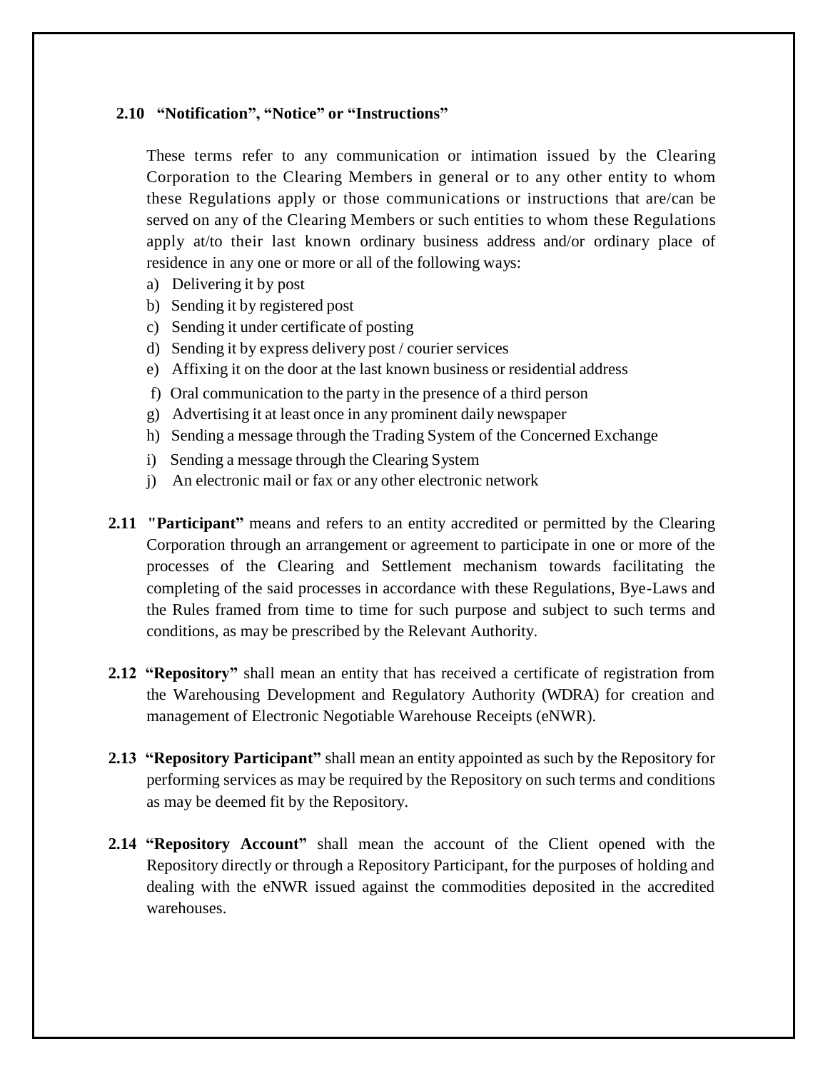**2.10 "Notification", "Notice" or "Instructions"**

These terms refer to any communication or intimation issued by the Clearing Corporation to the Clearing Members in general or to any other entity to whom these Regulations apply or those communications or instructions that are/can be served on any of the Clearing Members or such entities to whom these Regulations apply at/to their last known ordinary business address and/or ordinary place of residence in any one or more or all of the following ways:

a) Delivering it by post
b) Sending it by registered post
c) Sending it under certificate of posting
d) Sending it by express delivery post / courier services
e) Affixing it on the door at the last known business or residential address
f) Oral communication to the party in the presence of a third person
g) Advertising it at least once in any prominent daily newspaper
h) Sending a message through the Trading System of the Concerned Exchange
i) Sending a message through the Clearing System
j) An electronic mail or fax or any other electronic network

**2.11 "Participant"** means and refers to an entity accredited or permitted by the Clearing Corporation through an arrangement or agreement to participate in one or more of the processes of the Clearing and Settlement mechanism towards facilitating the completing of the said processes in accordance with these Regulations, Bye-Laws and the Rules framed from time to time for such purpose and subject to such terms and conditions, as may be prescribed by the Relevant Authority.

**2.12 "Repository"** shall mean an entity that has received a certificate of registration from the Warehousing Development and Regulatory Authority (WDRA) for creation and management of Electronic Negotiable Warehouse Receipts (eNWR).

**2.13 "Repository Participant"** shall mean an entity appointed as such by the Repository for performing services as may be required by the Repository on such terms and conditions as may be deemed fit by the Repository.

**2.14 "Repository Account"** shall mean the account of the Client opened with the Repository directly or through a Repository Participant, for the purposes of holding and dealing with the eNWR issued against the commodities deposited in the accredited warehouses.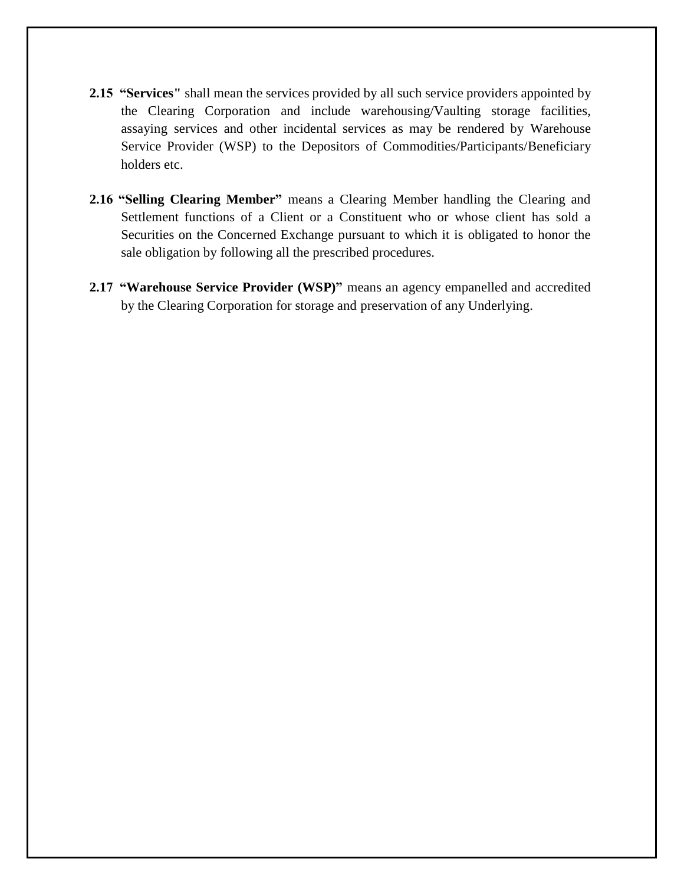**2.15 "Services"** shall mean the services provided by all such service providers appointed by the Clearing Corporation and include warehousing/Vaulting storage facilities, assaying services and other incidental services as may be rendered by Warehouse Service Provider (WSP) to the Depositors of Commodities/Participants/Beneficiary holders etc.

**2.16 "Selling Clearing Member"** means a Clearing Member handling the Clearing and Settlement functions of a Client or a Constituent who or whose client has sold a Securities on the Concerned Exchange pursuant to which it is obligated to honor the sale obligation by following all the prescribed procedures.

**2.17 "Warehouse Service Provider (WSP)"** means an agency empanelled and accredited by the Clearing Corporation for storage and preservation of any Underlying.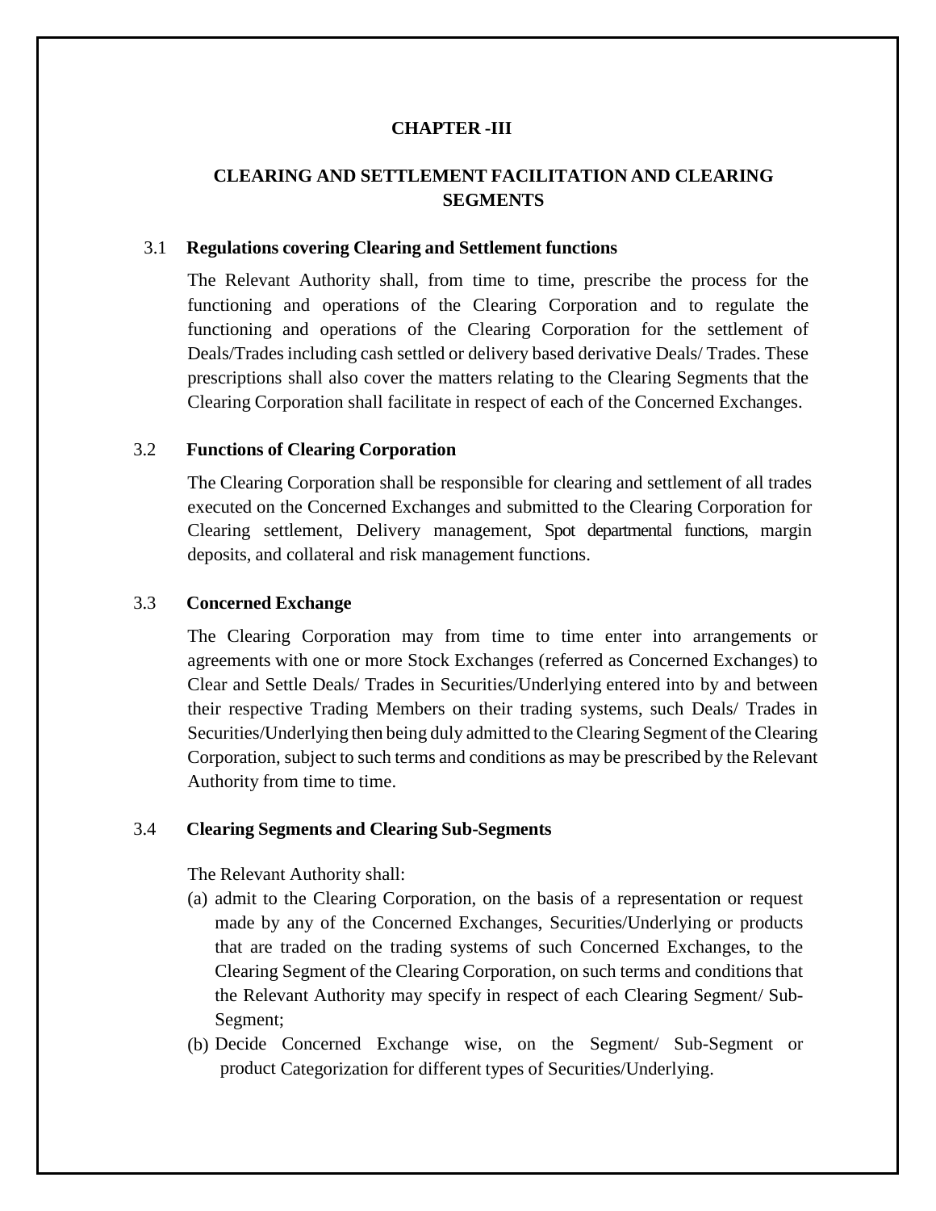# CHAPTER -III

## CLEARING AND SETTLEMENT FACILITATION AND CLEARING SEGMENTS

### 3.1 Regulations covering Clearing and Settlement functions

The Relevant Authority shall, from time to time, prescribe the process for the functioning and operations of the Clearing Corporation and to regulate the functioning and operations of the Clearing Corporation for the settlement of Deals/Trades including cash settled or delivery based derivative Deals/ Trades. These prescriptions shall also cover the matters relating to the Clearing Segments that the Clearing Corporation shall facilitate in respect of each of the Concerned Exchanges.

### 3.2 Functions of Clearing Corporation

The Clearing Corporation shall be responsible for clearing and settlement of all trades executed on the Concerned Exchanges and submitted to the Clearing Corporation for Clearing settlement, Delivery management, Spot departmental functions, margin deposits, and collateral and risk management functions.

### 3.3 Concerned Exchange

The Clearing Corporation may from time to time enter into arrangements or agreements with one or more Stock Exchanges (referred as Concerned Exchanges) to Clear and Settle Deals/ Trades in Securities/Underlying entered into by and between their respective Trading Members on their trading systems, such Deals/ Trades in Securities/Underlying then being duly admitted to the Clearing Segment of the Clearing Corporation, subject to such terms and conditions as may be prescribed by the Relevant Authority from time to time.

### 3.4 Clearing Segments and Clearing Sub-Segments

The Relevant Authority shall:

(a) admit to the Clearing Corporation, on the basis of a representation or request made by any of the Concerned Exchanges, Securities/Underlying or products that are traded on the trading systems of such Concerned Exchanges, to the Clearing Segment of the Clearing Corporation, on such terms and conditions that the Relevant Authority may specify in respect of each Clearing Segment/ Sub-Segment;

(b) Decide Concerned Exchange wise, on the Segment/ Sub-Segment or product Categorization for different types of Securities/Underlying.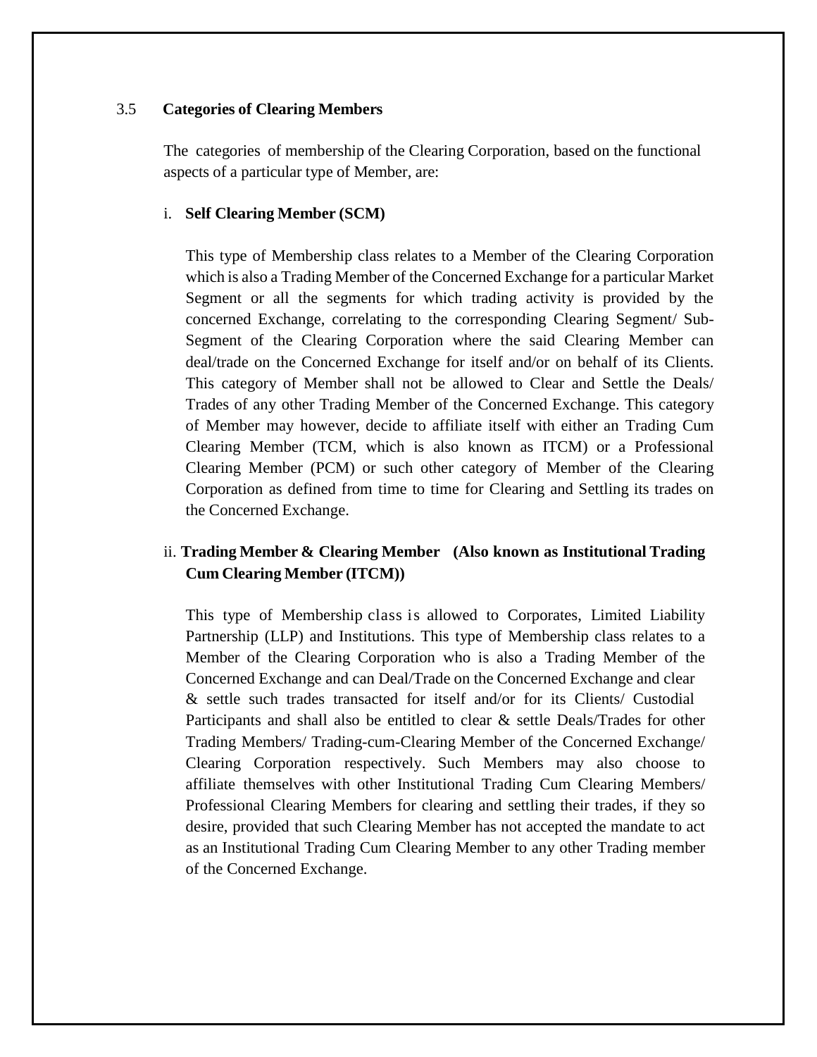### 3.5 Categories of Clearing Members

The categories of membership of the Clearing Corporation, based on the functional aspects of a particular type of Member, are:

i. **Self Clearing Member (SCM)**

This type of Membership class relates to a Member of the Clearing Corporation which is also a Trading Member of the Concerned Exchange for a particular Market Segment or all the segments for which trading activity is provided by the concerned Exchange, correlating to the corresponding Clearing Segment/ Sub-Segment of the Clearing Corporation where the said Clearing Member can deal/trade on the Concerned Exchange for itself and/or on behalf of its Clients. This category of Member shall not be allowed to Clear and Settle the Deals/ Trades of any other Trading Member of the Concerned Exchange. This category of Member may however, decide to affiliate itself with either an Trading Cum Clearing Member (TCM, which is also known as ITCM) or a Professional Clearing Member (PCM) or such other category of Member of the Clearing Corporation as defined from time to time for Clearing and Settling its trades on the Concerned Exchange.

ii. **Trading Member & Clearing Member (Also known as Institutional Trading Cum Clearing Member (ITCM))**

This type of Membership class is allowed to Corporates, Limited Liability Partnership (LLP) and Institutions. This type of Membership class relates to a Member of the Clearing Corporation who is also a Trading Member of the Concerned Exchange and can Deal/Trade on the Concerned Exchange and clear & settle such trades transacted for itself and/or for its Clients/ Custodial Participants and shall also be entitled to clear & settle Deals/Trades for other Trading Members/ Trading-cum-Clearing Member of the Concerned Exchange/ Clearing Corporation respectively. Such Members may also choose to affiliate themselves with other Institutional Trading Cum Clearing Members/ Professional Clearing Members for clearing and settling their trades, if they so desire, provided that such Clearing Member has not accepted the mandate to act as an Institutional Trading Cum Clearing Member to any other Trading member of the Concerned Exchange.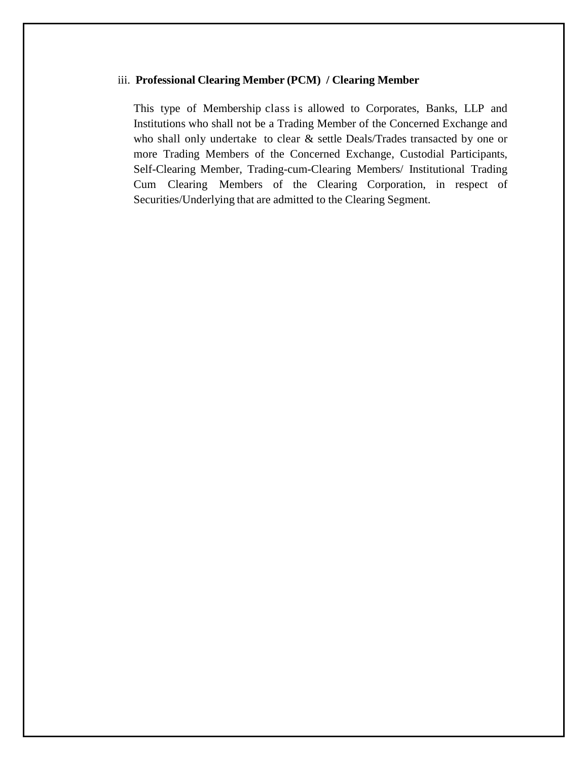iii. **Professional Clearing Member (PCM) / Clearing Member**

This type of Membership class is allowed to Corporates, Banks, LLP and Institutions who shall not be a Trading Member of the Concerned Exchange and who shall only undertake to clear & settle Deals/Trades transacted by one or more Trading Members of the Concerned Exchange, Custodial Participants, Self-Clearing Member, Trading-cum-Clearing Members/ Institutional Trading Cum Clearing Members of the Clearing Corporation, in respect of Securities/Underlying that are admitted to the Clearing Segment.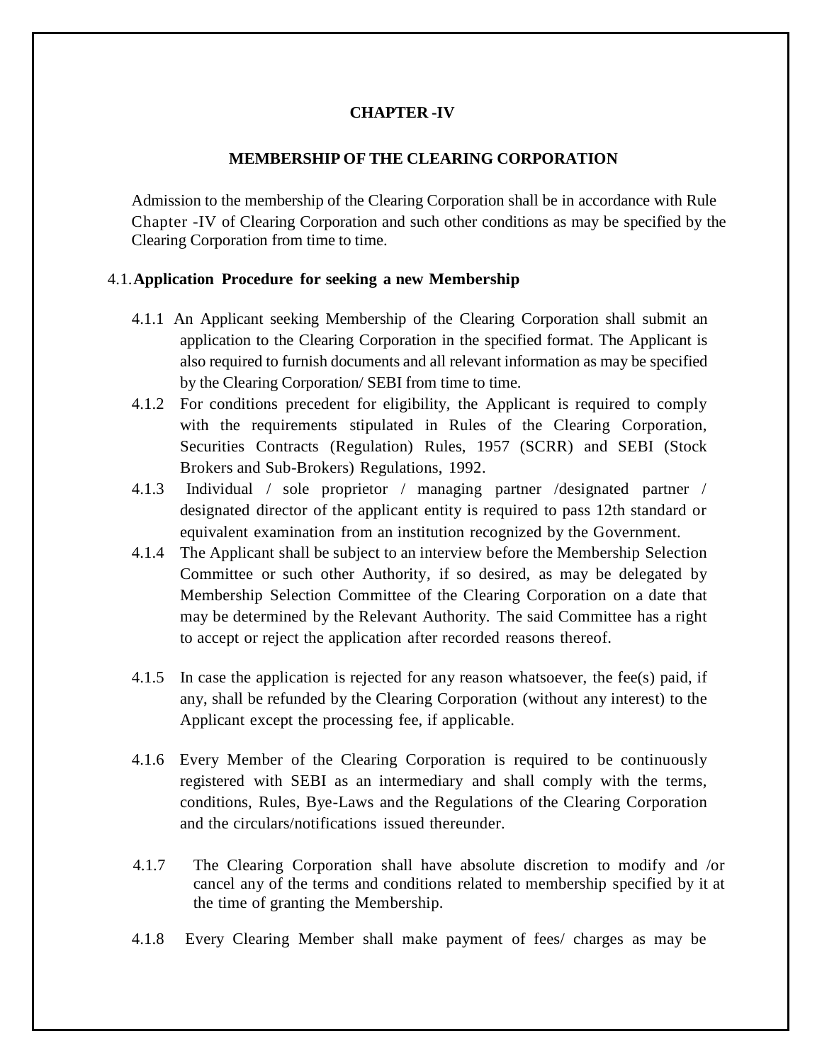# CHAPTER -IV

## MEMBERSHIP OF THE CLEARING CORPORATION

Admission to the membership of the Clearing Corporation shall be in accordance with Rule Chapter -IV of Clearing Corporation and such other conditions as may be specified by the Clearing Corporation from time to time.

### 4.1. Application Procedure for seeking a new Membership

4.1.1 An Applicant seeking Membership of the Clearing Corporation shall submit an application to the Clearing Corporation in the specified format. The Applicant is also required to furnish documents and all relevant information as may be specified by the Clearing Corporation/ SEBI from time to time.

4.1.2 For conditions precedent for eligibility, the Applicant is required to comply with the requirements stipulated in Rules of the Clearing Corporation, Securities Contracts (Regulation) Rules, 1957 (SCRR) and SEBI (Stock Brokers and Sub-Brokers) Regulations, 1992.

4.1.3 Individual / sole proprietor / managing partner /designated partner / designated director of the applicant entity is required to pass 12th standard or equivalent examination from an institution recognized by the Government.

4.1.4 The Applicant shall be subject to an interview before the Membership Selection Committee or such other Authority, if so desired, as may be delegated by Membership Selection Committee of the Clearing Corporation on a date that may be determined by the Relevant Authority. The said Committee has a right to accept or reject the application after recorded reasons thereof.

4.1.5 In case the application is rejected for any reason whatsoever, the fee(s) paid, if any, shall be refunded by the Clearing Corporation (without any interest) to the Applicant except the processing fee, if applicable.

4.1.6 Every Member of the Clearing Corporation is required to be continuously registered with SEBI as an intermediary and shall comply with the terms, conditions, Rules, Bye-Laws and the Regulations of the Clearing Corporation and the circulars/notifications issued thereunder.

4.1.7 The Clearing Corporation shall have absolute discretion to modify and /or cancel any of the terms and conditions related to membership specified by it at the time of granting the Membership.

4.1.8 Every Clearing Member shall make payment of fees/ charges as may be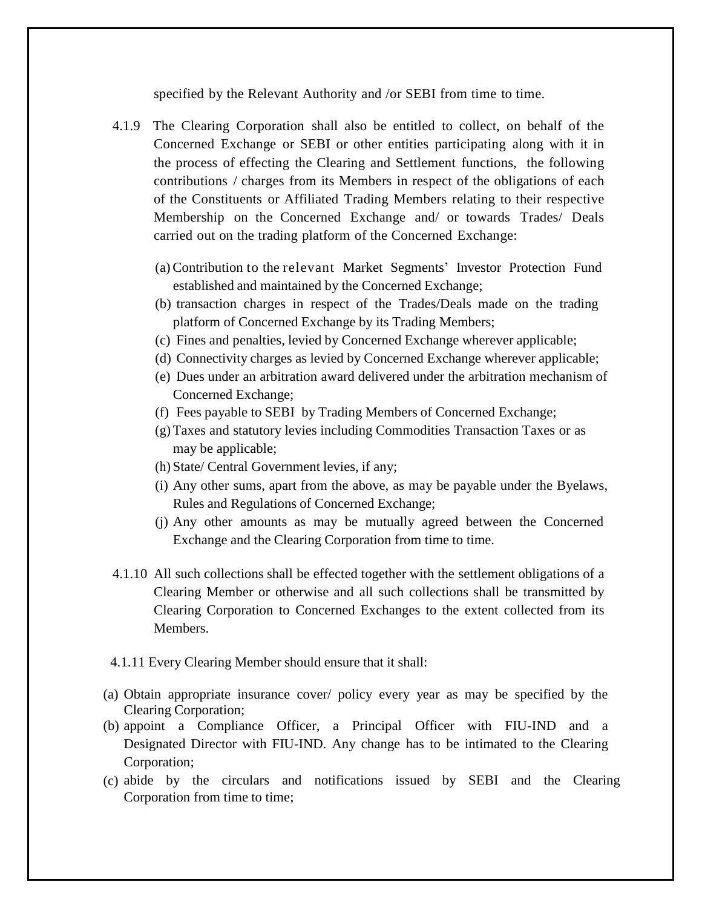specified by the Relevant Authority and /or SEBI from time to time.

4.1.9 The Clearing Corporation shall also be entitled to collect, on behalf of the Concerned Exchange or SEBI or other entities participating along with it in the process of effecting the Clearing and Settlement functions, the following contributions / charges from its Members in respect of the obligations of each of the Constituents or Affiliated Trading Members relating to their respective Membership on the Concerned Exchange and/ or towards Trades/ Deals carried out on the trading platform of the Concerned Exchange:

(a) Contribution to the relevant Market Segments' Investor Protection Fund established and maintained by the Concerned Exchange;
(b) transaction charges in respect of the Trades/Deals made on the trading platform of Concerned Exchange by its Trading Members;
(c) Fines and penalties, levied by Concerned Exchange wherever applicable;
(d) Connectivity charges as levied by Concerned Exchange wherever applicable;
(e) Dues under an arbitration award delivered under the arbitration mechanism of Concerned Exchange;
(f) Fees payable to SEBI by Trading Members of Concerned Exchange;
(g) Taxes and statutory levies including Commodities Transaction Taxes or as may be applicable;
(h) State/ Central Government levies, if any;
(i) Any other sums, apart from the above, as may be payable under the Byelaws, Rules and Regulations of Concerned Exchange;
(j) Any other amounts as may be mutually agreed between the Concerned Exchange and the Clearing Corporation from time to time.

4.1.10 All such collections shall be effected together with the settlement obligations of a Clearing Member or otherwise and all such collections shall be transmitted by Clearing Corporation to Concerned Exchanges to the extent collected from its Members.

4.1.11 Every Clearing Member should ensure that it shall:

(a) Obtain appropriate insurance cover/ policy every year as may be specified by the Clearing Corporation;
(b) appoint a Compliance Officer, a Principal Officer with FIU-IND and a Designated Director with FIU-IND. Any change has to be intimated to the Clearing Corporation;
(c) abide by the circulars and notifications issued by SEBI and the Clearing Corporation from time to time;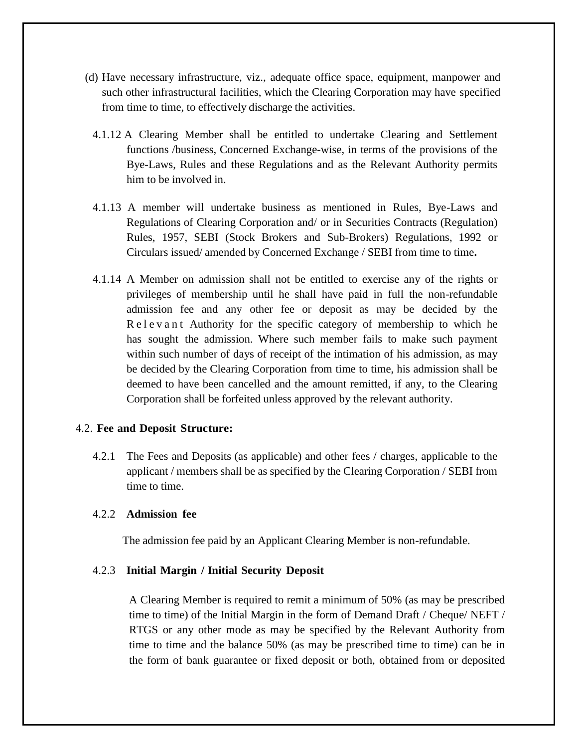(d) Have necessary infrastructure, viz., adequate office space, equipment, manpower and such other infrastructural facilities, which the Clearing Corporation may have specified from time to time, to effectively discharge the activities.

4.1.12 A Clearing Member shall be entitled to undertake Clearing and Settlement functions /business, Concerned Exchange-wise, in terms of the provisions of the Bye-Laws, Rules and these Regulations and as the Relevant Authority permits him to be involved in.

4.1.13 A member will undertake business as mentioned in Rules, Bye-Laws and Regulations of Clearing Corporation and/ or in Securities Contracts (Regulation) Rules, 1957, SEBI (Stock Brokers and Sub-Brokers) Regulations, 1992 or Circulars issued/ amended by Concerned Exchange / SEBI from time to time**.**

4.1.14 A Member on admission shall not be entitled to exercise any of the rights or privileges of membership until he shall have paid in full the non-refundable admission fee and any other fee or deposit as may be decided by the Relevant Authority for the specific category of membership to which he has sought the admission. Where such member fails to make such payment within such number of days of receipt of the intimation of his admission, as may be decided by the Clearing Corporation from time to time, his admission shall be deemed to have been cancelled and the amount remitted, if any, to the Clearing Corporation shall be forfeited unless approved by the relevant authority.

4.2. **Fee and Deposit Structure:**

4.2.1 The Fees and Deposits (as applicable) and other fees / charges, applicable to the applicant / members shall be as specified by the Clearing Corporation / SEBI from time to time.

4.2.2 **Admission fee**

The admission fee paid by an Applicant Clearing Member is non-refundable.

4.2.3 **Initial Margin / Initial Security Deposit**

A Clearing Member is required to remit a minimum of 50% (as may be prescribed time to time) of the Initial Margin in the form of Demand Draft / Cheque/ NEFT / RTGS or any other mode as may be specified by the Relevant Authority from time to time and the balance 50% (as may be prescribed time to time) can be in the form of bank guarantee or fixed deposit or both, obtained from or deposited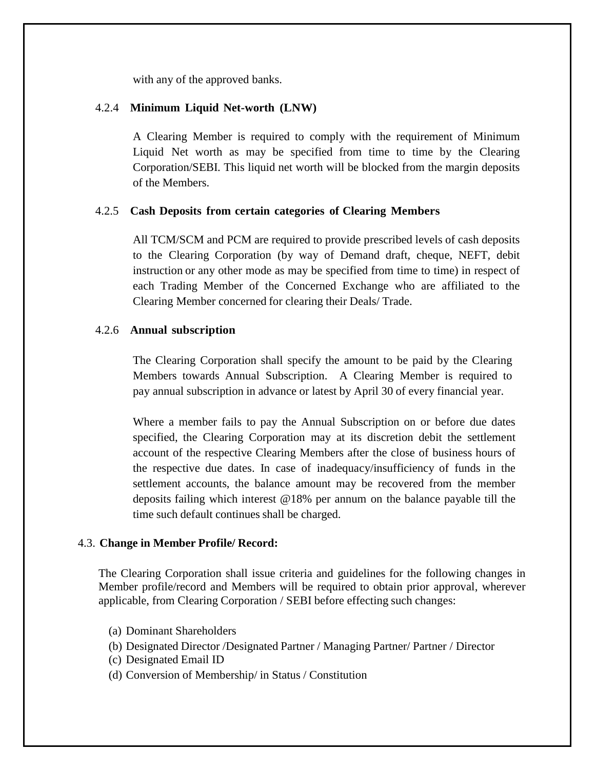with any of the approved banks.

#### 4.2.4 Minimum Liquid Net-worth (LNW)

A Clearing Member is required to comply with the requirement of Minimum Liquid Net worth as may be specified from time to time by the Clearing Corporation/SEBI. This liquid net worth will be blocked from the margin deposits of the Members.

#### 4.2.5 Cash Deposits from certain categories of Clearing Members

All TCM/SCM and PCM are required to provide prescribed levels of cash deposits to the Clearing Corporation (by way of Demand draft, cheque, NEFT, debit instruction or any other mode as may be specified from time to time) in respect of each Trading Member of the Concerned Exchange who are affiliated to the Clearing Member concerned for clearing their Deals/ Trade.

#### 4.2.6 Annual subscription

The Clearing Corporation shall specify the amount to be paid by the Clearing Members towards Annual Subscription. A Clearing Member is required to pay annual subscription in advance or latest by April 30 of every financial year.

Where a member fails to pay the Annual Subscription on or before due dates specified, the Clearing Corporation may at its discretion debit the settlement account of the respective Clearing Members after the close of business hours of the respective due dates. In case of inadequacy/insufficiency of funds in the settlement accounts, the balance amount may be recovered from the member deposits failing which interest @18% per annum on the balance payable till the time such default continues shall be charged.

### 4.3. Change in Member Profile/ Record:

The Clearing Corporation shall issue criteria and guidelines for the following changes in Member profile/record and Members will be required to obtain prior approval, wherever applicable, from Clearing Corporation / SEBI before effecting such changes:

(a) Dominant Shareholders
(b) Designated Director /Designated Partner / Managing Partner/ Partner / Director
(c) Designated Email ID
(d) Conversion of Membership/ in Status / Constitution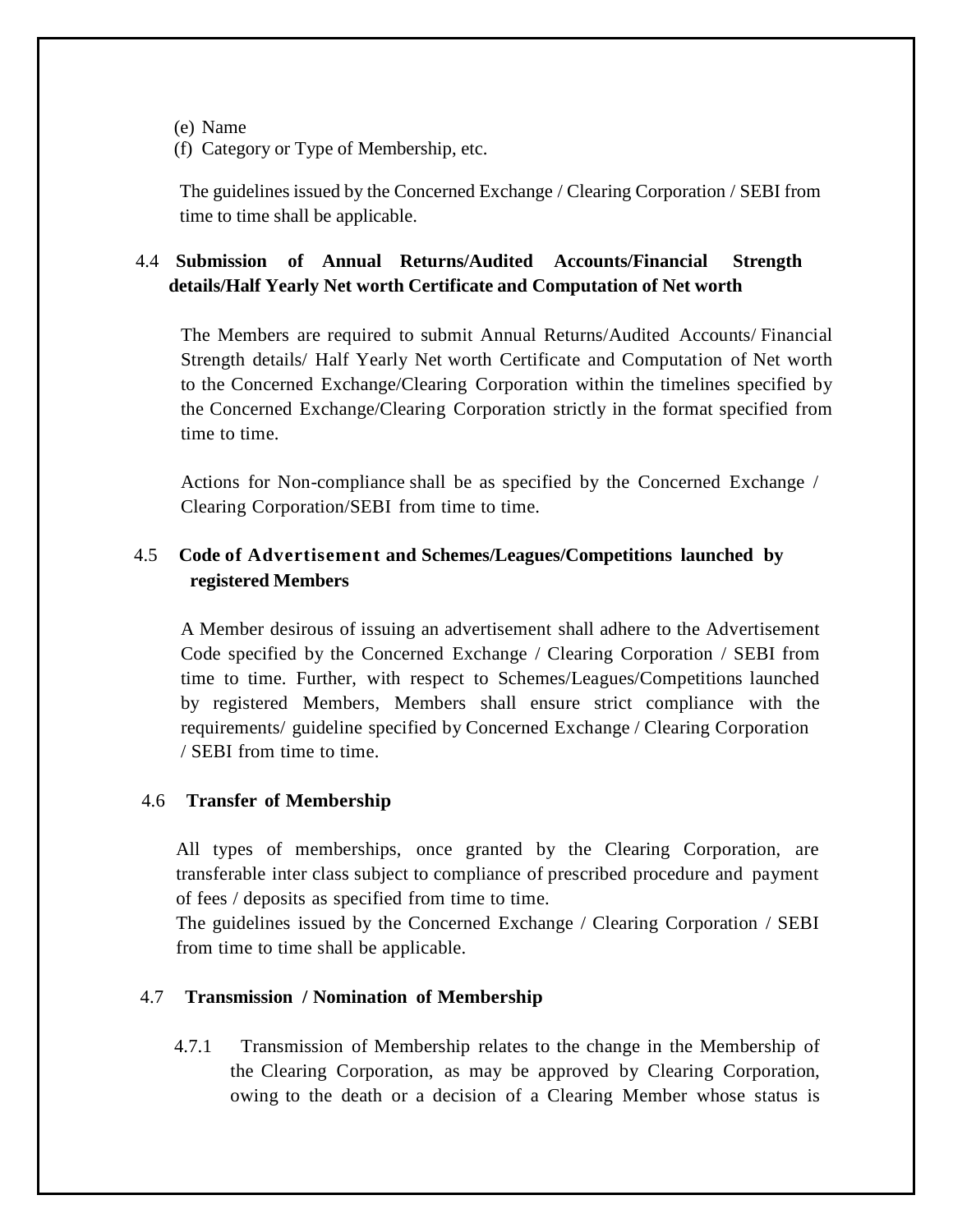(e) Name

(f) Category or Type of Membership, etc.

The guidelines issued by the Concerned Exchange / Clearing Corporation / SEBI from time to time shall be applicable.

### 4.4 Submission of Annual Returns/Audited Accounts/Financial Strength details/Half Yearly Net worth Certificate and Computation of Net worth

The Members are required to submit Annual Returns/Audited Accounts/ Financial Strength details/ Half Yearly Net worth Certificate and Computation of Net worth to the Concerned Exchange/Clearing Corporation within the timelines specified by the Concerned Exchange/Clearing Corporation strictly in the format specified from time to time.

Actions for Non-compliance shall be as specified by the Concerned Exchange / Clearing Corporation/SEBI from time to time.

### 4.5 Code of Advertisement and Schemes/Leagues/Competitions launched by registered Members

A Member desirous of issuing an advertisement shall adhere to the Advertisement Code specified by the Concerned Exchange / Clearing Corporation / SEBI from time to time. Further, with respect to Schemes/Leagues/Competitions launched by registered Members, Members shall ensure strict compliance with the requirements/ guideline specified by Concerned Exchange / Clearing Corporation / SEBI from time to time.

### 4.6 Transfer of Membership

All types of memberships, once granted by the Clearing Corporation, are transferable inter class subject to compliance of prescribed procedure and payment of fees / deposits as specified from time to time.

The guidelines issued by the Concerned Exchange / Clearing Corporation / SEBI from time to time shall be applicable.

### 4.7 Transmission / Nomination of Membership

4.7.1 Transmission of Membership relates to the change in the Membership of the Clearing Corporation, as may be approved by Clearing Corporation, owing to the death or a decision of a Clearing Member whose status is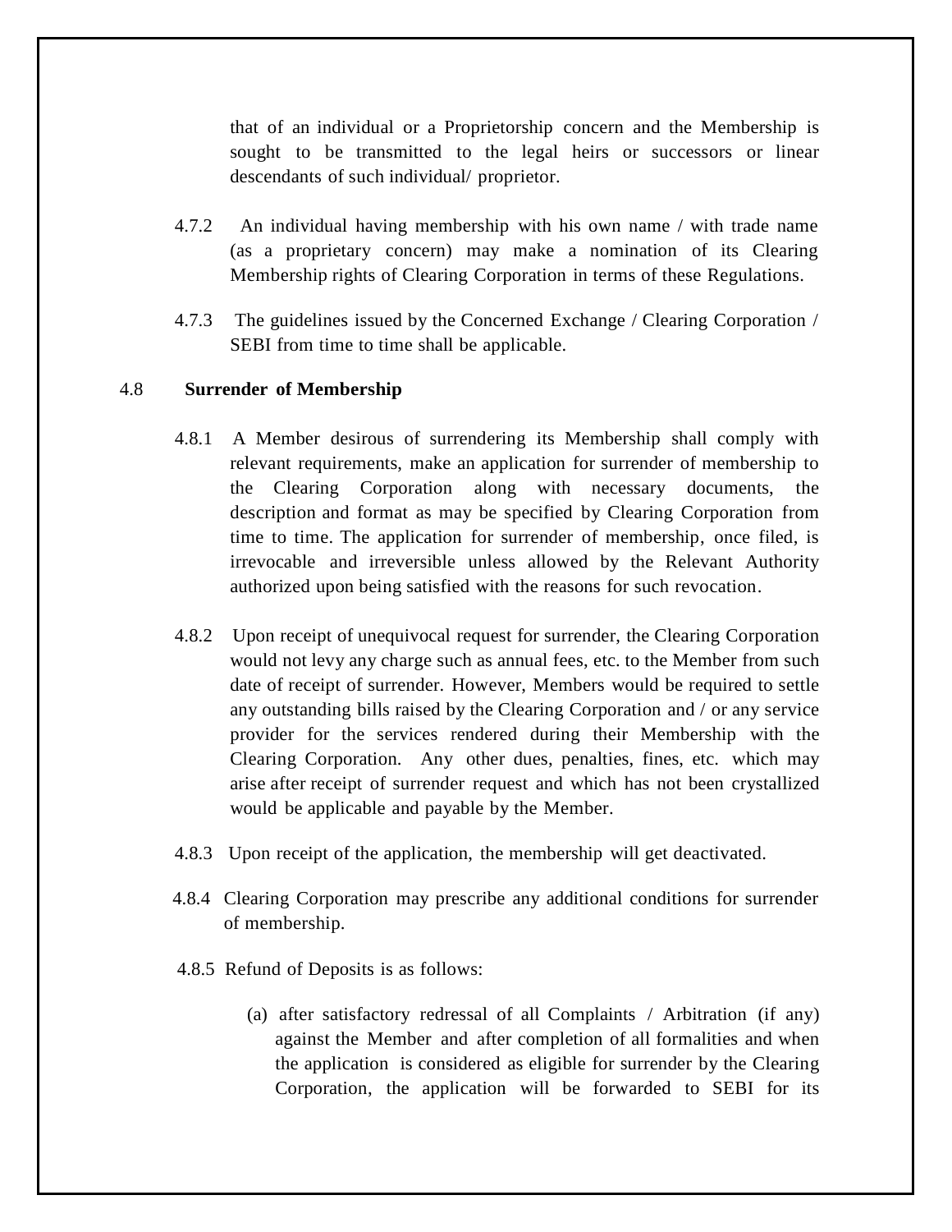that of an individual or a Proprietorship concern and the Membership is sought to be transmitted to the legal heirs or successors or linear descendants of such individual/ proprietor.

4.7.2 An individual having membership with his own name / with trade name (as a proprietary concern) may make a nomination of its Clearing Membership rights of Clearing Corporation in terms of these Regulations.

4.7.3 The guidelines issued by the Concerned Exchange / Clearing Corporation / SEBI from time to time shall be applicable.

## 4.8 Surrender of Membership

4.8.1 A Member desirous of surrendering its Membership shall comply with relevant requirements, make an application for surrender of membership to the Clearing Corporation along with necessary documents, the description and format as may be specified by Clearing Corporation from time to time. The application for surrender of membership, once filed, is irrevocable and irreversible unless allowed by the Relevant Authority authorized upon being satisfied with the reasons for such revocation.

4.8.2 Upon receipt of unequivocal request for surrender, the Clearing Corporation would not levy any charge such as annual fees, etc. to the Member from such date of receipt of surrender. However, Members would be required to settle any outstanding bills raised by the Clearing Corporation and / or any service provider for the services rendered during their Membership with the Clearing Corporation. Any other dues, penalties, fines, etc. which may arise after receipt of surrender request and which has not been crystallized would be applicable and payable by the Member.

4.8.3 Upon receipt of the application, the membership will get deactivated.

4.8.4 Clearing Corporation may prescribe any additional conditions for surrender of membership.

4.8.5 Refund of Deposits is as follows:

(a) after satisfactory redressal of all Complaints / Arbitration (if any) against the Member and after completion of all formalities and when the application is considered as eligible for surrender by the Clearing Corporation, the application will be forwarded to SEBI for its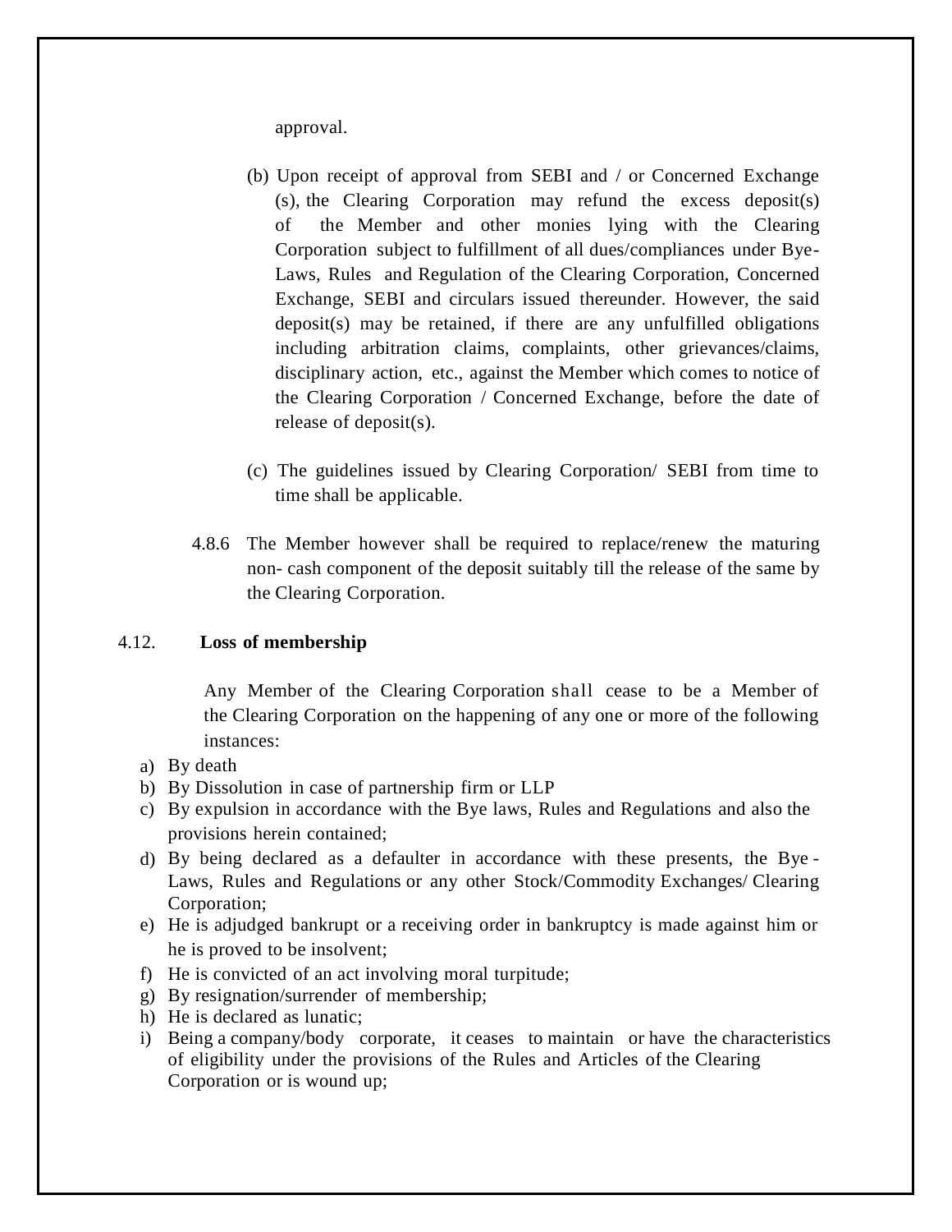approval.

(b) Upon receipt of approval from SEBI and / or Concerned Exchange (s), the Clearing Corporation may refund the excess deposit(s) of the Member and other monies lying with the Clearing Corporation subject to fulfillment of all dues/compliances under Bye-Laws, Rules and Regulation of the Clearing Corporation, Concerned Exchange, SEBI and circulars issued thereunder. However, the said deposit(s) may be retained, if there are any unfulfilled obligations including arbitration claims, complaints, other grievances/claims, disciplinary action, etc., against the Member which comes to notice of the Clearing Corporation / Concerned Exchange, before the date of release of deposit(s).

(c) The guidelines issued by Clearing Corporation/ SEBI from time to time shall be applicable.

4.8.6 The Member however shall be required to replace/renew the maturing non- cash component of the deposit suitably till the release of the same by the Clearing Corporation.

### 4.12. Loss of membership

Any Member of the Clearing Corporation shall cease to be a Member of the Clearing Corporation on the happening of any one or more of the following instances:

a) By death
b) By Dissolution in case of partnership firm or LLP
c) By expulsion in accordance with the Bye laws, Rules and Regulations and also the provisions herein contained;
d) By being declared as a defaulter in accordance with these presents, the Bye - Laws, Rules and Regulations or any other Stock/Commodity Exchanges/ Clearing Corporation;
e) He is adjudged bankrupt or a receiving order in bankruptcy is made against him or he is proved to be insolvent;
f) He is convicted of an act involving moral turpitude;
g) By resignation/surrender of membership;
h) He is declared as lunatic;
i) Being a company/body corporate, it ceases to maintain or have the characteristics of eligibility under the provisions of the Rules and Articles of the Clearing Corporation or is wound up;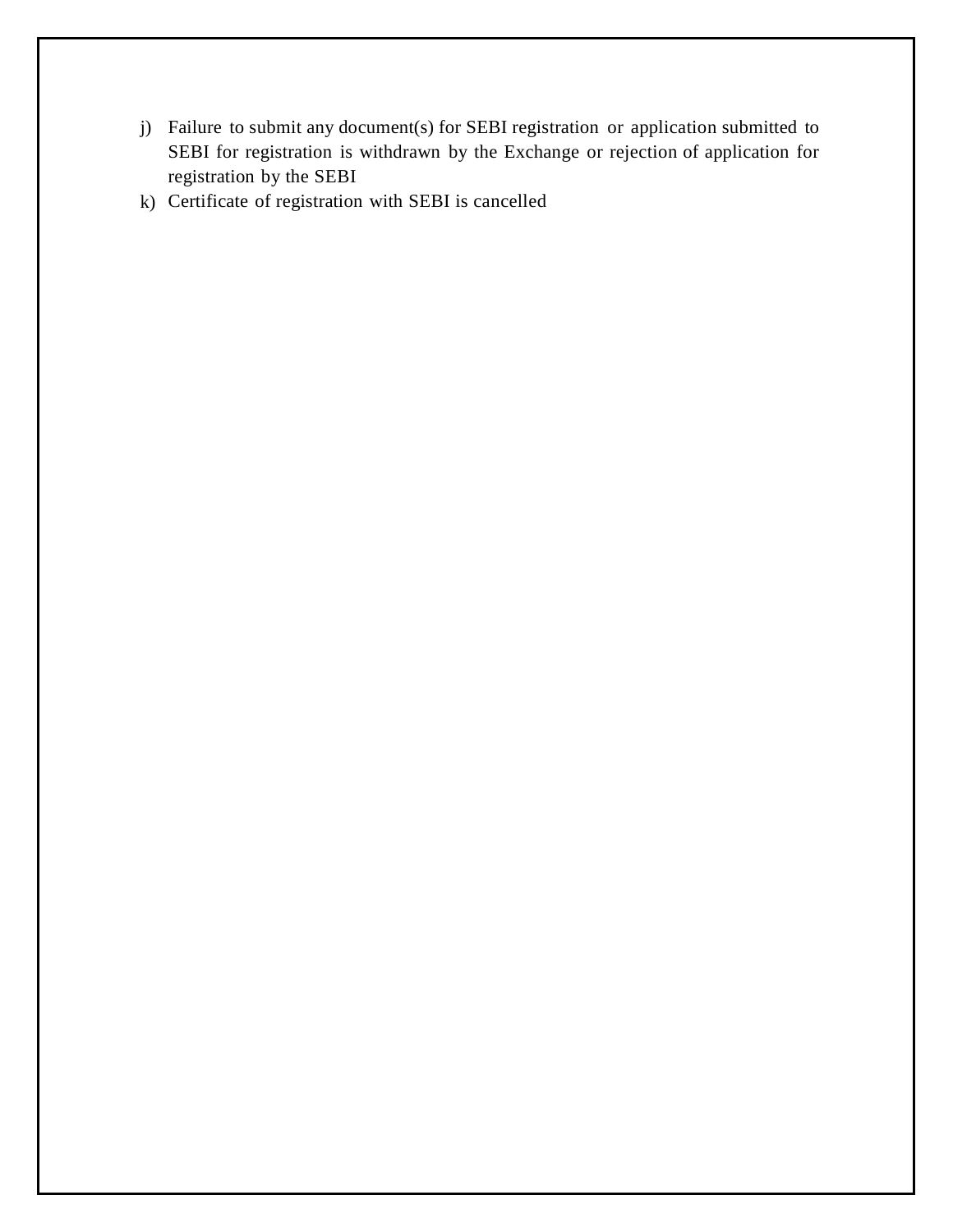j) Failure to submit any document(s) for SEBI registration or application submitted to SEBI for registration is withdrawn by the Exchange or rejection of application for registration by the SEBI
k) Certificate of registration with SEBI is cancelled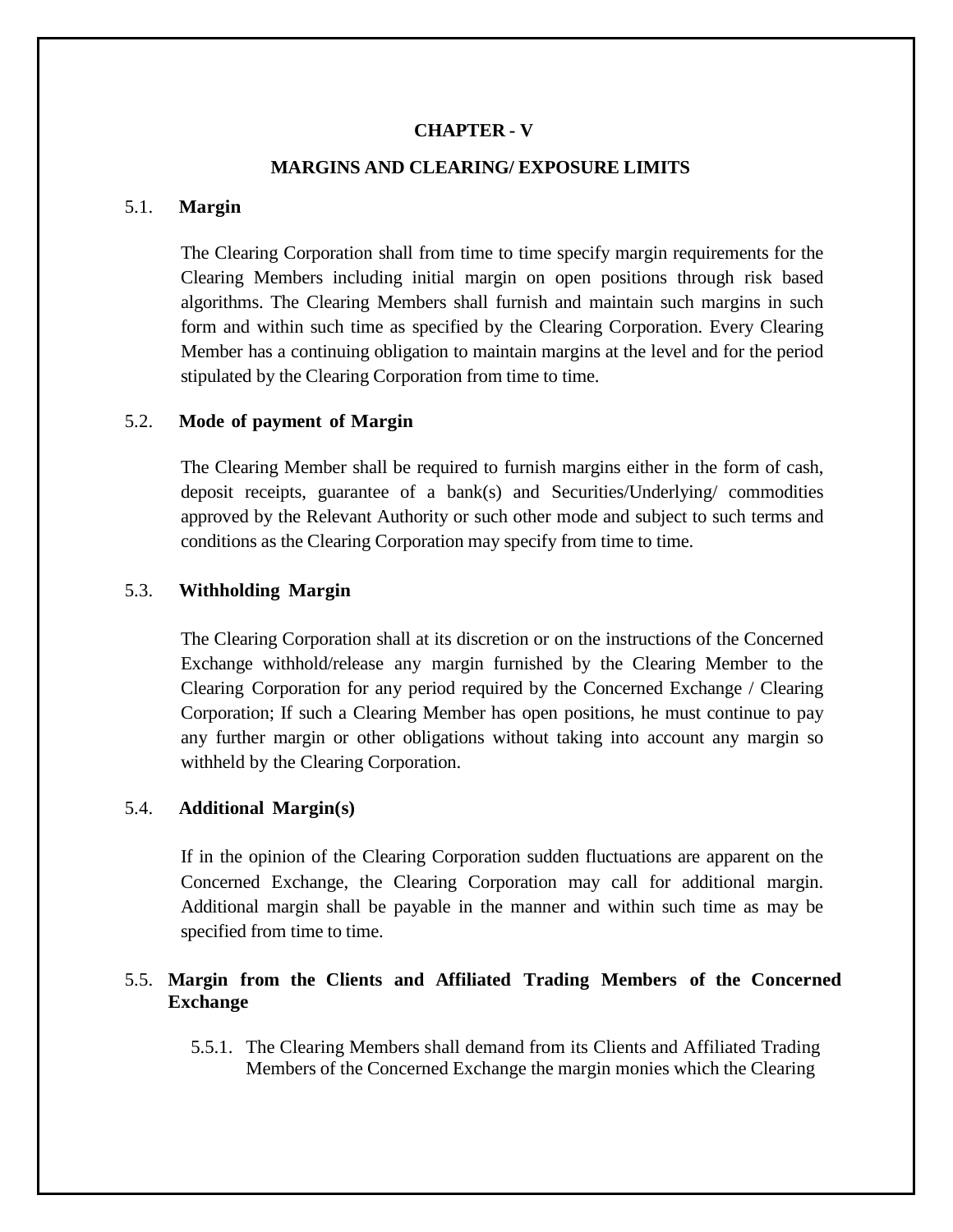## CHAPTER - V

## MARGINS AND CLEARING/ EXPOSURE LIMITS

### 5.1. Margin

The Clearing Corporation shall from time to time specify margin requirements for the Clearing Members including initial margin on open positions through risk based algorithms. The Clearing Members shall furnish and maintain such margins in such form and within such time as specified by the Clearing Corporation. Every Clearing Member has a continuing obligation to maintain margins at the level and for the period stipulated by the Clearing Corporation from time to time.

### 5.2. Mode of payment of Margin

The Clearing Member shall be required to furnish margins either in the form of cash, deposit receipts, guarantee of a bank(s) and Securities/Underlying/ commodities approved by the Relevant Authority or such other mode and subject to such terms and conditions as the Clearing Corporation may specify from time to time.

### 5.3. Withholding Margin

The Clearing Corporation shall at its discretion or on the instructions of the Concerned Exchange withhold/release any margin furnished by the Clearing Member to the Clearing Corporation for any period required by the Concerned Exchange / Clearing Corporation; If such a Clearing Member has open positions, he must continue to pay any further margin or other obligations without taking into account any margin so withheld by the Clearing Corporation.

### 5.4. Additional Margin(s)

If in the opinion of the Clearing Corporation sudden fluctuations are apparent on the Concerned Exchange, the Clearing Corporation may call for additional margin. Additional margin shall be payable in the manner and within such time as may be specified from time to time.

### 5.5. Margin from the Clients and Affiliated Trading Members of the Concerned Exchange

5.5.1. The Clearing Members shall demand from its Clients and Affiliated Trading Members of the Concerned Exchange the margin monies which the Clearing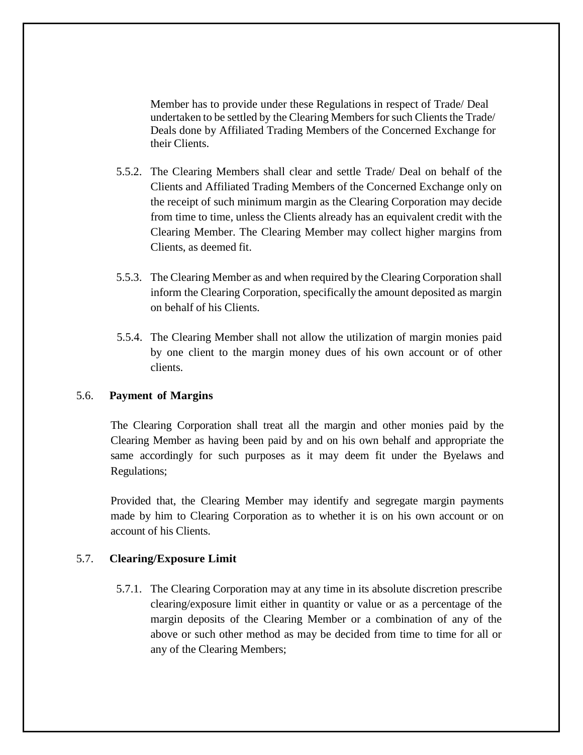Member has to provide under these Regulations in respect of Trade/ Deal undertaken to be settled by the Clearing Members for such Clients the Trade/ Deals done by Affiliated Trading Members of the Concerned Exchange for their Clients.

5.5.2. The Clearing Members shall clear and settle Trade/ Deal on behalf of the Clients and Affiliated Trading Members of the Concerned Exchange only on the receipt of such minimum margin as the Clearing Corporation may decide from time to time, unless the Clients already has an equivalent credit with the Clearing Member. The Clearing Member may collect higher margins from Clients, as deemed fit.

5.5.3. The Clearing Member as and when required by the Clearing Corporation shall inform the Clearing Corporation, specifically the amount deposited as margin on behalf of his Clients.

5.5.4. The Clearing Member shall not allow the utilization of margin monies paid by one client to the margin money dues of his own account or of other clients.

### 5.6. Payment of Margins

The Clearing Corporation shall treat all the margin and other monies paid by the Clearing Member as having been paid by and on his own behalf and appropriate the same accordingly for such purposes as it may deem fit under the Byelaws and Regulations;

Provided that, the Clearing Member may identify and segregate margin payments made by him to Clearing Corporation as to whether it is on his own account or on account of his Clients.

### 5.7. Clearing/Exposure Limit

5.7.1. The Clearing Corporation may at any time in its absolute discretion prescribe clearing/exposure limit either in quantity or value or as a percentage of the margin deposits of the Clearing Member or a combination of any of the above or such other method as may be decided from time to time for all or any of the Clearing Members;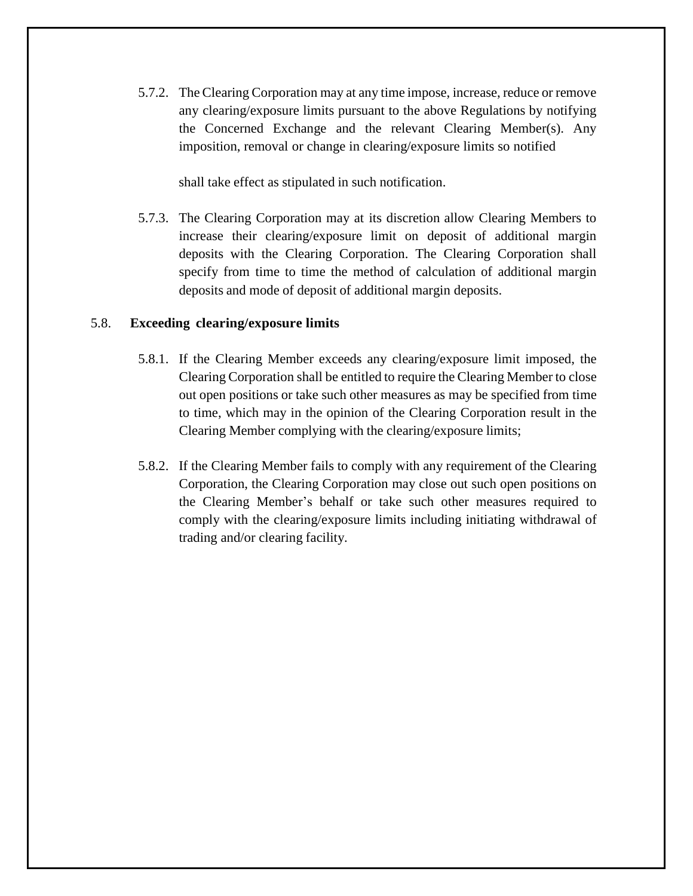5.7.2. The Clearing Corporation may at any time impose, increase, reduce or remove any clearing/exposure limits pursuant to the above Regulations by notifying the Concerned Exchange and the relevant Clearing Member(s). Any imposition, removal or change in clearing/exposure limits so notified shall take effect as stipulated in such notification.

5.7.3. The Clearing Corporation may at its discretion allow Clearing Members to increase their clearing/exposure limit on deposit of additional margin deposits with the Clearing Corporation. The Clearing Corporation shall specify from time to time the method of calculation of additional margin deposits and mode of deposit of additional margin deposits.

### 5.8. **Exceeding clearing/exposure limits**

5.8.1. If the Clearing Member exceeds any clearing/exposure limit imposed, the Clearing Corporation shall be entitled to require the Clearing Member to close out open positions or take such other measures as may be specified from time to time, which may in the opinion of the Clearing Corporation result in the Clearing Member complying with the clearing/exposure limits;

5.8.2. If the Clearing Member fails to comply with any requirement of the Clearing Corporation, the Clearing Corporation may close out such open positions on the Clearing Member's behalf or take such other measures required to comply with the clearing/exposure limits including initiating withdrawal of trading and/or clearing facility.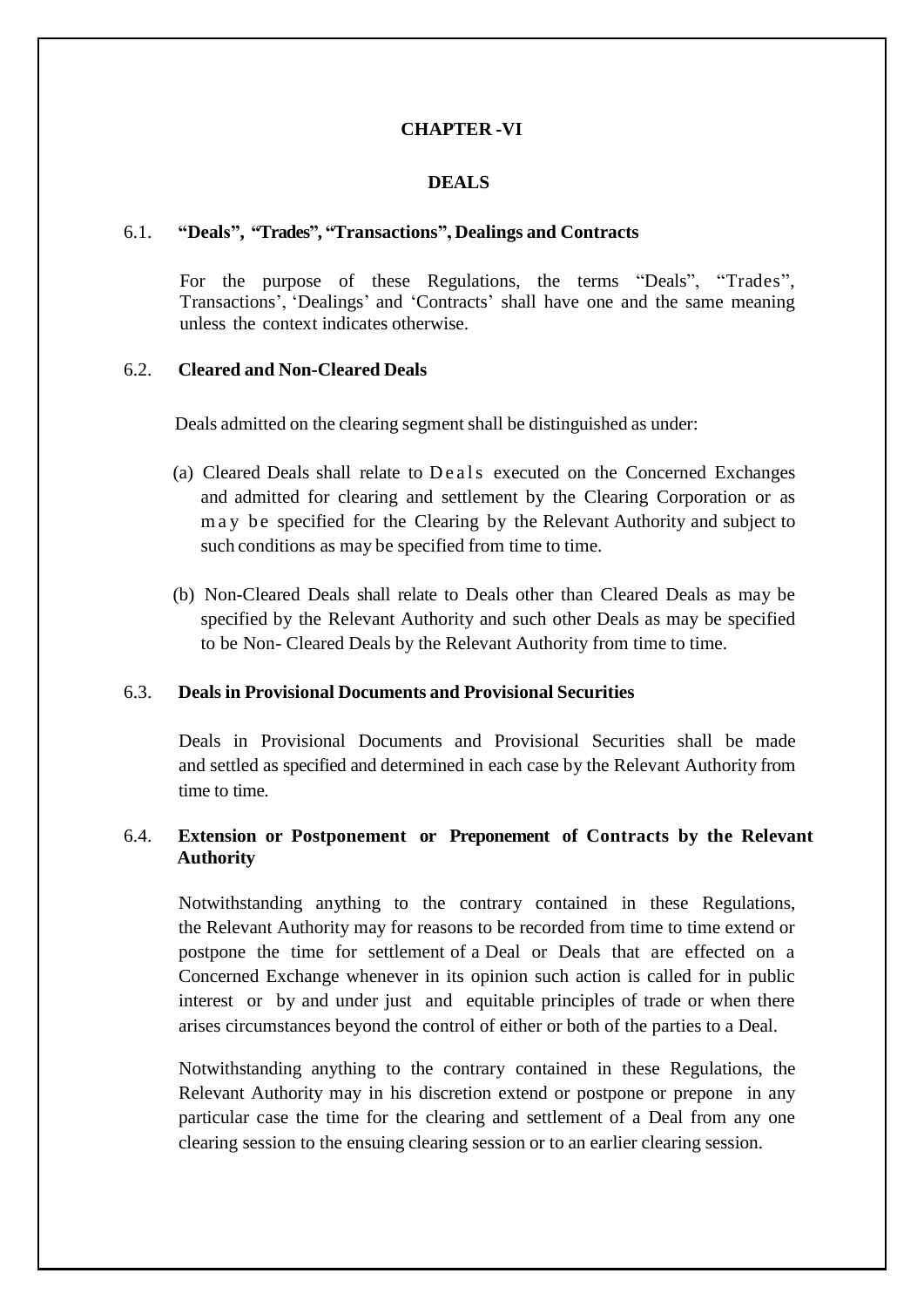# CHAPTER -VI

## DEALS

### 6.1. "Deals", "Trades", "Transactions", Dealings and Contracts

For the purpose of these Regulations, the terms "Deals", "Trades", Transactions', 'Dealings' and 'Contracts' shall have one and the same meaning unless the context indicates otherwise.

### 6.2. Cleared and Non-Cleared Deals

Deals admitted on the clearing segment shall be distinguished as under:

(a) Cleared Deals shall relate to Deals executed on the Concerned Exchanges and admitted for clearing and settlement by the Clearing Corporation or as may be specified for the Clearing by the Relevant Authority and subject to such conditions as may be specified from time to time.

(b) Non-Cleared Deals shall relate to Deals other than Cleared Deals as may be specified by the Relevant Authority and such other Deals as may be specified to be Non- Cleared Deals by the Relevant Authority from time to time.

### 6.3. Deals in Provisional Documents and Provisional Securities

Deals in Provisional Documents and Provisional Securities shall be made and settled as specified and determined in each case by the Relevant Authority from time to time.

### 6.4. Extension or Postponement or Preponement of Contracts by the Relevant Authority

Notwithstanding anything to the contrary contained in these Regulations, the Relevant Authority may for reasons to be recorded from time to time extend or postpone the time for settlement of a Deal or Deals that are effected on a Concerned Exchange whenever in its opinion such action is called for in public interest or by and under just and equitable principles of trade or when there arises circumstances beyond the control of either or both of the parties to a Deal.

Notwithstanding anything to the contrary contained in these Regulations, the Relevant Authority may in his discretion extend or postpone or prepone in any particular case the time for the clearing and settlement of a Deal from any one clearing session to the ensuing clearing session or to an earlier clearing session.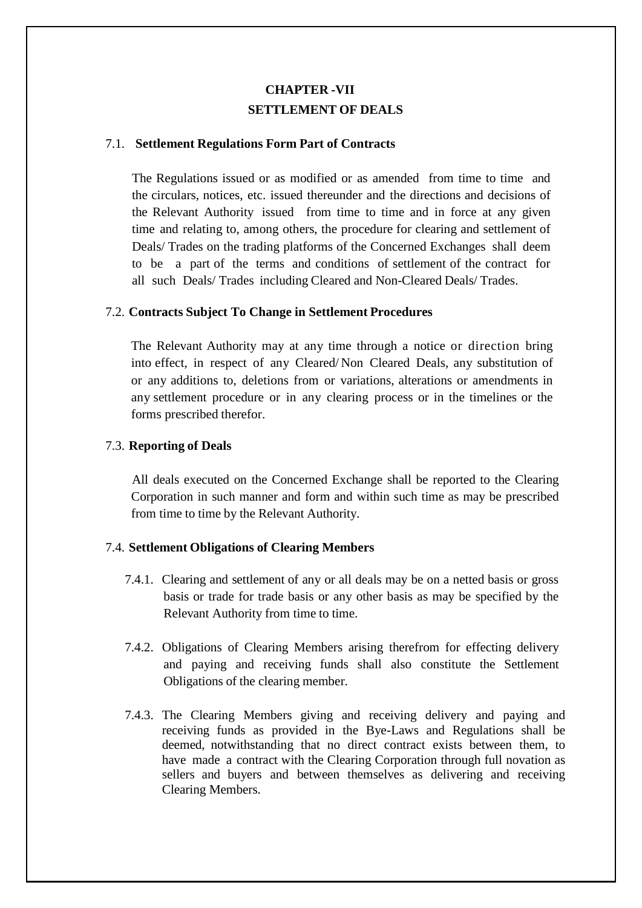# CHAPTER -VII

## SETTLEMENT OF DEALS

### 7.1. Settlement Regulations Form Part of Contracts

The Regulations issued or as modified or as amended from time to time and the circulars, notices, etc. issued thereunder and the directions and decisions of the Relevant Authority issued from time to time and in force at any given time and relating to, among others, the procedure for clearing and settlement of Deals/ Trades on the trading platforms of the Concerned Exchanges shall deem to be a part of the terms and conditions of settlement of the contract for all such Deals/ Trades including Cleared and Non-Cleared Deals/ Trades.

### 7.2. Contracts Subject To Change in Settlement Procedures

The Relevant Authority may at any time through a notice or direction bring into effect, in respect of any Cleared/ Non Cleared Deals, any substitution of or any additions to, deletions from or variations, alterations or amendments in any settlement procedure or in any clearing process or in the timelines or the forms prescribed therefor.

### 7.3. Reporting of Deals

All deals executed on the Concerned Exchange shall be reported to the Clearing Corporation in such manner and form and within such time as may be prescribed from time to time by the Relevant Authority.

### 7.4. Settlement Obligations of Clearing Members

7.4.1. Clearing and settlement of any or all deals may be on a netted basis or gross basis or trade for trade basis or any other basis as may be specified by the Relevant Authority from time to time.

7.4.2. Obligations of Clearing Members arising therefrom for effecting delivery and paying and receiving funds shall also constitute the Settlement Obligations of the clearing member.

7.4.3. The Clearing Members giving and receiving delivery and paying and receiving funds as provided in the Bye-Laws and Regulations shall be deemed, notwithstanding that no direct contract exists between them, to have made a contract with the Clearing Corporation through full novation as sellers and buyers and between themselves as delivering and receiving Clearing Members.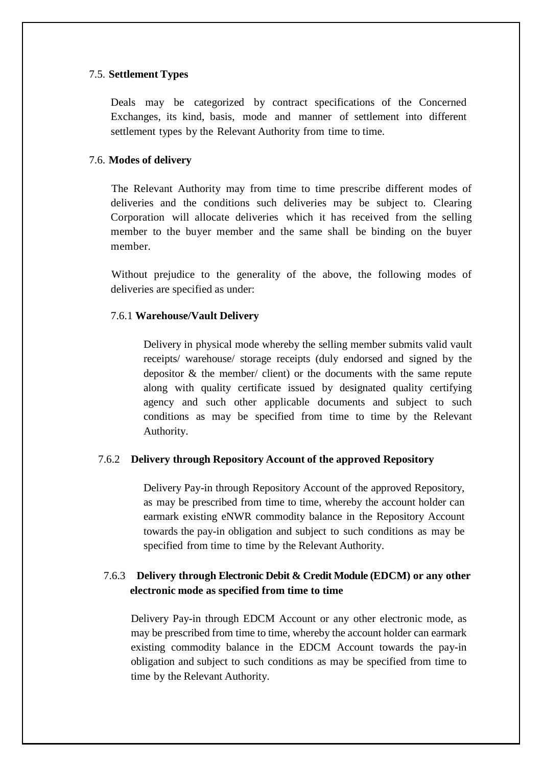### 7.5. **Settlement Types**

Deals may be categorized by contract specifications of the Concerned Exchanges, its kind, basis, mode and manner of settlement into different settlement types by the Relevant Authority from time to time.

### 7.6. **Modes of delivery**

The Relevant Authority may from time to time prescribe different modes of deliveries and the conditions such deliveries may be subject to. Clearing Corporation will allocate deliveries which it has received from the selling member to the buyer member and the same shall be binding on the buyer member.

Without prejudice to the generality of the above, the following modes of deliveries are specified as under:

#### 7.6.1 **Warehouse/Vault Delivery**

Delivery in physical mode whereby the selling member submits valid vault receipts/ warehouse/ storage receipts (duly endorsed and signed by the depositor & the member/ client) or the documents with the same repute along with quality certificate issued by designated quality certifying agency and such other applicable documents and subject to such conditions as may be specified from time to time by the Relevant Authority.

#### 7.6.2 **Delivery through Repository Account of the approved Repository**

Delivery Pay-in through Repository Account of the approved Repository, as may be prescribed from time to time, whereby the account holder can earmark existing eNWR commodity balance in the Repository Account towards the pay-in obligation and subject to such conditions as may be specified from time to time by the Relevant Authority.

#### 7.6.3 **Delivery through Electronic Debit & Credit Module (EDCM) or any other electronic mode as specified from time to time**

Delivery Pay-in through EDCM Account or any other electronic mode, as may be prescribed from time to time, whereby the account holder can earmark existing commodity balance in the EDCM Account towards the pay-in obligation and subject to such conditions as may be specified from time to time by the Relevant Authority.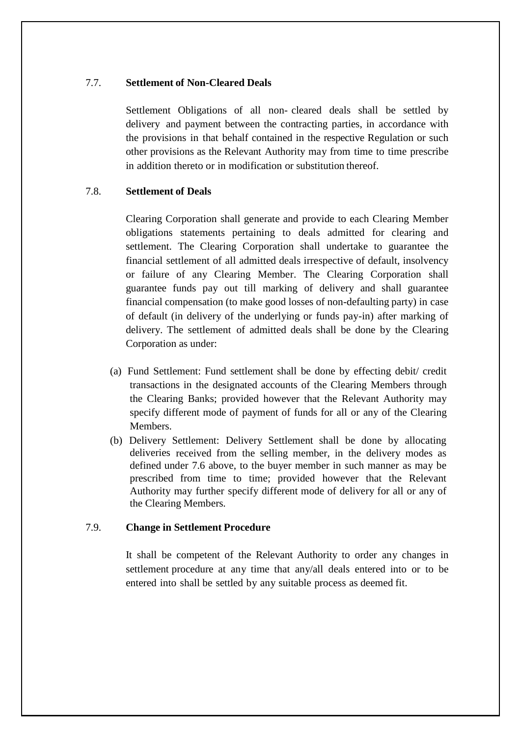### 7.7. Settlement of Non-Cleared Deals

Settlement Obligations of all non- cleared deals shall be settled by delivery and payment between the contracting parties, in accordance with the provisions in that behalf contained in the respective Regulation or such other provisions as the Relevant Authority may from time to time prescribe in addition thereto or in modification or substitution thereof.

### 7.8. Settlement of Deals

Clearing Corporation shall generate and provide to each Clearing Member obligations statements pertaining to deals admitted for clearing and settlement. The Clearing Corporation shall undertake to guarantee the financial settlement of all admitted deals irrespective of default, insolvency or failure of any Clearing Member. The Clearing Corporation shall guarantee funds pay out till marking of delivery and shall guarantee financial compensation (to make good losses of non-defaulting party) in case of default (in delivery of the underlying or funds pay-in) after marking of delivery. The settlement of admitted deals shall be done by the Clearing Corporation as under:

(a) Fund Settlement: Fund settlement shall be done by effecting debit/ credit transactions in the designated accounts of the Clearing Members through the Clearing Banks; provided however that the Relevant Authority may specify different mode of payment of funds for all or any of the Clearing Members.

(b) Delivery Settlement: Delivery Settlement shall be done by allocating deliveries received from the selling member, in the delivery modes as defined under 7.6 above, to the buyer member in such manner as may be prescribed from time to time; provided however that the Relevant Authority may further specify different mode of delivery for all or any of the Clearing Members.

### 7.9. Change in Settlement Procedure

It shall be competent of the Relevant Authority to order any changes in settlement procedure at any time that any/all deals entered into or to be entered into shall be settled by any suitable process as deemed fit.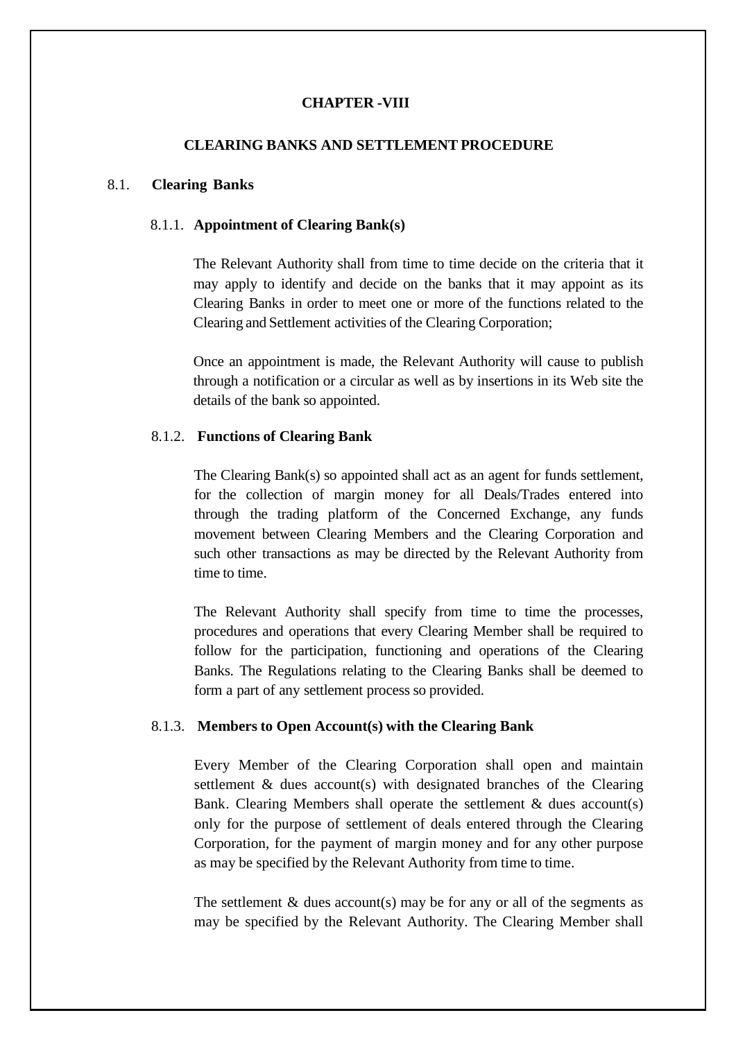# CHAPTER -VIII

## CLEARING BANKS AND SETTLEMENT PROCEDURE

### 8.1. Clearing Banks

#### 8.1.1. Appointment of Clearing Bank(s)

The Relevant Authority shall from time to time decide on the criteria that it may apply to identify and decide on the banks that it may appoint as its Clearing Banks in order to meet one or more of the functions related to the Clearing and Settlement activities of the Clearing Corporation;

Once an appointment is made, the Relevant Authority will cause to publish through a notification or a circular as well as by insertions in its Web site the details of the bank so appointed.

#### 8.1.2. Functions of Clearing Bank

The Clearing Bank(s) so appointed shall act as an agent for funds settlement, for the collection of margin money for all Deals/Trades entered into through the trading platform of the Concerned Exchange, any funds movement between Clearing Members and the Clearing Corporation and such other transactions as may be directed by the Relevant Authority from time to time.

The Relevant Authority shall specify from time to time the processes, procedures and operations that every Clearing Member shall be required to follow for the participation, functioning and operations of the Clearing Banks. The Regulations relating to the Clearing Banks shall be deemed to form a part of any settlement process so provided.

#### 8.1.3. Members to Open Account(s) with the Clearing Bank

Every Member of the Clearing Corporation shall open and maintain settlement & dues account(s) with designated branches of the Clearing Bank. Clearing Members shall operate the settlement & dues account(s) only for the purpose of settlement of deals entered through the Clearing Corporation, for the payment of margin money and for any other purpose as may be specified by the Relevant Authority from time to time.

The settlement & dues account(s) may be for any or all of the segments as may be specified by the Relevant Authority. The Clearing Member shall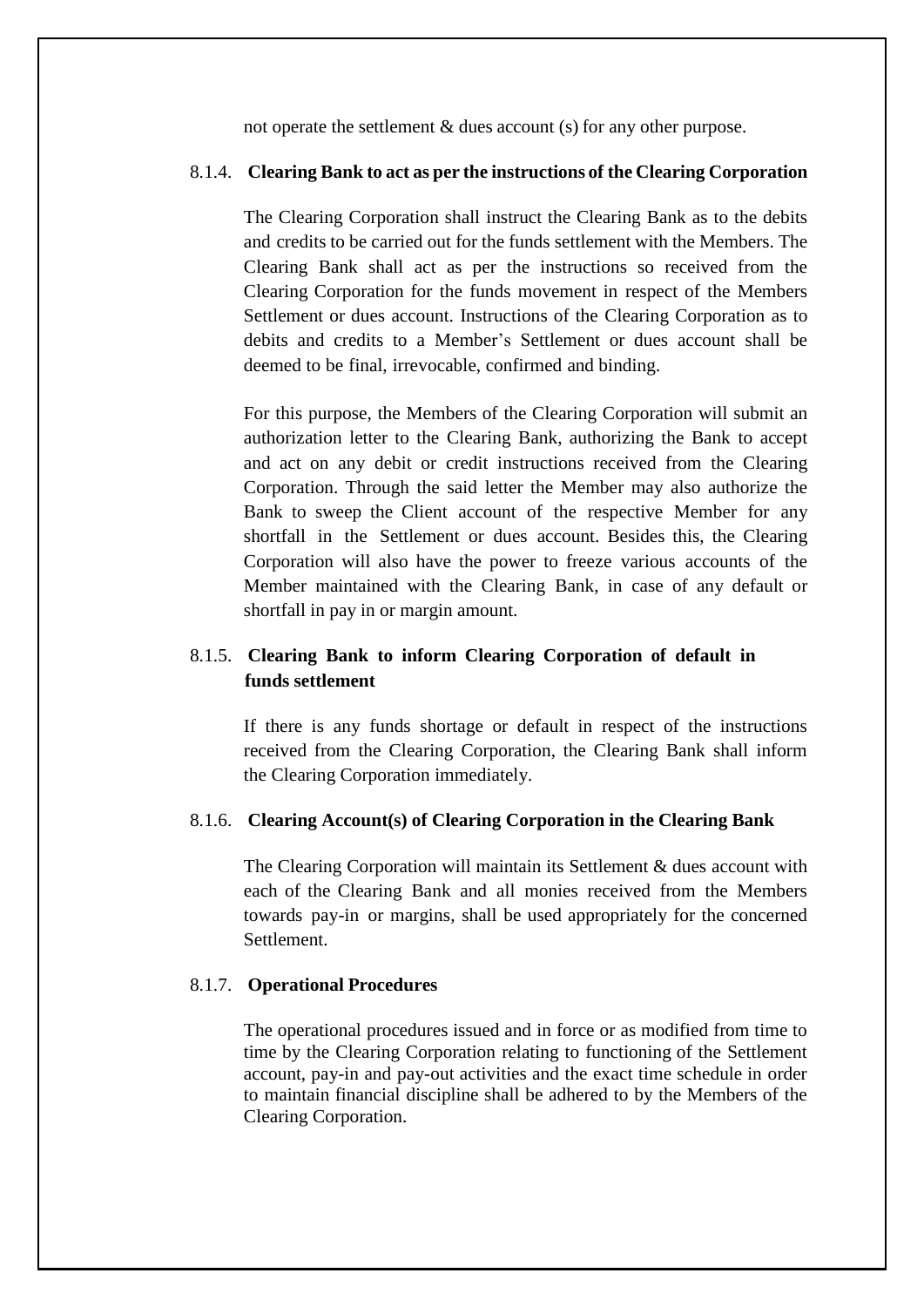not operate the settlement & dues account (s) for any other purpose.

#### 8.1.4. Clearing Bank to act as per the instructions of the Clearing Corporation

The Clearing Corporation shall instruct the Clearing Bank as to the debits and credits to be carried out for the funds settlement with the Members. The Clearing Bank shall act as per the instructions so received from the Clearing Corporation for the funds movement in respect of the Members Settlement or dues account. Instructions of the Clearing Corporation as to debits and credits to a Member's Settlement or dues account shall be deemed to be final, irrevocable, confirmed and binding.

For this purpose, the Members of the Clearing Corporation will submit an authorization letter to the Clearing Bank, authorizing the Bank to accept and act on any debit or credit instructions received from the Clearing Corporation. Through the said letter the Member may also authorize the Bank to sweep the Client account of the respective Member for any shortfall in the Settlement or dues account. Besides this, the Clearing Corporation will also have the power to freeze various accounts of the Member maintained with the Clearing Bank, in case of any default or shortfall in pay in or margin amount.

#### 8.1.5. Clearing Bank to inform Clearing Corporation of default in funds settlement

If there is any funds shortage or default in respect of the instructions received from the Clearing Corporation, the Clearing Bank shall inform the Clearing Corporation immediately.

#### 8.1.6. Clearing Account(s) of Clearing Corporation in the Clearing Bank

The Clearing Corporation will maintain its Settlement & dues account with each of the Clearing Bank and all monies received from the Members towards pay-in or margins, shall be used appropriately for the concerned Settlement.

#### 8.1.7. Operational Procedures

The operational procedures issued and in force or as modified from time to time by the Clearing Corporation relating to functioning of the Settlement account, pay-in and pay-out activities and the exact time schedule in order to maintain financial discipline shall be adhered to by the Members of the Clearing Corporation.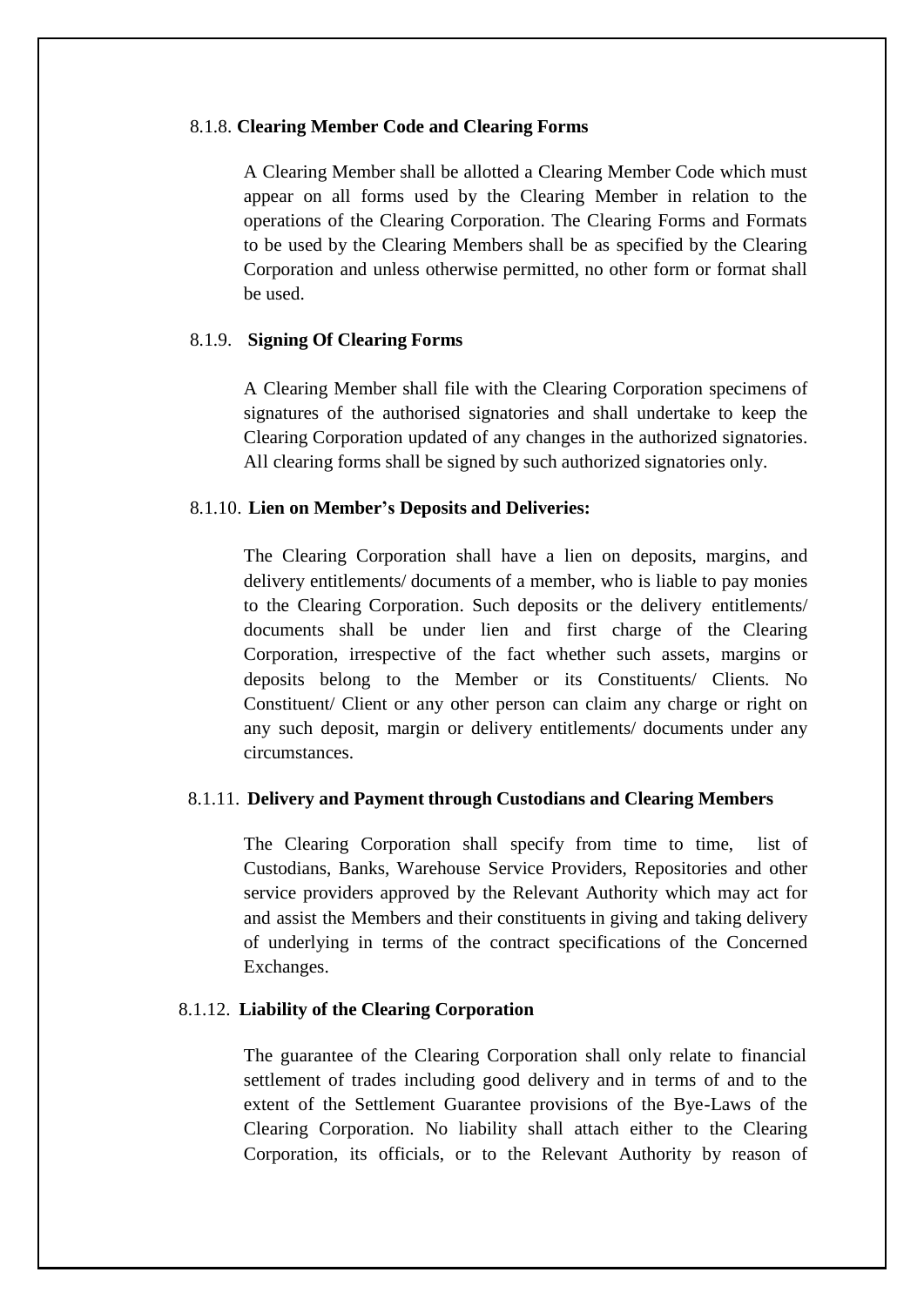#### 8.1.8. **Clearing Member Code and Clearing Forms**

A Clearing Member shall be allotted a Clearing Member Code which must appear on all forms used by the Clearing Member in relation to the operations of the Clearing Corporation. The Clearing Forms and Formats to be used by the Clearing Members shall be as specified by the Clearing Corporation and unless otherwise permitted, no other form or format shall be used.

#### 8.1.9. **Signing Of Clearing Forms**

A Clearing Member shall file with the Clearing Corporation specimens of signatures of the authorised signatories and shall undertake to keep the Clearing Corporation updated of any changes in the authorized signatories. All clearing forms shall be signed by such authorized signatories only.

#### 8.1.10. **Lien on Member's Deposits and Deliveries:**

The Clearing Corporation shall have a lien on deposits, margins, and delivery entitlements/ documents of a member, who is liable to pay monies to the Clearing Corporation. Such deposits or the delivery entitlements/ documents shall be under lien and first charge of the Clearing Corporation, irrespective of the fact whether such assets, margins or deposits belong to the Member or its Constituents/ Clients. No Constituent/ Client or any other person can claim any charge or right on any such deposit, margin or delivery entitlements/ documents under any circumstances.

#### 8.1.11. **Delivery and Payment through Custodians and Clearing Members**

The Clearing Corporation shall specify from time to time, list of Custodians, Banks, Warehouse Service Providers, Repositories and other service providers approved by the Relevant Authority which may act for and assist the Members and their constituents in giving and taking delivery of underlying in terms of the contract specifications of the Concerned Exchanges.

#### 8.1.12. **Liability of the Clearing Corporation**

The guarantee of the Clearing Corporation shall only relate to financial settlement of trades including good delivery and in terms of and to the extent of the Settlement Guarantee provisions of the Bye-Laws of the Clearing Corporation. No liability shall attach either to the Clearing Corporation, its officials, or to the Relevant Authority by reason of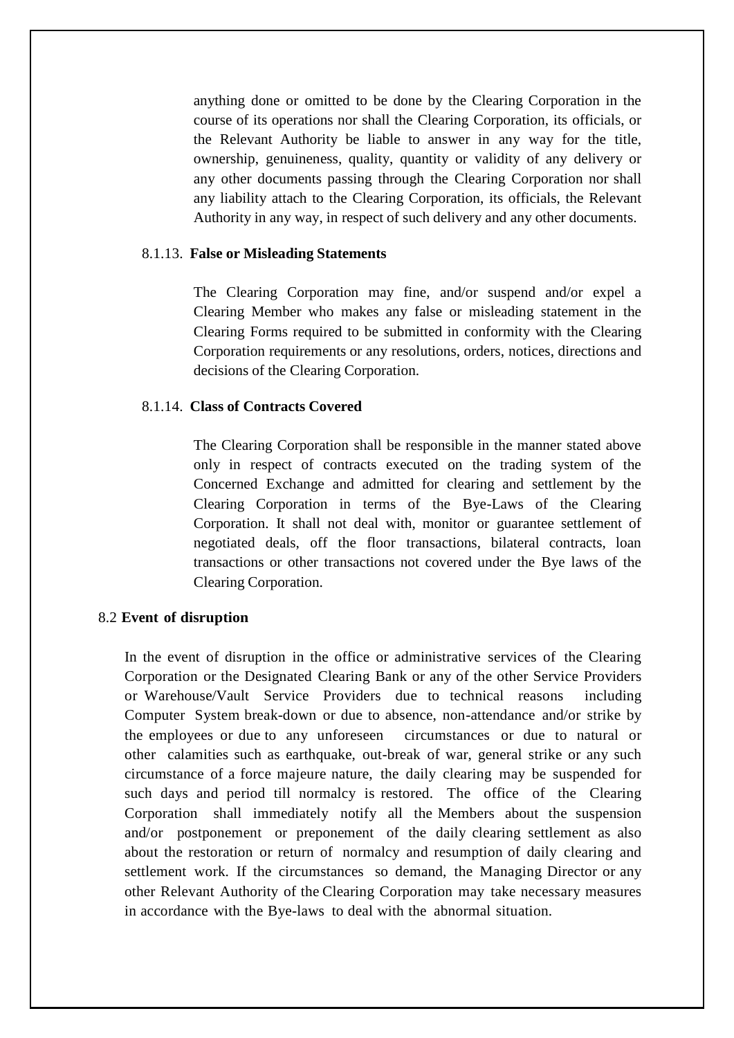anything done or omitted to be done by the Clearing Corporation in the course of its operations nor shall the Clearing Corporation, its officials, or the Relevant Authority be liable to answer in any way for the title, ownership, genuineness, quality, quantity or validity of any delivery or any other documents passing through the Clearing Corporation nor shall any liability attach to the Clearing Corporation, its officials, the Relevant Authority in any way, in respect of such delivery and any other documents.

8.1.13. **False or Misleading Statements**

The Clearing Corporation may fine, and/or suspend and/or expel a Clearing Member who makes any false or misleading statement in the Clearing Forms required to be submitted in conformity with the Clearing Corporation requirements or any resolutions, orders, notices, directions and decisions of the Clearing Corporation.

8.1.14. **Class of Contracts Covered**

The Clearing Corporation shall be responsible in the manner stated above only in respect of contracts executed on the trading system of the Concerned Exchange and admitted for clearing and settlement by the Clearing Corporation in terms of the Bye-Laws of the Clearing Corporation. It shall not deal with, monitor or guarantee settlement of negotiated deals, off the floor transactions, bilateral contracts, loan transactions or other transactions not covered under the Bye laws of the Clearing Corporation.

8.2 **Event of disruption**

In the event of disruption in the office or administrative services of the Clearing Corporation or the Designated Clearing Bank or any of the other Service Providers or Warehouse/Vault Service Providers due to technical reasons including Computer System break-down or due to absence, non-attendance and/or strike by the employees or due to any unforeseen circumstances or due to natural or other calamities such as earthquake, out-break of war, general strike or any such circumstance of a force majeure nature, the daily clearing may be suspended for such days and period till normalcy is restored. The office of the Clearing Corporation shall immediately notify all the Members about the suspension and/or postponement or preponement of the daily clearing settlement as also about the restoration or return of normalcy and resumption of daily clearing and settlement work. If the circumstances so demand, the Managing Director or any other Relevant Authority of the Clearing Corporation may take necessary measures in accordance with the Bye-laws to deal with the abnormal situation.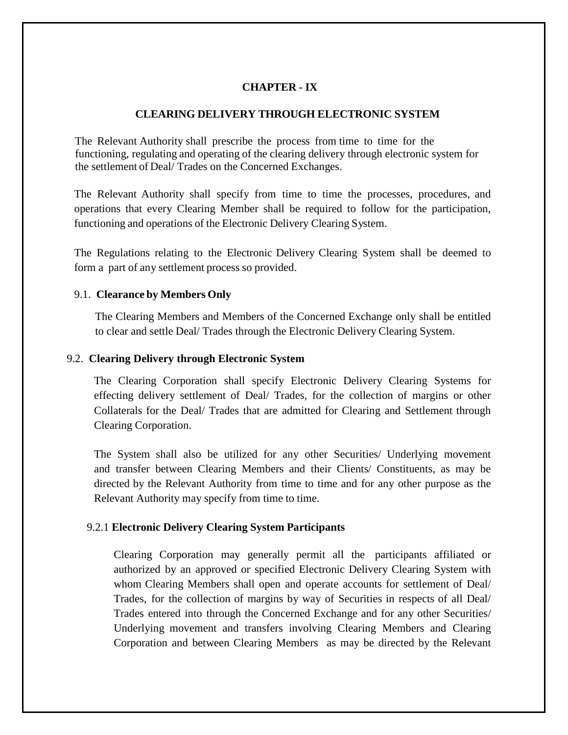# CHAPTER - IX

## CLEARING DELIVERY THROUGH ELECTRONIC SYSTEM

The Relevant Authority shall prescribe the process from time to time for the functioning, regulating and operating of the clearing delivery through electronic system for the settlement of Deal/ Trades on the Concerned Exchanges.

The Relevant Authority shall specify from time to time the processes, procedures, and operations that every Clearing Member shall be required to follow for the participation, functioning and operations of the Electronic Delivery Clearing System.

The Regulations relating to the Electronic Delivery Clearing System shall be deemed to form a part of any settlement process so provided.

### 9.1. Clearance by Members Only

The Clearing Members and Members of the Concerned Exchange only shall be entitled to clear and settle Deal/ Trades through the Electronic Delivery Clearing System.

### 9.2. Clearing Delivery through Electronic System

The Clearing Corporation shall specify Electronic Delivery Clearing Systems for effecting delivery settlement of Deal/ Trades, for the collection of margins or other Collaterals for the Deal/ Trades that are admitted for Clearing and Settlement through Clearing Corporation.

The System shall also be utilized for any other Securities/ Underlying movement and transfer between Clearing Members and their Clients/ Constituents, as may be directed by the Relevant Authority from time to time and for any other purpose as the Relevant Authority may specify from time to time.

#### 9.2.1 Electronic Delivery Clearing System Participants

Clearing Corporation may generally permit all the participants affiliated or authorized by an approved or specified Electronic Delivery Clearing System with whom Clearing Members shall open and operate accounts for settlement of Deal/ Trades, for the collection of margins by way of Securities in respects of all Deal/ Trades entered into through the Concerned Exchange and for any other Securities/ Underlying movement and transfers involving Clearing Members and Clearing Corporation and between Clearing Members as may be directed by the Relevant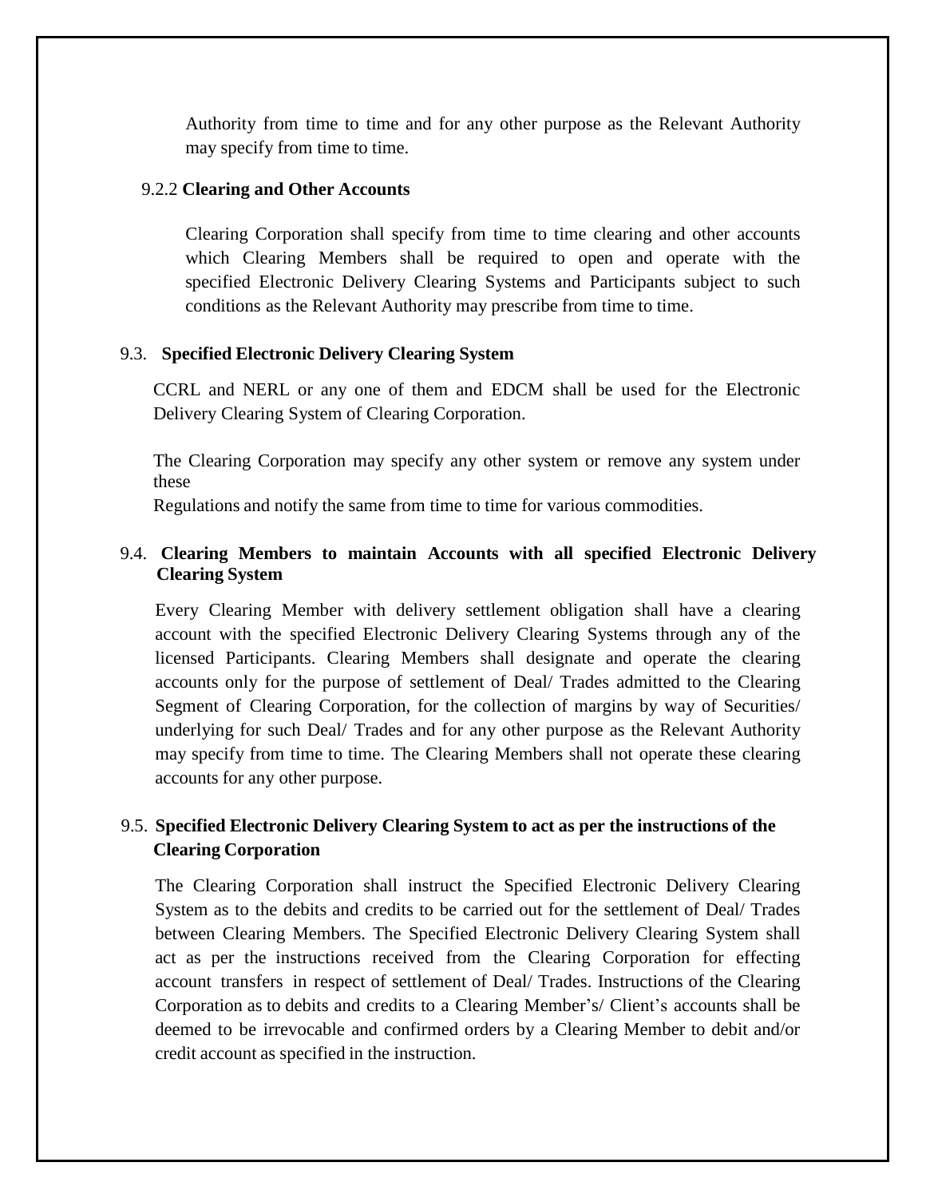Authority from time to time and for any other purpose as the Relevant Authority may specify from time to time.

### 9.2.2 **Clearing and Other Accounts**

Clearing Corporation shall specify from time to time clearing and other accounts which Clearing Members shall be required to open and operate with the specified Electronic Delivery Clearing Systems and Participants subject to such conditions as the Relevant Authority may prescribe from time to time.

## 9.3. **Specified Electronic Delivery Clearing System**

CCRL and NERL or any one of them and EDCM shall be used for the Electronic Delivery Clearing System of Clearing Corporation.

The Clearing Corporation may specify any other system or remove any system under these Regulations and notify the same from time to time for various commodities.

## 9.4. **Clearing Members to maintain Accounts with all specified Electronic Delivery Clearing System**

Every Clearing Member with delivery settlement obligation shall have a clearing account with the specified Electronic Delivery Clearing Systems through any of the licensed Participants. Clearing Members shall designate and operate the clearing accounts only for the purpose of settlement of Deal/ Trades admitted to the Clearing Segment of Clearing Corporation, for the collection of margins by way of Securities/ underlying for such Deal/ Trades and for any other purpose as the Relevant Authority may specify from time to time. The Clearing Members shall not operate these clearing accounts for any other purpose.

## 9.5. **Specified Electronic Delivery Clearing System to act as per the instructions of the Clearing Corporation**

The Clearing Corporation shall instruct the Specified Electronic Delivery Clearing System as to the debits and credits to be carried out for the settlement of Deal/ Trades between Clearing Members. The Specified Electronic Delivery Clearing System shall act as per the instructions received from the Clearing Corporation for effecting account transfers in respect of settlement of Deal/ Trades. Instructions of the Clearing Corporation as to debits and credits to a Clearing Member's/ Client's accounts shall be deemed to be irrevocable and confirmed orders by a Clearing Member to debit and/or credit account as specified in the instruction.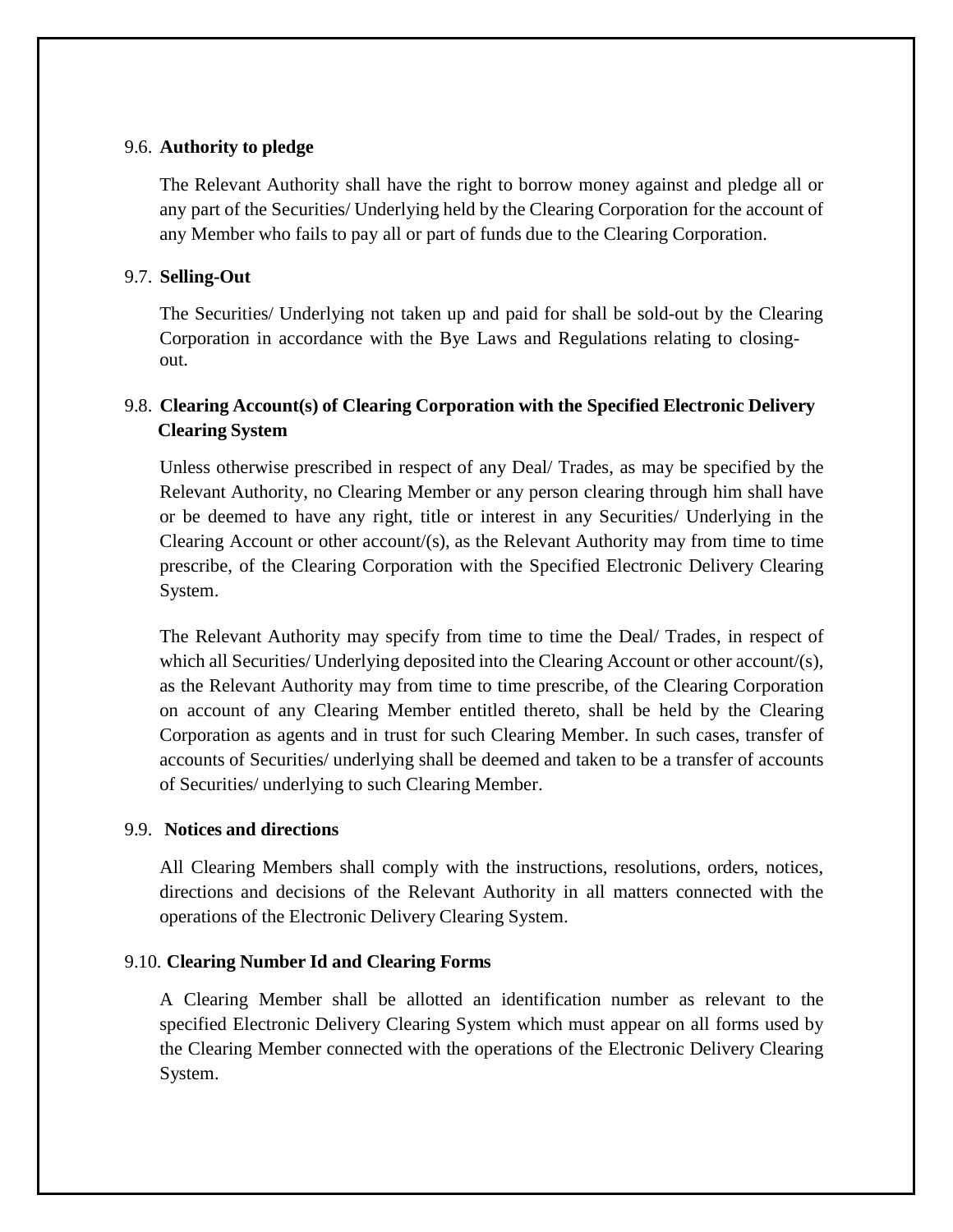### 9.6. **Authority to pledge**

The Relevant Authority shall have the right to borrow money against and pledge all or any part of the Securities/ Underlying held by the Clearing Corporation for the account of any Member who fails to pay all or part of funds due to the Clearing Corporation.

### 9.7. **Selling-Out**

The Securities/ Underlying not taken up and paid for shall be sold-out by the Clearing Corporation in accordance with the Bye Laws and Regulations relating to closing-out.

### 9.8. **Clearing Account(s) of Clearing Corporation with the Specified Electronic Delivery Clearing System**

Unless otherwise prescribed in respect of any Deal/ Trades, as may be specified by the Relevant Authority, no Clearing Member or any person clearing through him shall have or be deemed to have any right, title or interest in any Securities/ Underlying in the Clearing Account or other account/(s), as the Relevant Authority may from time to time prescribe, of the Clearing Corporation with the Specified Electronic Delivery Clearing System.

The Relevant Authority may specify from time to time the Deal/ Trades, in respect of which all Securities/ Underlying deposited into the Clearing Account or other account/(s), as the Relevant Authority may from time to time prescribe, of the Clearing Corporation on account of any Clearing Member entitled thereto, shall be held by the Clearing Corporation as agents and in trust for such Clearing Member. In such cases, transfer of accounts of Securities/ underlying shall be deemed and taken to be a transfer of accounts of Securities/ underlying to such Clearing Member.

### 9.9. **Notices and directions**

All Clearing Members shall comply with the instructions, resolutions, orders, notices, directions and decisions of the Relevant Authority in all matters connected with the operations of the Electronic Delivery Clearing System.

### 9.10. **Clearing Number Id and Clearing Forms**

A Clearing Member shall be allotted an identification number as relevant to the specified Electronic Delivery Clearing System which must appear on all forms used by the Clearing Member connected with the operations of the Electronic Delivery Clearing System.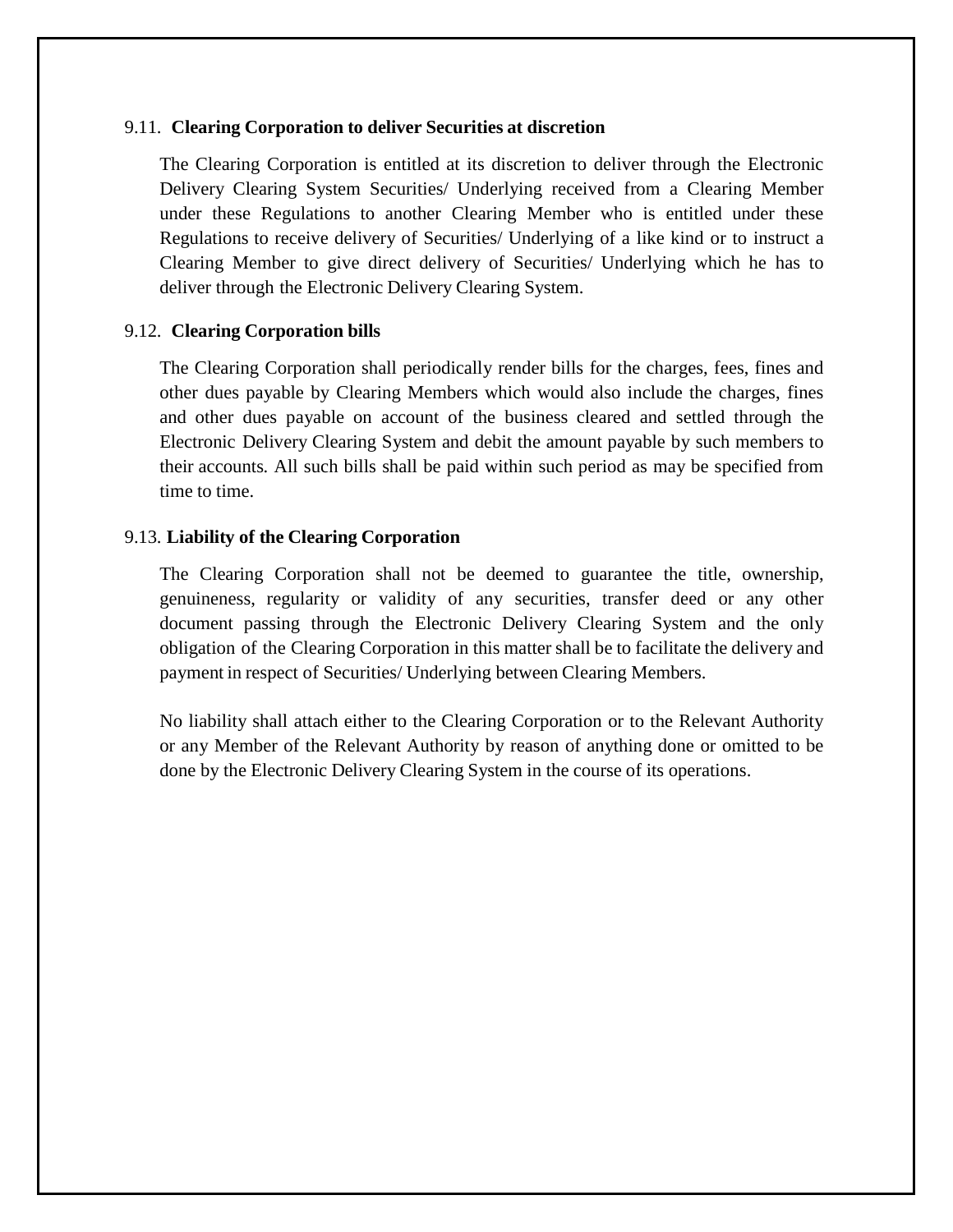### 9.11. **Clearing Corporation to deliver Securities at discretion**

The Clearing Corporation is entitled at its discretion to deliver through the Electronic Delivery Clearing System Securities/ Underlying received from a Clearing Member under these Regulations to another Clearing Member who is entitled under these Regulations to receive delivery of Securities/ Underlying of a like kind or to instruct a Clearing Member to give direct delivery of Securities/ Underlying which he has to deliver through the Electronic Delivery Clearing System.

### 9.12. **Clearing Corporation bills**

The Clearing Corporation shall periodically render bills for the charges, fees, fines and other dues payable by Clearing Members which would also include the charges, fines and other dues payable on account of the business cleared and settled through the Electronic Delivery Clearing System and debit the amount payable by such members to their accounts. All such bills shall be paid within such period as may be specified from time to time.

### 9.13. **Liability of the Clearing Corporation**

The Clearing Corporation shall not be deemed to guarantee the title, ownership, genuineness, regularity or validity of any securities, transfer deed or any other document passing through the Electronic Delivery Clearing System and the only obligation of the Clearing Corporation in this matter shall be to facilitate the delivery and payment in respect of Securities/ Underlying between Clearing Members.

No liability shall attach either to the Clearing Corporation or to the Relevant Authority or any Member of the Relevant Authority by reason of anything done or omitted to be done by the Electronic Delivery Clearing System in the course of its operations.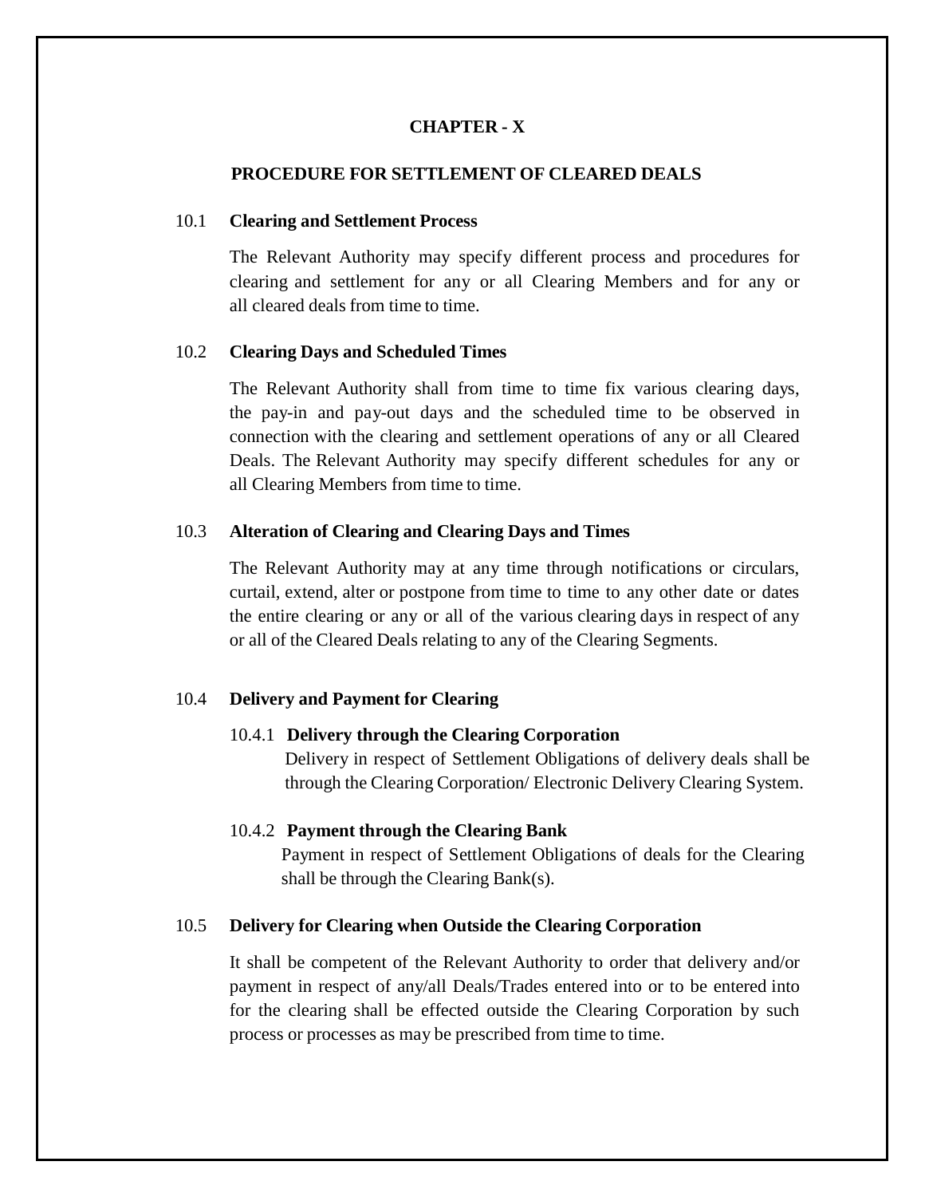# CHAPTER - X

## PROCEDURE FOR SETTLEMENT OF CLEARED DEALS

### 10.1 Clearing and Settlement Process

The Relevant Authority may specify different process and procedures for clearing and settlement for any or all Clearing Members and for any or all cleared deals from time to time.

### 10.2 Clearing Days and Scheduled Times

The Relevant Authority shall from time to time fix various clearing days, the pay-in and pay-out days and the scheduled time to be observed in connection with the clearing and settlement operations of any or all Cleared Deals. The Relevant Authority may specify different schedules for any or all Clearing Members from time to time.

### 10.3 Alteration of Clearing and Clearing Days and Times

The Relevant Authority may at any time through notifications or circulars, curtail, extend, alter or postpone from time to time to any other date or dates the entire clearing or any or all of the various clearing days in respect of any or all of the Cleared Deals relating to any of the Clearing Segments.

### 10.4 Delivery and Payment for Clearing

#### 10.4.1 Delivery through the Clearing Corporation

Delivery in respect of Settlement Obligations of delivery deals shall be through the Clearing Corporation/ Electronic Delivery Clearing System.

#### 10.4.2 Payment through the Clearing Bank

Payment in respect of Settlement Obligations of deals for the Clearing shall be through the Clearing Bank(s).

### 10.5 Delivery for Clearing when Outside the Clearing Corporation

It shall be competent of the Relevant Authority to order that delivery and/or payment in respect of any/all Deals/Trades entered into or to be entered into for the clearing shall be effected outside the Clearing Corporation by such process or processes as may be prescribed from time to time.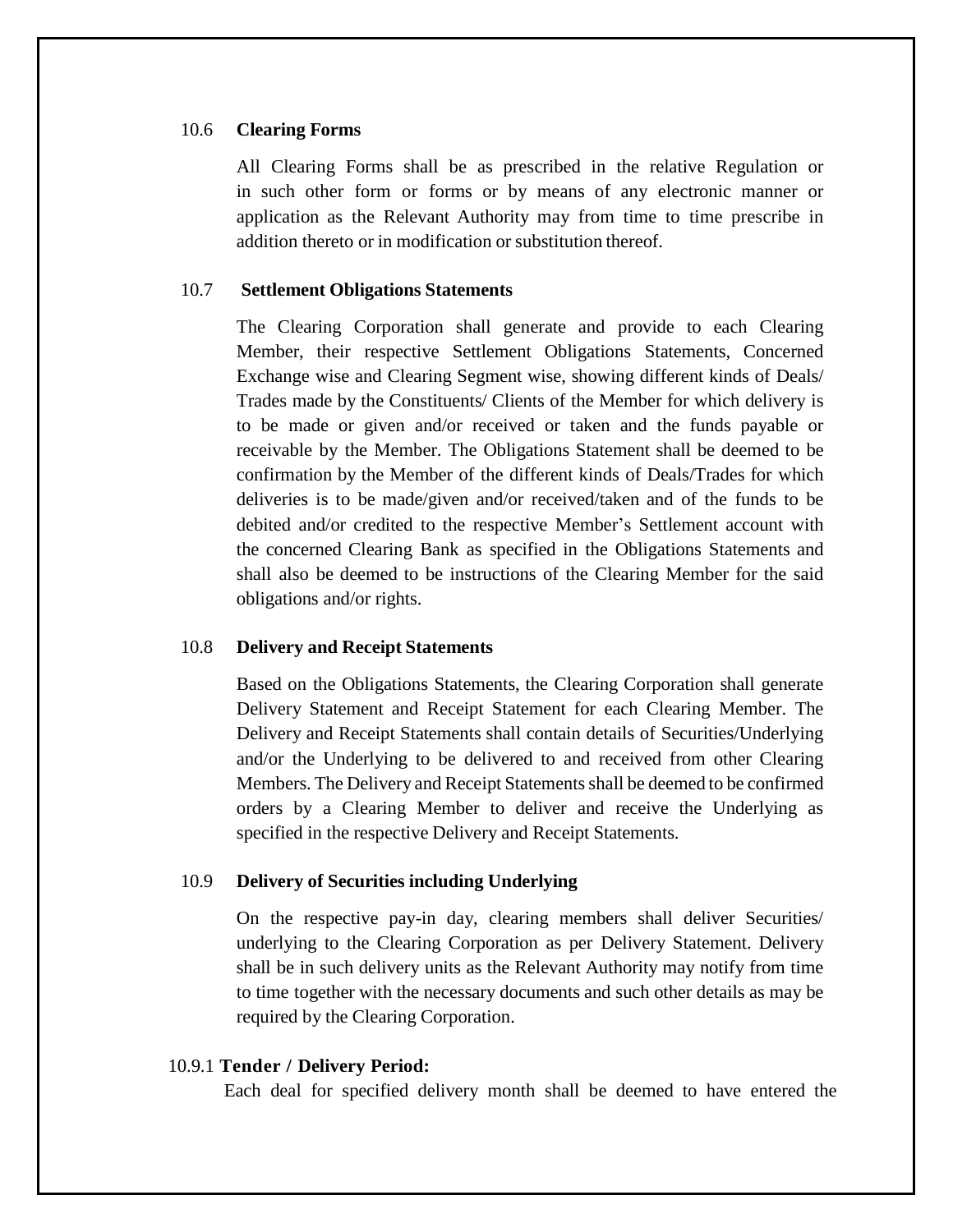### 10.6 Clearing Forms

All Clearing Forms shall be as prescribed in the relative Regulation or in such other form or forms or by means of any electronic manner or application as the Relevant Authority may from time to time prescribe in addition thereto or in modification or substitution thereof.

### 10.7 Settlement Obligations Statements

The Clearing Corporation shall generate and provide to each Clearing Member, their respective Settlement Obligations Statements, Concerned Exchange wise and Clearing Segment wise, showing different kinds of Deals/ Trades made by the Constituents/ Clients of the Member for which delivery is to be made or given and/or received or taken and the funds payable or receivable by the Member. The Obligations Statement shall be deemed to be confirmation by the Member of the different kinds of Deals/Trades for which deliveries is to be made/given and/or received/taken and of the funds to be debited and/or credited to the respective Member's Settlement account with the concerned Clearing Bank as specified in the Obligations Statements and shall also be deemed to be instructions of the Clearing Member for the said obligations and/or rights.

### 10.8 Delivery and Receipt Statements

Based on the Obligations Statements, the Clearing Corporation shall generate Delivery Statement and Receipt Statement for each Clearing Member. The Delivery and Receipt Statements shall contain details of Securities/Underlying and/or the Underlying to be delivered to and received from other Clearing Members. The Delivery and Receipt Statements shall be deemed to be confirmed orders by a Clearing Member to deliver and receive the Underlying as specified in the respective Delivery and Receipt Statements.

### 10.9 Delivery of Securities including Underlying

On the respective pay-in day, clearing members shall deliver Securities/ underlying to the Clearing Corporation as per Delivery Statement. Delivery shall be in such delivery units as the Relevant Authority may notify from time to time together with the necessary documents and such other details as may be required by the Clearing Corporation.

#### 10.9.1 Tender / Delivery Period:

Each deal for specified delivery month shall be deemed to have entered the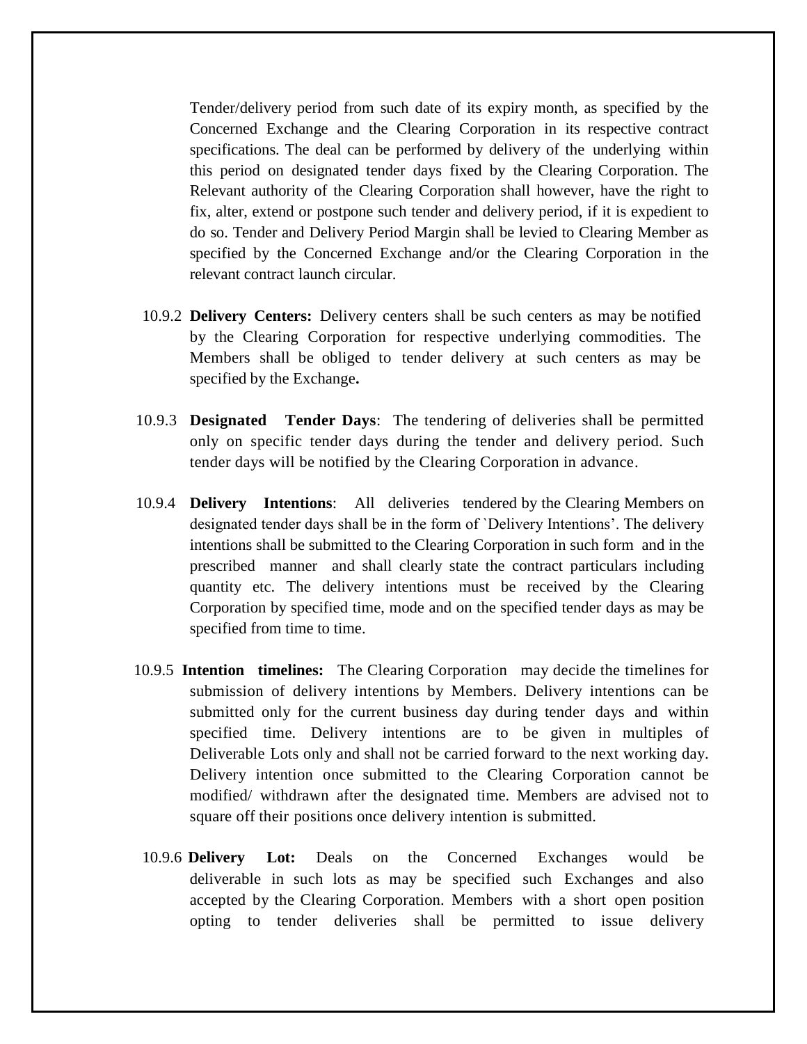Tender/delivery period from such date of its expiry month, as specified by the Concerned Exchange and the Clearing Corporation in its respective contract specifications. The deal can be performed by delivery of the underlying within this period on designated tender days fixed by the Clearing Corporation. The Relevant authority of the Clearing Corporation shall however, have the right to fix, alter, extend or postpone such tender and delivery period, if it is expedient to do so. Tender and Delivery Period Margin shall be levied to Clearing Member as specified by the Concerned Exchange and/or the Clearing Corporation in the relevant contract launch circular.

10.9.2 **Delivery Centers:** Delivery centers shall be such centers as may be notified by the Clearing Corporation for respective underlying commodities. The Members shall be obliged to tender delivery at such centers as may be specified by the Exchange**.**

10.9.3 **Designated Tender Days**: The tendering of deliveries shall be permitted only on specific tender days during the tender and delivery period. Such tender days will be notified by the Clearing Corporation in advance.

10.9.4 **Delivery Intentions**: All deliveries tendered by the Clearing Members on designated tender days shall be in the form of `Delivery Intentions'. The delivery intentions shall be submitted to the Clearing Corporation in such form and in the prescribed manner and shall clearly state the contract particulars including quantity etc. The delivery intentions must be received by the Clearing Corporation by specified time, mode and on the specified tender days as may be specified from time to time.

10.9.5 **Intention timelines:** The Clearing Corporation may decide the timelines for submission of delivery intentions by Members. Delivery intentions can be submitted only for the current business day during tender days and within specified time. Delivery intentions are to be given in multiples of Deliverable Lots only and shall not be carried forward to the next working day. Delivery intention once submitted to the Clearing Corporation cannot be modified/ withdrawn after the designated time. Members are advised not to square off their positions once delivery intention is submitted.

10.9.6 **Delivery Lot:** Deals on the Concerned Exchanges would be deliverable in such lots as may be specified such Exchanges and also accepted by the Clearing Corporation. Members with a short open position opting to tender deliveries shall be permitted to issue delivery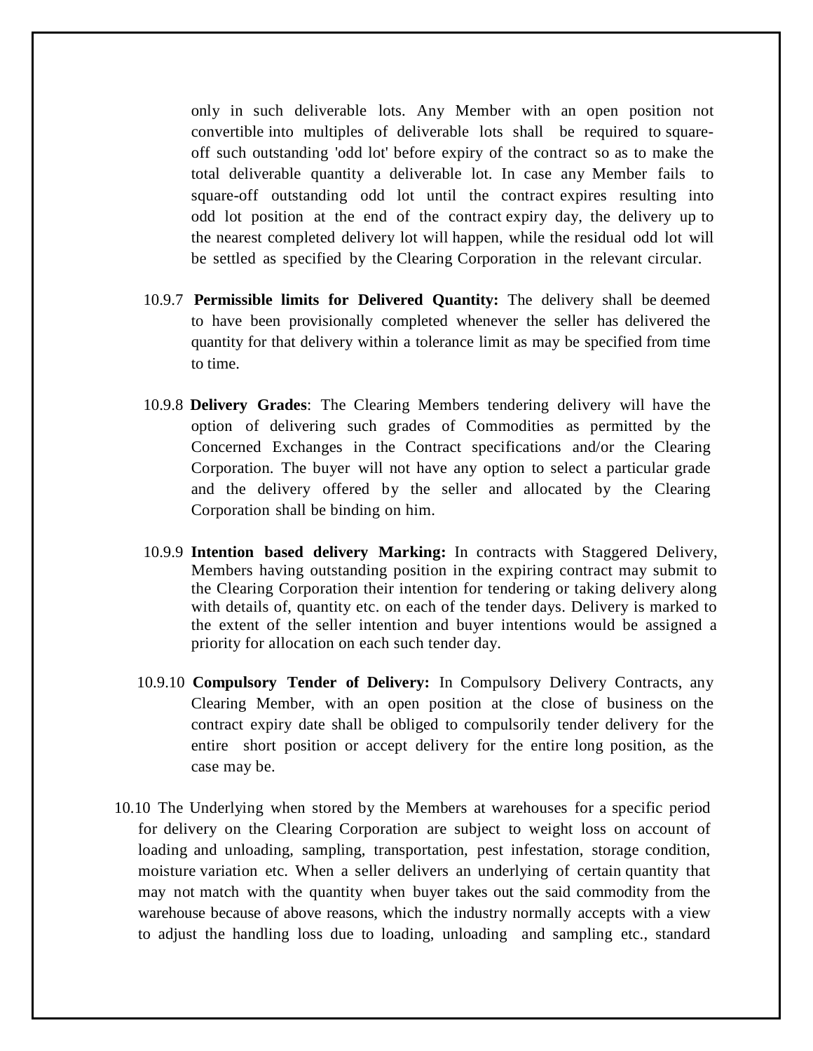only in such deliverable lots. Any Member with an open position not convertible into multiples of deliverable lots shall be required to square-off such outstanding 'odd lot' before expiry of the contract so as to make the total deliverable quantity a deliverable lot. In case any Member fails to square-off outstanding odd lot until the contract expires resulting into odd lot position at the end of the contract expiry day, the delivery up to the nearest completed delivery lot will happen, while the residual odd lot will be settled as specified by the Clearing Corporation in the relevant circular.

10.9.7 **Permissible limits for Delivered Quantity:** The delivery shall be deemed to have been provisionally completed whenever the seller has delivered the quantity for that delivery within a tolerance limit as may be specified from time to time.

10.9.8 **Delivery Grades**: The Clearing Members tendering delivery will have the option of delivering such grades of Commodities as permitted by the Concerned Exchanges in the Contract specifications and/or the Clearing Corporation. The buyer will not have any option to select a particular grade and the delivery offered by the seller and allocated by the Clearing Corporation shall be binding on him.

10.9.9 **Intention based delivery Marking:** In contracts with Staggered Delivery, Members having outstanding position in the expiring contract may submit to the Clearing Corporation their intention for tendering or taking delivery along with details of, quantity etc. on each of the tender days. Delivery is marked to the extent of the seller intention and buyer intentions would be assigned a priority for allocation on each such tender day.

10.9.10 **Compulsory Tender of Delivery:** In Compulsory Delivery Contracts, any Clearing Member, with an open position at the close of business on the contract expiry date shall be obliged to compulsorily tender delivery for the entire short position or accept delivery for the entire long position, as the case may be.

10.10 The Underlying when stored by the Members at warehouses for a specific period for delivery on the Clearing Corporation are subject to weight loss on account of loading and unloading, sampling, transportation, pest infestation, storage condition, moisture variation etc. When a seller delivers an underlying of certain quantity that may not match with the quantity when buyer takes out the said commodity from the warehouse because of above reasons, which the industry normally accepts with a view to adjust the handling loss due to loading, unloading and sampling etc., standard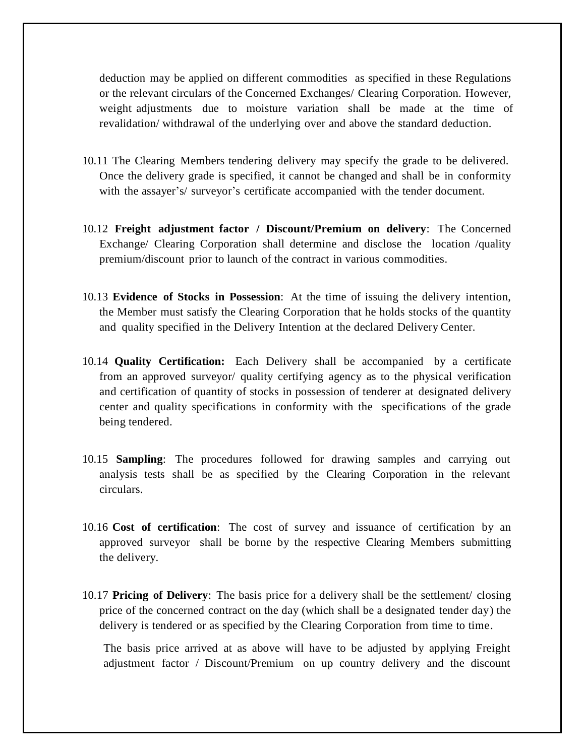deduction may be applied on different commodities as specified in these Regulations or the relevant circulars of the Concerned Exchanges/ Clearing Corporation. However, weight adjustments due to moisture variation shall be made at the time of revalidation/ withdrawal of the underlying over and above the standard deduction.

10.11 The Clearing Members tendering delivery may specify the grade to be delivered. Once the delivery grade is specified, it cannot be changed and shall be in conformity with the assayer's/ surveyor's certificate accompanied with the tender document.

10.12 **Freight adjustment factor / Discount/Premium on delivery**: The Concerned Exchange/ Clearing Corporation shall determine and disclose the location /quality premium/discount prior to launch of the contract in various commodities.

10.13 **Evidence of Stocks in Possession**: At the time of issuing the delivery intention, the Member must satisfy the Clearing Corporation that he holds stocks of the quantity and quality specified in the Delivery Intention at the declared Delivery Center.

10.14 **Quality Certification:** Each Delivery shall be accompanied by a certificate from an approved surveyor/ quality certifying agency as to the physical verification and certification of quantity of stocks in possession of tenderer at designated delivery center and quality specifications in conformity with the specifications of the grade being tendered.

10.15 **Sampling**: The procedures followed for drawing samples and carrying out analysis tests shall be as specified by the Clearing Corporation in the relevant circulars.

10.16 **Cost of certification**: The cost of survey and issuance of certification by an approved surveyor shall be borne by the respective Clearing Members submitting the delivery.

10.17 **Pricing of Delivery**: The basis price for a delivery shall be the settlement/ closing price of the concerned contract on the day (which shall be a designated tender day) the delivery is tendered or as specified by the Clearing Corporation from time to time.

The basis price arrived at as above will have to be adjusted by applying Freight adjustment factor / Discount/Premium on up country delivery and the discount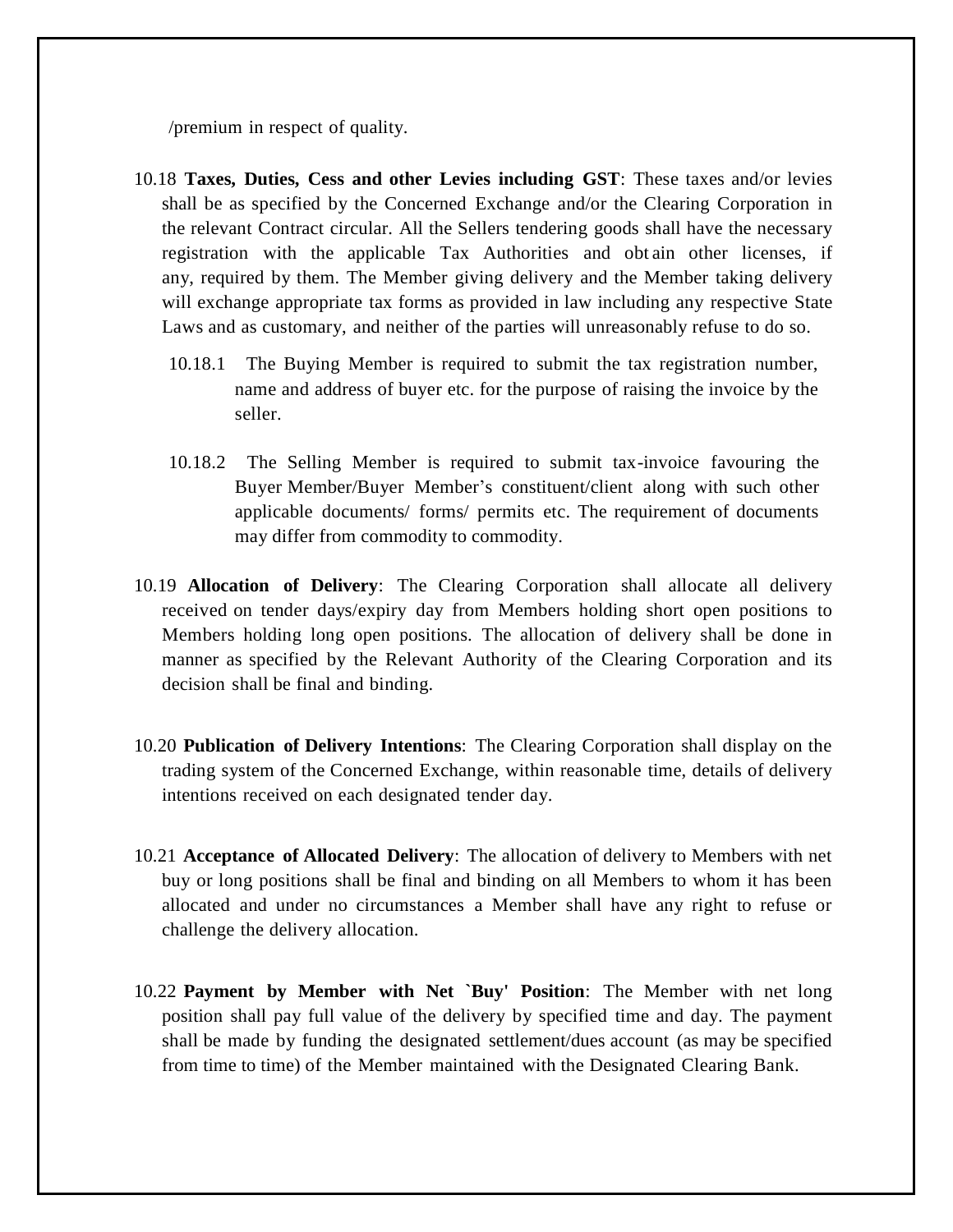/premium in respect of quality.

10.18 **Taxes, Duties, Cess and other Levies including GST**: These taxes and/or levies shall be as specified by the Concerned Exchange and/or the Clearing Corporation in the relevant Contract circular. All the Sellers tendering goods shall have the necessary registration with the applicable Tax Authorities and obtain other licenses, if any, required by them. The Member giving delivery and the Member taking delivery will exchange appropriate tax forms as provided in law including any respective State Laws and as customary, and neither of the parties will unreasonably refuse to do so.

10.18.1 The Buying Member is required to submit the tax registration number, name and address of buyer etc. for the purpose of raising the invoice by the seller.

10.18.2 The Selling Member is required to submit tax-invoice favouring the Buyer Member/Buyer Member's constituent/client along with such other applicable documents/ forms/ permits etc. The requirement of documents may differ from commodity to commodity.

10.19 **Allocation of Delivery**: The Clearing Corporation shall allocate all delivery received on tender days/expiry day from Members holding short open positions to Members holding long open positions. The allocation of delivery shall be done in manner as specified by the Relevant Authority of the Clearing Corporation and its decision shall be final and binding.

10.20 **Publication of Delivery Intentions**: The Clearing Corporation shall display on the trading system of the Concerned Exchange, within reasonable time, details of delivery intentions received on each designated tender day.

10.21 **Acceptance of Allocated Delivery**: The allocation of delivery to Members with net buy or long positions shall be final and binding on all Members to whom it has been allocated and under no circumstances a Member shall have any right to refuse or challenge the delivery allocation.

10.22 **Payment by Member with Net `Buy' Position**: The Member with net long position shall pay full value of the delivery by specified time and day. The payment shall be made by funding the designated settlement/dues account (as may be specified from time to time) of the Member maintained with the Designated Clearing Bank.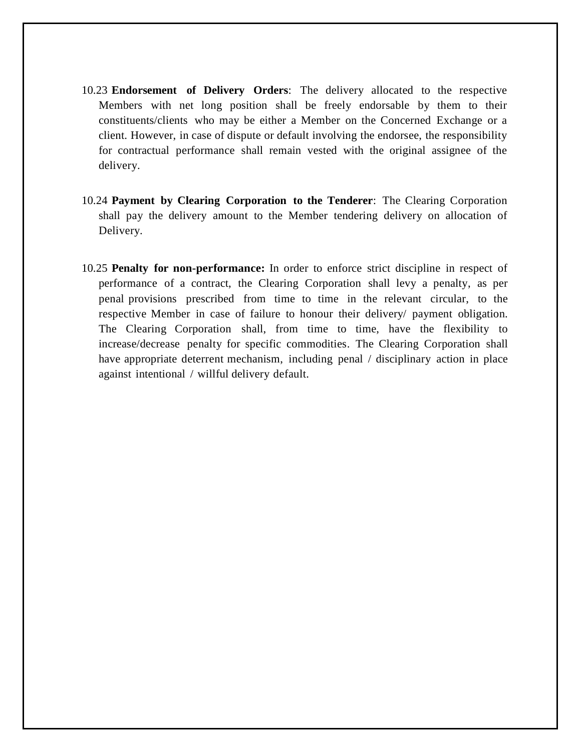10.23 **Endorsement of Delivery Orders**: The delivery allocated to the respective Members with net long position shall be freely endorsable by them to their constituents/clients who may be either a Member on the Concerned Exchange or a client. However, in case of dispute or default involving the endorsee, the responsibility for contractual performance shall remain vested with the original assignee of the delivery.

10.24 **Payment by Clearing Corporation to the Tenderer**: The Clearing Corporation shall pay the delivery amount to the Member tendering delivery on allocation of Delivery.

10.25 **Penalty for non-performance:** In order to enforce strict discipline in respect of performance of a contract, the Clearing Corporation shall levy a penalty, as per penal provisions prescribed from time to time in the relevant circular, to the respective Member in case of failure to honour their delivery/ payment obligation. The Clearing Corporation shall, from time to time, have the flexibility to increase/decrease penalty for specific commodities. The Clearing Corporation shall have appropriate deterrent mechanism, including penal / disciplinary action in place against intentional / willful delivery default.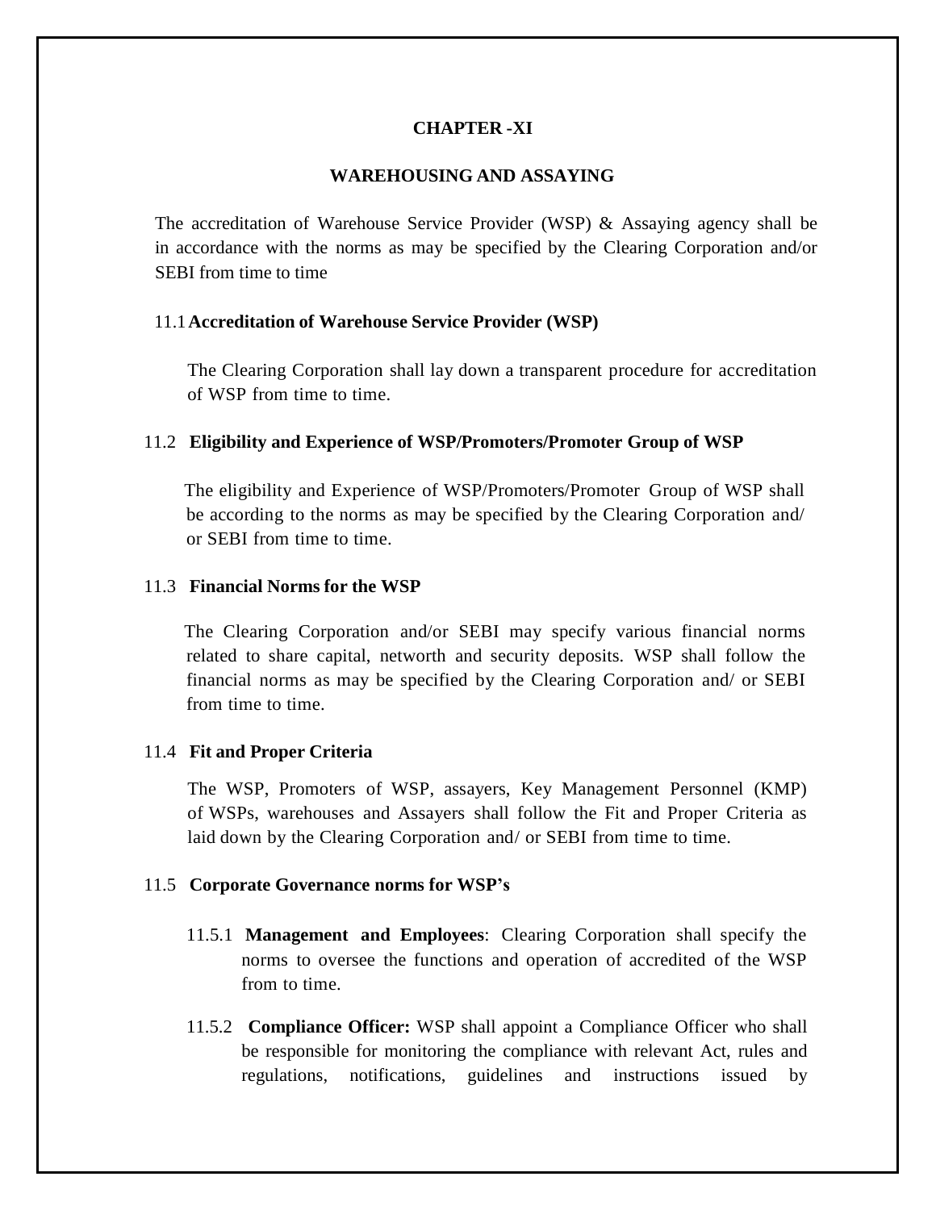# CHAPTER -XI

## WAREHOUSING AND ASSAYING

The accreditation of Warehouse Service Provider (WSP) & Assaying agency shall be in accordance with the norms as may be specified by the Clearing Corporation and/or SEBI from time to time

### 11.1 Accreditation of Warehouse Service Provider (WSP)

The Clearing Corporation shall lay down a transparent procedure for accreditation of WSP from time to time.

### 11.2 Eligibility and Experience of WSP/Promoters/Promoter Group of WSP

The eligibility and Experience of WSP/Promoters/Promoter Group of WSP shall be according to the norms as may be specified by the Clearing Corporation and/ or SEBI from time to time.

### 11.3 Financial Norms for the WSP

The Clearing Corporation and/or SEBI may specify various financial norms related to share capital, networth and security deposits. WSP shall follow the financial norms as may be specified by the Clearing Corporation and/ or SEBI from time to time.

### 11.4 Fit and Proper Criteria

The WSP, Promoters of WSP, assayers, Key Management Personnel (KMP) of WSPs, warehouses and Assayers shall follow the Fit and Proper Criteria as laid down by the Clearing Corporation and/ or SEBI from time to time.

### 11.5 Corporate Governance norms for WSP's

11.5.1 **Management and Employees**: Clearing Corporation shall specify the norms to oversee the functions and operation of accredited of the WSP from to time.

11.5.2 **Compliance Officer:** WSP shall appoint a Compliance Officer who shall be responsible for monitoring the compliance with relevant Act, rules and regulations, notifications, guidelines and instructions issued by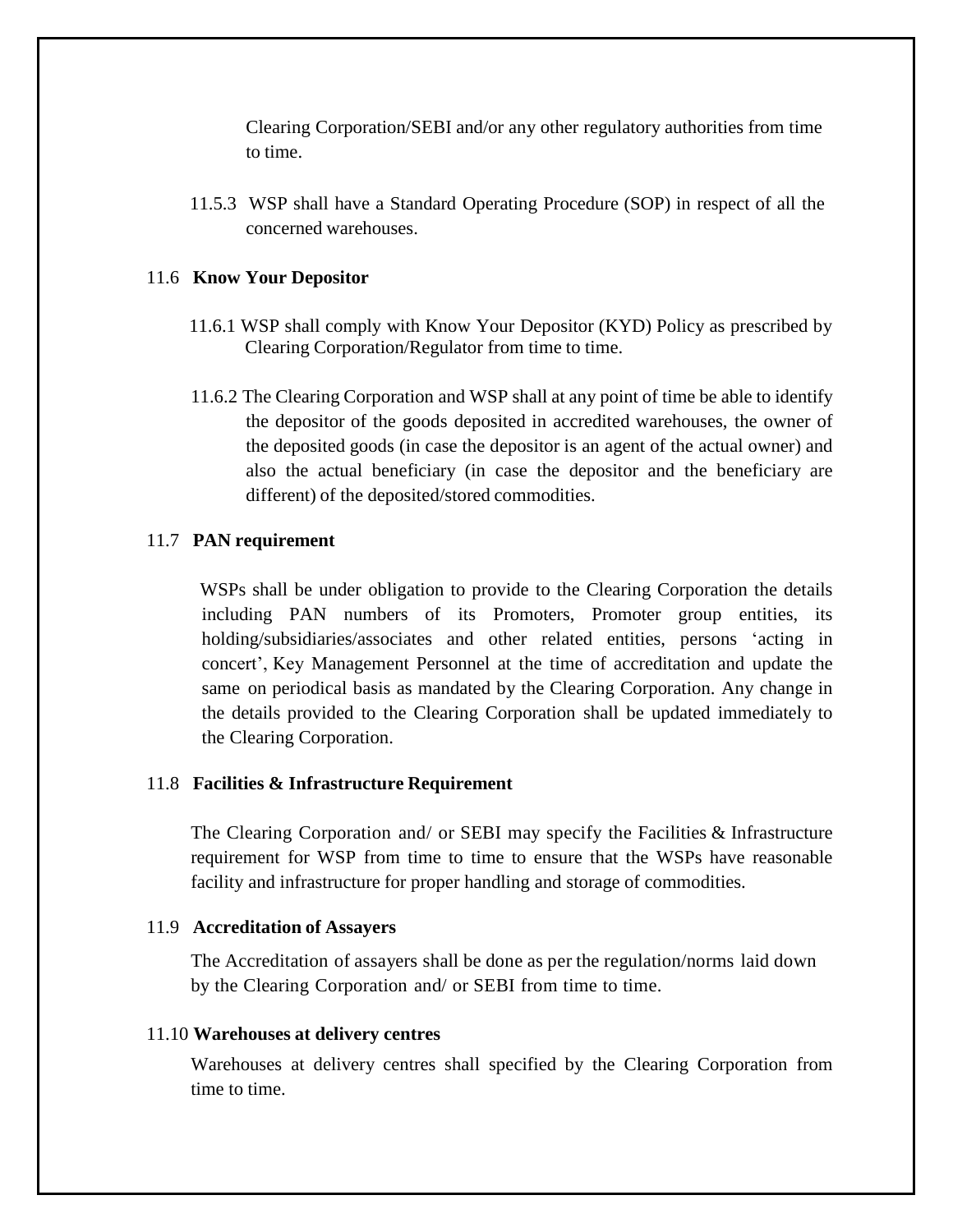Clearing Corporation/SEBI and/or any other regulatory authorities from time to time.

11.5.3 WSP shall have a Standard Operating Procedure (SOP) in respect of all the concerned warehouses.

### 11.6 Know Your Depositor

11.6.1 WSP shall comply with Know Your Depositor (KYD) Policy as prescribed by Clearing Corporation/Regulator from time to time.

11.6.2 The Clearing Corporation and WSP shall at any point of time be able to identify the depositor of the goods deposited in accredited warehouses, the owner of the deposited goods (in case the depositor is an agent of the actual owner) and also the actual beneficiary (in case the depositor and the beneficiary are different) of the deposited/stored commodities.

### 11.7 PAN requirement

WSPs shall be under obligation to provide to the Clearing Corporation the details including PAN numbers of its Promoters, Promoter group entities, its holding/subsidiaries/associates and other related entities, persons 'acting in concert', Key Management Personnel at the time of accreditation and update the same on periodical basis as mandated by the Clearing Corporation. Any change in the details provided to the Clearing Corporation shall be updated immediately to the Clearing Corporation.

### 11.8 Facilities & Infrastructure Requirement

The Clearing Corporation and/ or SEBI may specify the Facilities & Infrastructure requirement for WSP from time to time to ensure that the WSPs have reasonable facility and infrastructure for proper handling and storage of commodities.

### 11.9 Accreditation of Assayers

The Accreditation of assayers shall be done as per the regulation/norms laid down by the Clearing Corporation and/ or SEBI from time to time.

### 11.10 Warehouses at delivery centres

Warehouses at delivery centres shall specified by the Clearing Corporation from time to time.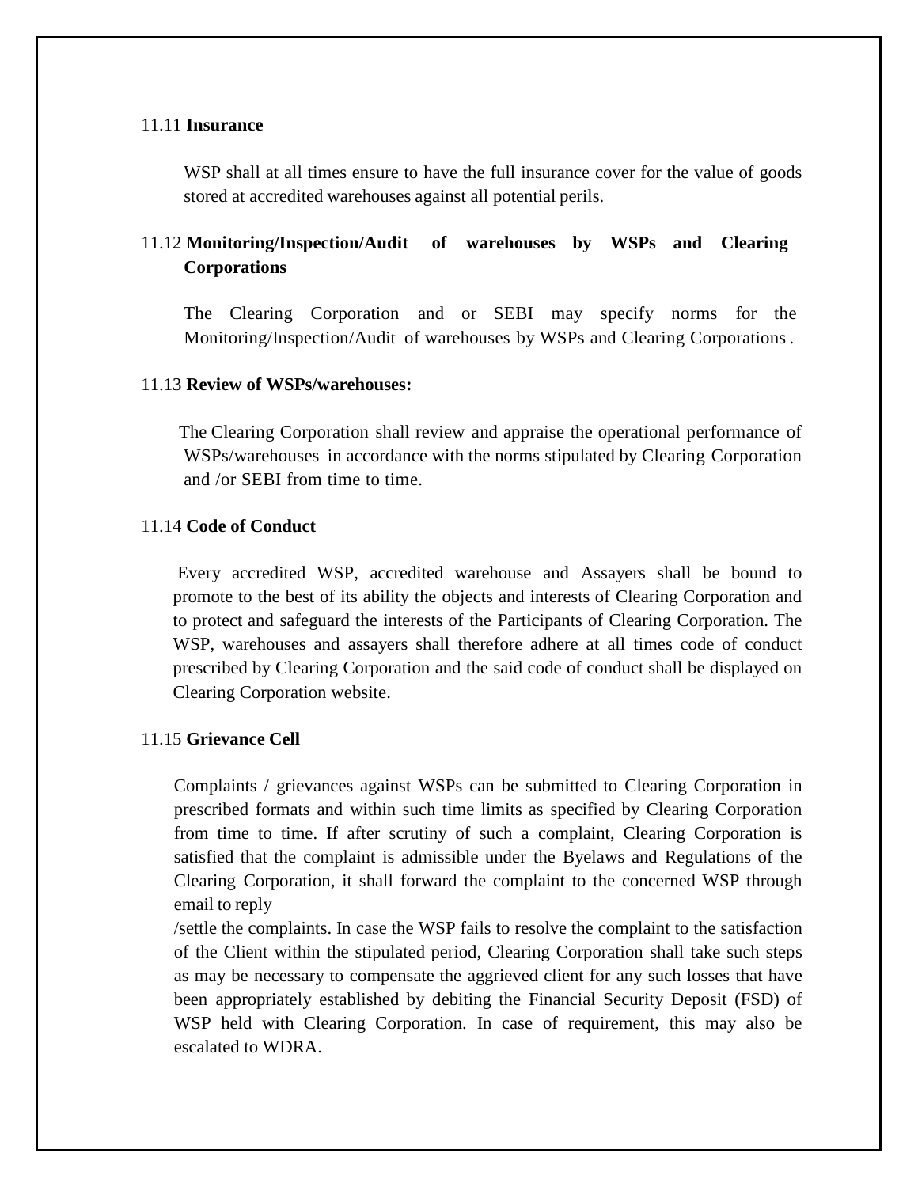11.11 **Insurance**

WSP shall at all times ensure to have the full insurance cover for the value of goods stored at accredited warehouses against all potential perils.

11.12 **Monitoring/Inspection/Audit of warehouses by WSPs and Clearing Corporations**

The Clearing Corporation and or SEBI may specify norms for the Monitoring/Inspection/Audit of warehouses by WSPs and Clearing Corporations.

11.13 **Review of WSPs/warehouses:**

The Clearing Corporation shall review and appraise the operational performance of WSPs/warehouses in accordance with the norms stipulated by Clearing Corporation and /or SEBI from time to time.

11.14 **Code of Conduct**

Every accredited WSP, accredited warehouse and Assayers shall be bound to promote to the best of its ability the objects and interests of Clearing Corporation and to protect and safeguard the interests of the Participants of Clearing Corporation. The WSP, warehouses and assayers shall therefore adhere at all times code of conduct prescribed by Clearing Corporation and the said code of conduct shall be displayed on Clearing Corporation website.

11.15 **Grievance Cell**

Complaints / grievances against WSPs can be submitted to Clearing Corporation in prescribed formats and within such time limits as specified by Clearing Corporation from time to time. If after scrutiny of such a complaint, Clearing Corporation is satisfied that the complaint is admissible under the Byelaws and Regulations of the Clearing Corporation, it shall forward the complaint to the concerned WSP through email to reply /settle the complaints. In case the WSP fails to resolve the complaint to the satisfaction of the Client within the stipulated period, Clearing Corporation shall take such steps as may be necessary to compensate the aggrieved client for any such losses that have been appropriately established by debiting the Financial Security Deposit (FSD) of WSP held with Clearing Corporation. In case of requirement, this may also be escalated to WDRA.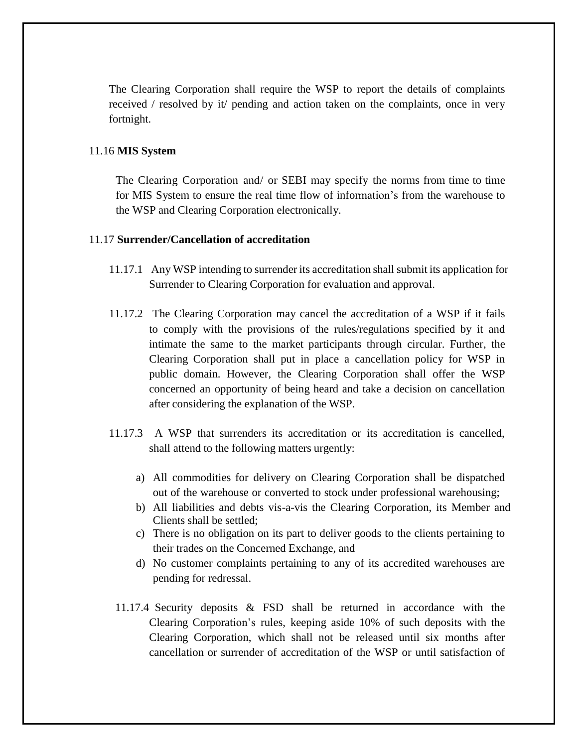The Clearing Corporation shall require the WSP to report the details of complaints received / resolved by it/ pending and action taken on the complaints, once in very fortnight.

11.16 **MIS System**

The Clearing Corporation and/ or SEBI may specify the norms from time to time for MIS System to ensure the real time flow of information's from the warehouse to the WSP and Clearing Corporation electronically.

11.17 **Surrender/Cancellation of accreditation**

11.17.1 Any WSP intending to surrender its accreditation shall submit its application for Surrender to Clearing Corporation for evaluation and approval.

11.17.2 The Clearing Corporation may cancel the accreditation of a WSP if it fails to comply with the provisions of the rules/regulations specified by it and intimate the same to the market participants through circular. Further, the Clearing Corporation shall put in place a cancellation policy for WSP in public domain. However, the Clearing Corporation shall offer the WSP concerned an opportunity of being heard and take a decision on cancellation after considering the explanation of the WSP.

11.17.3 A WSP that surrenders its accreditation or its accreditation is cancelled, shall attend to the following matters urgently:

a) All commodities for delivery on Clearing Corporation shall be dispatched out of the warehouse or converted to stock under professional warehousing;
b) All liabilities and debts vis-a-vis the Clearing Corporation, its Member and Clients shall be settled;
c) There is no obligation on its part to deliver goods to the clients pertaining to their trades on the Concerned Exchange, and
d) No customer complaints pertaining to any of its accredited warehouses are pending for redressal.

11.17.4 Security deposits & FSD shall be returned in accordance with the Clearing Corporation's rules, keeping aside 10% of such deposits with the Clearing Corporation, which shall not be released until six months after cancellation or surrender of accreditation of the WSP or until satisfaction of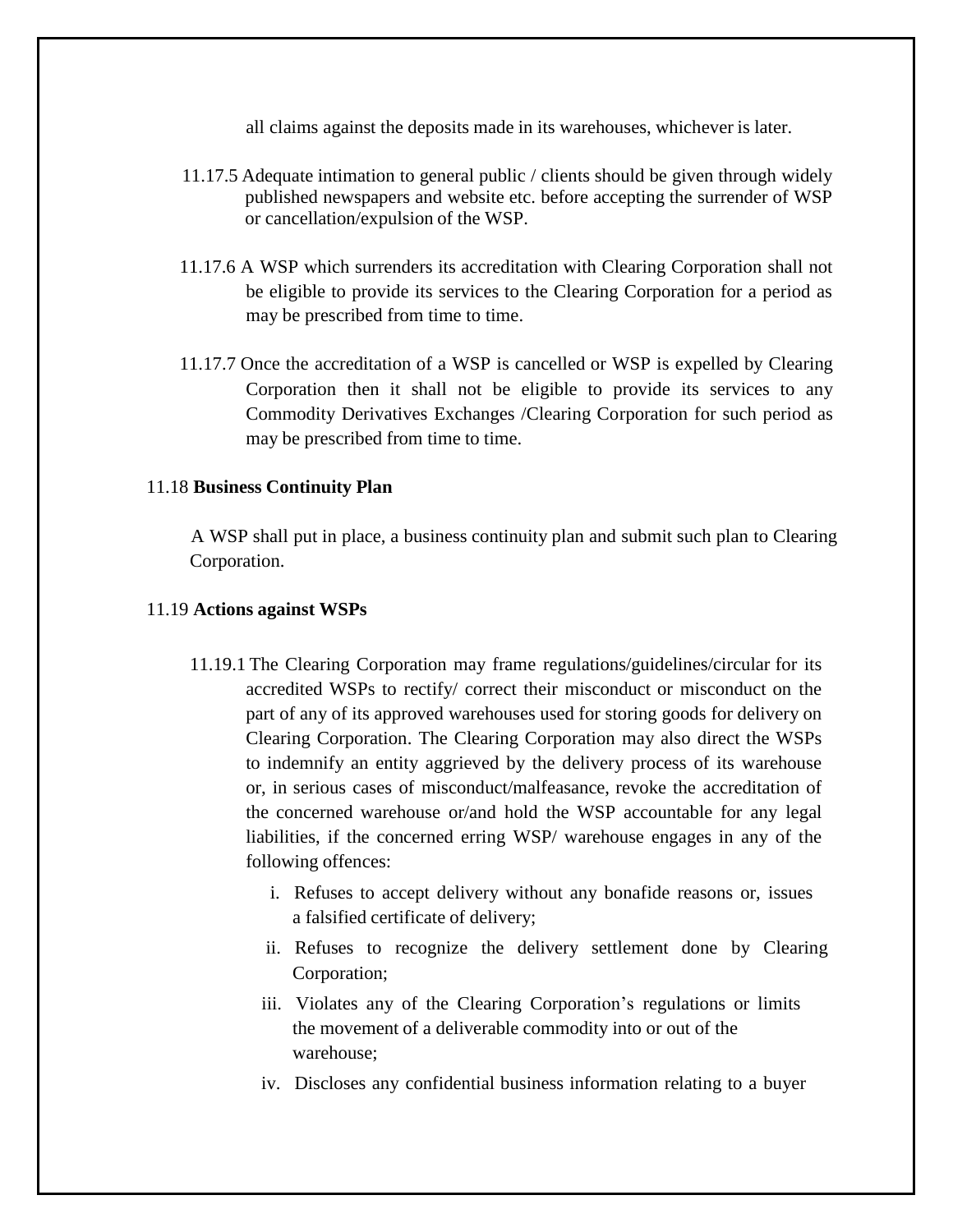all claims against the deposits made in its warehouses, whichever is later.

11.17.5 Adequate intimation to general public / clients should be given through widely published newspapers and website etc. before accepting the surrender of WSP or cancellation/expulsion of the WSP.

11.17.6 A WSP which surrenders its accreditation with Clearing Corporation shall not be eligible to provide its services to the Clearing Corporation for a period as may be prescribed from time to time.

11.17.7 Once the accreditation of a WSP is cancelled or WSP is expelled by Clearing Corporation then it shall not be eligible to provide its services to any Commodity Derivatives Exchanges /Clearing Corporation for such period as may be prescribed from time to time.

11.18 **Business Continuity Plan**

A WSP shall put in place, a business continuity plan and submit such plan to Clearing Corporation.

11.19 **Actions against WSPs**

11.19.1 The Clearing Corporation may frame regulations/guidelines/circular for its accredited WSPs to rectify/ correct their misconduct or misconduct on the part of any of its approved warehouses used for storing goods for delivery on Clearing Corporation. The Clearing Corporation may also direct the WSPs to indemnify an entity aggrieved by the delivery process of its warehouse or, in serious cases of misconduct/malfeasance, revoke the accreditation of the concerned warehouse or/and hold the WSP accountable for any legal liabilities, if the concerned erring WSP/ warehouse engages in any of the following offences:

i. Refuses to accept delivery without any bonafide reasons or, issues a falsified certificate of delivery;

ii. Refuses to recognize the delivery settlement done by Clearing Corporation;

iii. Violates any of the Clearing Corporation's regulations or limits the movement of a deliverable commodity into or out of the warehouse;

iv. Discloses any confidential business information relating to a buyer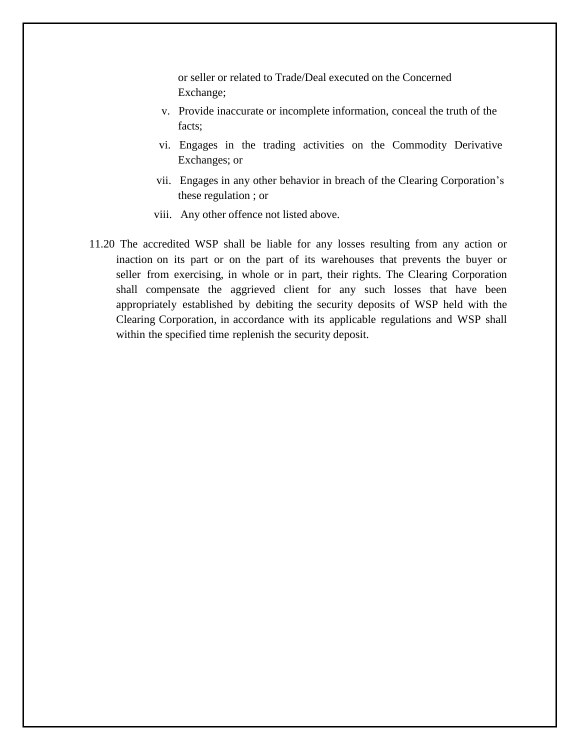or seller or related to Trade/Deal executed on the Concerned Exchange;

v. Provide inaccurate or incomplete information, conceal the truth of the facts;

vi. Engages in the trading activities on the Commodity Derivative Exchanges; or

vii. Engages in any other behavior in breach of the Clearing Corporation's these regulation ; or

viii. Any other offence not listed above.

11.20 The accredited WSP shall be liable for any losses resulting from any action or inaction on its part or on the part of its warehouses that prevents the buyer or seller from exercising, in whole or in part, their rights. The Clearing Corporation shall compensate the aggrieved client for any such losses that have been appropriately established by debiting the security deposits of WSP held with the Clearing Corporation, in accordance with its applicable regulations and WSP shall within the specified time replenish the security deposit.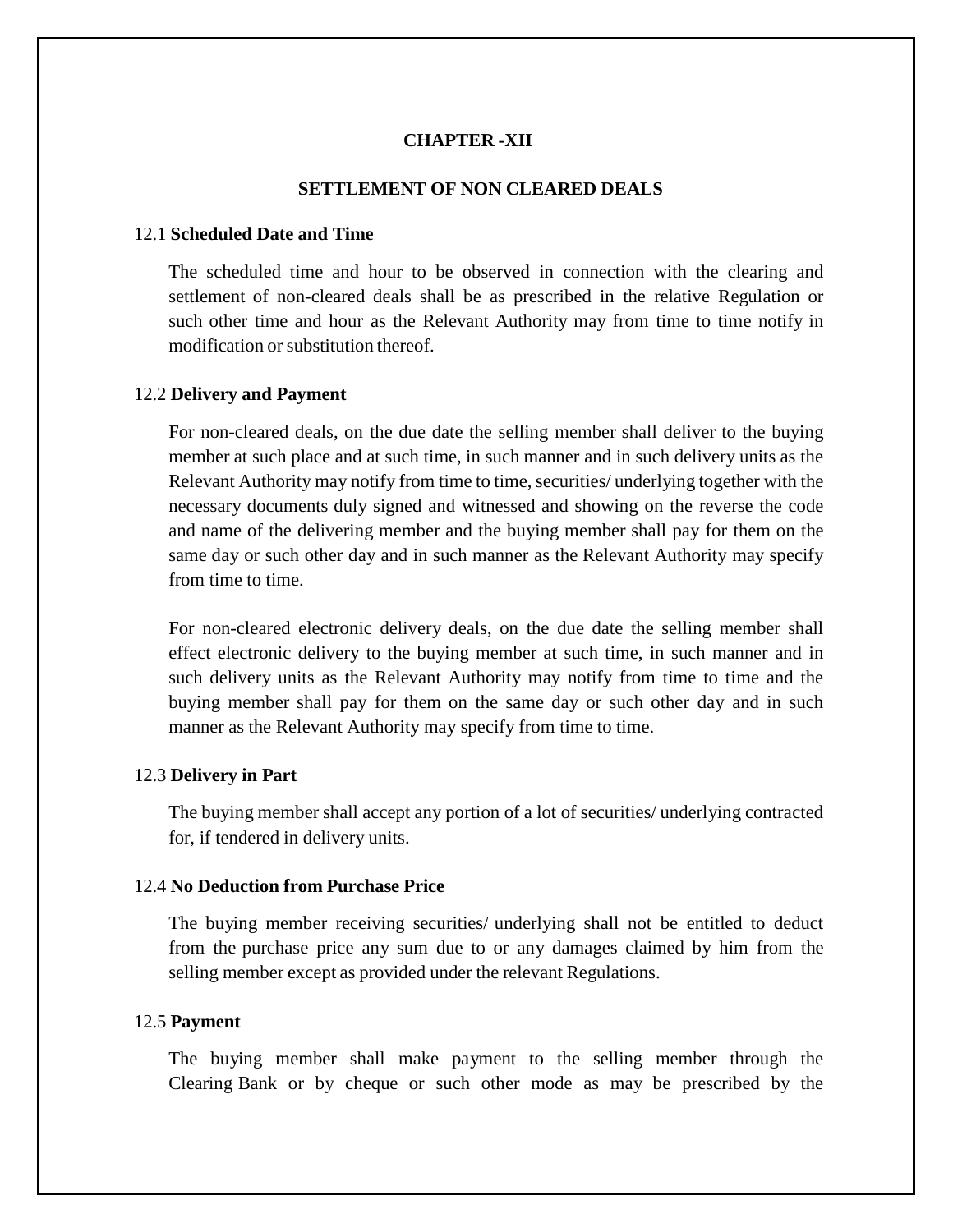# CHAPTER -XII

## SETTLEMENT OF NON CLEARED DEALS

12.1 **Scheduled Date and Time**

The scheduled time and hour to be observed in connection with the clearing and settlement of non-cleared deals shall be as prescribed in the relative Regulation or such other time and hour as the Relevant Authority may from time to time notify in modification or substitution thereof.

12.2 **Delivery and Payment**

For non-cleared deals, on the due date the selling member shall deliver to the buying member at such place and at such time, in such manner and in such delivery units as the Relevant Authority may notify from time to time, securities/ underlying together with the necessary documents duly signed and witnessed and showing on the reverse the code and name of the delivering member and the buying member shall pay for them on the same day or such other day and in such manner as the Relevant Authority may specify from time to time.

For non-cleared electronic delivery deals, on the due date the selling member shall effect electronic delivery to the buying member at such time, in such manner and in such delivery units as the Relevant Authority may notify from time to time and the buying member shall pay for them on the same day or such other day and in such manner as the Relevant Authority may specify from time to time.

12.3 **Delivery in Part**

The buying member shall accept any portion of a lot of securities/ underlying contracted for, if tendered in delivery units.

12.4 **No Deduction from Purchase Price**

The buying member receiving securities/ underlying shall not be entitled to deduct from the purchase price any sum due to or any damages claimed by him from the selling member except as provided under the relevant Regulations.

12.5 **Payment**

The buying member shall make payment to the selling member through the Clearing Bank or by cheque or such other mode as may be prescribed by the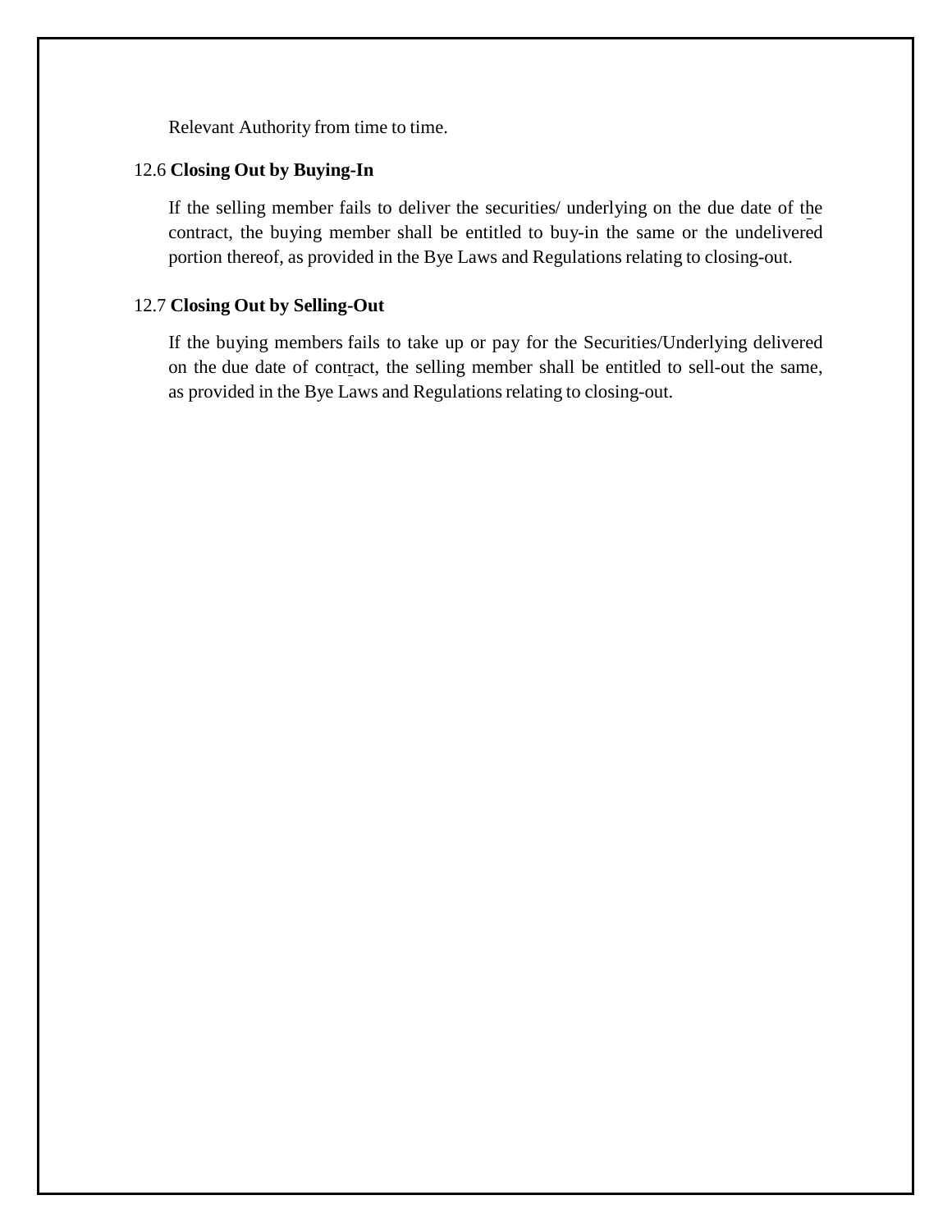Relevant Authority from time to time.

12.6 **Closing Out by Buying-In**

If the selling member fails to deliver the securities/ underlying on the due date of the contract, the buying member shall be entitled to buy-in the same or the undelivered portion thereof, as provided in the Bye Laws and Regulations relating to closing-out.

12.7 **Closing Out by Selling-Out**

If the buying members fails to take up or pay for the Securities/Underlying delivered on the due date of contract, the selling member shall be entitled to sell-out the same, as provided in the Bye Laws and Regulations relating to closing-out.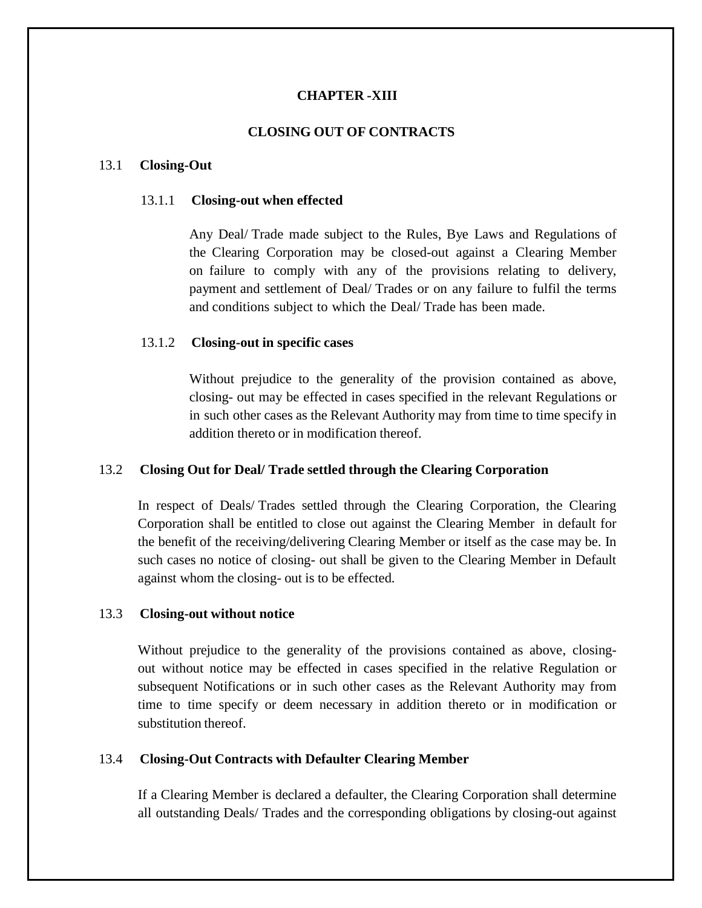## CHAPTER -XIII

## CLOSING OUT OF CONTRACTS

### 13.1 Closing-Out

#### 13.1.1 Closing-out when effected

Any Deal/ Trade made subject to the Rules, Bye Laws and Regulations of the Clearing Corporation may be closed-out against a Clearing Member on failure to comply with any of the provisions relating to delivery, payment and settlement of Deal/ Trades or on any failure to fulfil the terms and conditions subject to which the Deal/ Trade has been made.

#### 13.1.2 Closing-out in specific cases

Without prejudice to the generality of the provision contained as above, closing- out may be effected in cases specified in the relevant Regulations or in such other cases as the Relevant Authority may from time to time specify in addition thereto or in modification thereof.

### 13.2 Closing Out for Deal/ Trade settled through the Clearing Corporation

In respect of Deals/ Trades settled through the Clearing Corporation, the Clearing Corporation shall be entitled to close out against the Clearing Member in default for the benefit of the receiving/delivering Clearing Member or itself as the case may be. In such cases no notice of closing- out shall be given to the Clearing Member in Default against whom the closing- out is to be effected.

### 13.3 Closing-out without notice

Without prejudice to the generality of the provisions contained as above, closing-out without notice may be effected in cases specified in the relative Regulation or subsequent Notifications or in such other cases as the Relevant Authority may from time to time specify or deem necessary in addition thereto or in modification or substitution thereof.

### 13.4 Closing-Out Contracts with Defaulter Clearing Member

If a Clearing Member is declared a defaulter, the Clearing Corporation shall determine all outstanding Deals/ Trades and the corresponding obligations by closing-out against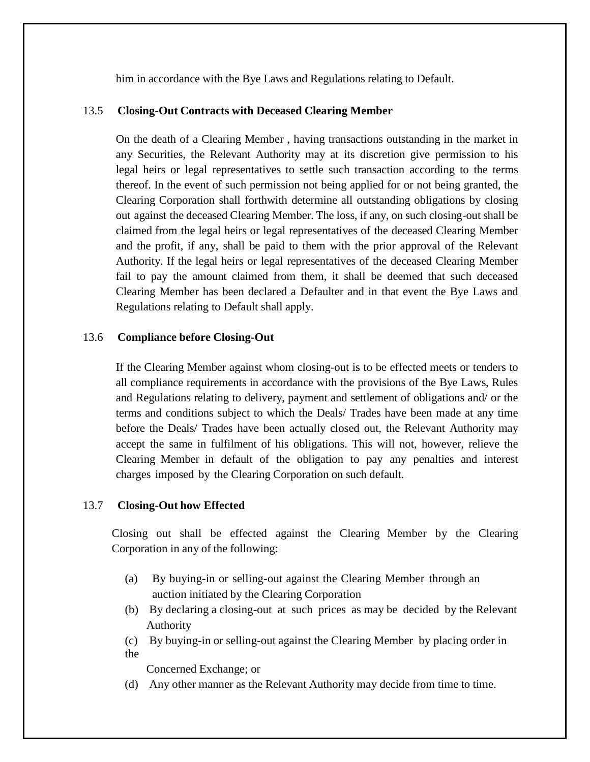him in accordance with the Bye Laws and Regulations relating to Default.

### 13.5 Closing-Out Contracts with Deceased Clearing Member

On the death of a Clearing Member , having transactions outstanding in the market in any Securities, the Relevant Authority may at its discretion give permission to his legal heirs or legal representatives to settle such transaction according to the terms thereof. In the event of such permission not being applied for or not being granted, the Clearing Corporation shall forthwith determine all outstanding obligations by closing out against the deceased Clearing Member. The loss, if any, on such closing-out shall be claimed from the legal heirs or legal representatives of the deceased Clearing Member and the profit, if any, shall be paid to them with the prior approval of the Relevant Authority. If the legal heirs or legal representatives of the deceased Clearing Member fail to pay the amount claimed from them, it shall be deemed that such deceased Clearing Member has been declared a Defaulter and in that event the Bye Laws and Regulations relating to Default shall apply.

### 13.6 Compliance before Closing-Out

If the Clearing Member against whom closing-out is to be effected meets or tenders to all compliance requirements in accordance with the provisions of the Bye Laws, Rules and Regulations relating to delivery, payment and settlement of obligations and/ or the terms and conditions subject to which the Deals/ Trades have been made at any time before the Deals/ Trades have been actually closed out, the Relevant Authority may accept the same in fulfilment of his obligations. This will not, however, relieve the Clearing Member in default of the obligation to pay any penalties and interest charges imposed by the Clearing Corporation on such default.

### 13.7 Closing-Out how Effected

Closing out shall be effected against the Clearing Member by the Clearing Corporation in any of the following:

(a) By buying-in or selling-out against the Clearing Member through an auction initiated by the Clearing Corporation

(b) By declaring a closing-out at such prices as may be decided by the Relevant Authority

(c) By buying-in or selling-out against the Clearing Member by placing order in the Concerned Exchange; or

(d) Any other manner as the Relevant Authority may decide from time to time.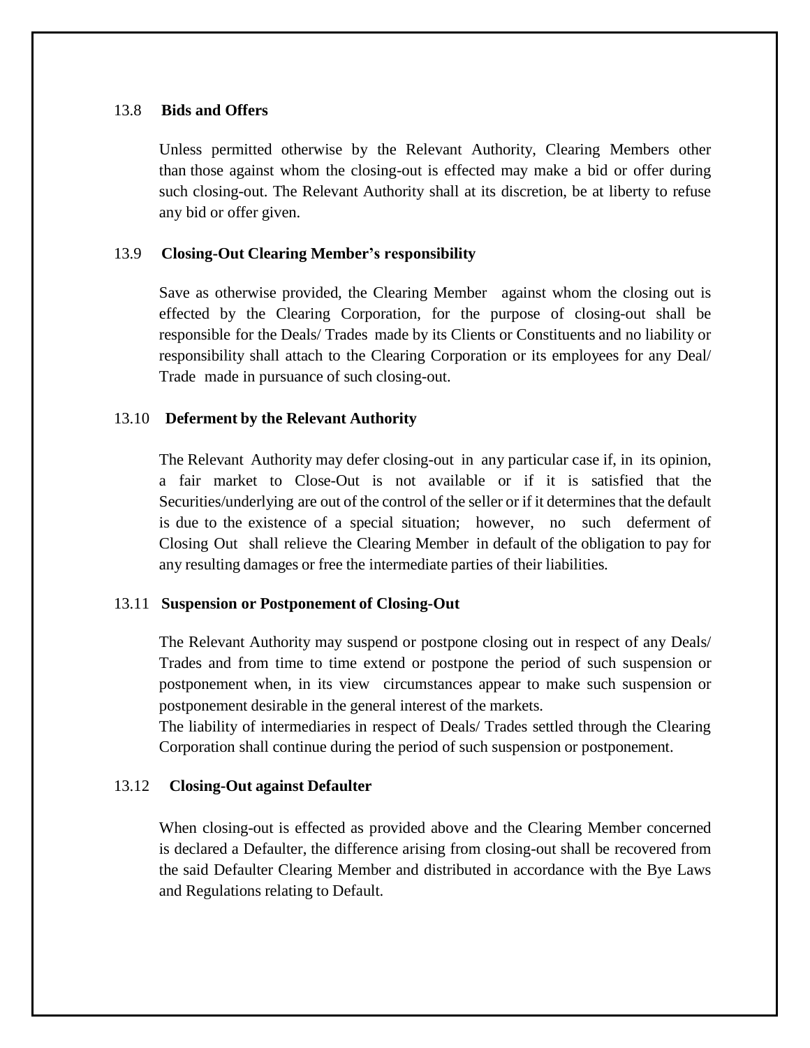### 13.8 Bids and Offers

Unless permitted otherwise by the Relevant Authority, Clearing Members other than those against whom the closing-out is effected may make a bid or offer during such closing-out. The Relevant Authority shall at its discretion, be at liberty to refuse any bid or offer given.

### 13.9 Closing-Out Clearing Member's responsibility

Save as otherwise provided, the Clearing Member against whom the closing out is effected by the Clearing Corporation, for the purpose of closing-out shall be responsible for the Deals/ Trades made by its Clients or Constituents and no liability or responsibility shall attach to the Clearing Corporation or its employees for any Deal/ Trade made in pursuance of such closing-out.

### 13.10 Deferment by the Relevant Authority

The Relevant Authority may defer closing-out in any particular case if, in its opinion, a fair market to Close-Out is not available or if it is satisfied that the Securities/underlying are out of the control of the seller or if it determines that the default is due to the existence of a special situation; however, no such deferment of Closing Out shall relieve the Clearing Member in default of the obligation to pay for any resulting damages or free the intermediate parties of their liabilities.

### 13.11 Suspension or Postponement of Closing-Out

The Relevant Authority may suspend or postpone closing out in respect of any Deals/ Trades and from time to time extend or postpone the period of such suspension or postponement when, in its view circumstances appear to make such suspension or postponement desirable in the general interest of the markets.

The liability of intermediaries in respect of Deals/ Trades settled through the Clearing Corporation shall continue during the period of such suspension or postponement.

### 13.12 Closing-Out against Defaulter

When closing-out is effected as provided above and the Clearing Member concerned is declared a Defaulter, the difference arising from closing-out shall be recovered from the said Defaulter Clearing Member and distributed in accordance with the Bye Laws and Regulations relating to Default.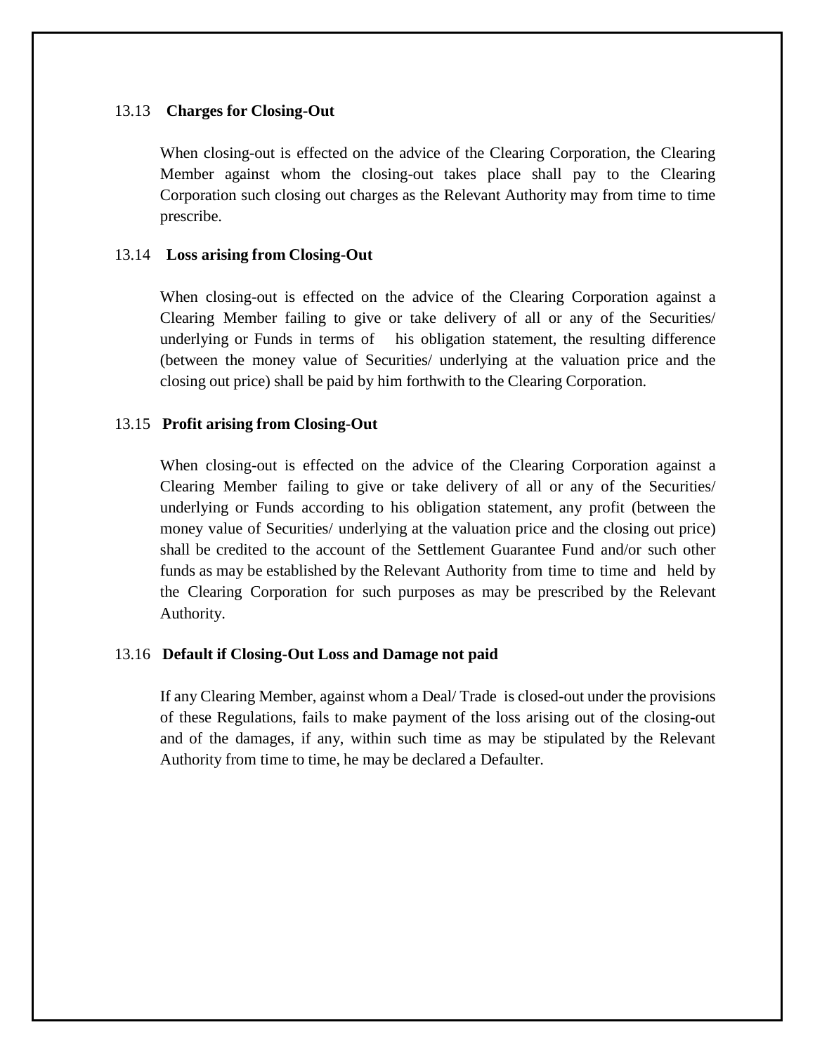### 13.13 Charges for Closing-Out

When closing-out is effected on the advice of the Clearing Corporation, the Clearing Member against whom the closing-out takes place shall pay to the Clearing Corporation such closing out charges as the Relevant Authority may from time to time prescribe.

### 13.14 Loss arising from Closing-Out

When closing-out is effected on the advice of the Clearing Corporation against a Clearing Member failing to give or take delivery of all or any of the Securities/ underlying or Funds in terms of his obligation statement, the resulting difference (between the money value of Securities/ underlying at the valuation price and the closing out price) shall be paid by him forthwith to the Clearing Corporation.

### 13.15 Profit arising from Closing-Out

When closing-out is effected on the advice of the Clearing Corporation against a Clearing Member failing to give or take delivery of all or any of the Securities/ underlying or Funds according to his obligation statement, any profit (between the money value of Securities/ underlying at the valuation price and the closing out price) shall be credited to the account of the Settlement Guarantee Fund and/or such other funds as may be established by the Relevant Authority from time to time and held by the Clearing Corporation for such purposes as may be prescribed by the Relevant Authority.

### 13.16 Default if Closing-Out Loss and Damage not paid

If any Clearing Member, against whom a Deal/ Trade is closed-out under the provisions of these Regulations, fails to make payment of the loss arising out of the closing-out and of the damages, if any, within such time as may be stipulated by the Relevant Authority from time to time, he may be declared a Defaulter.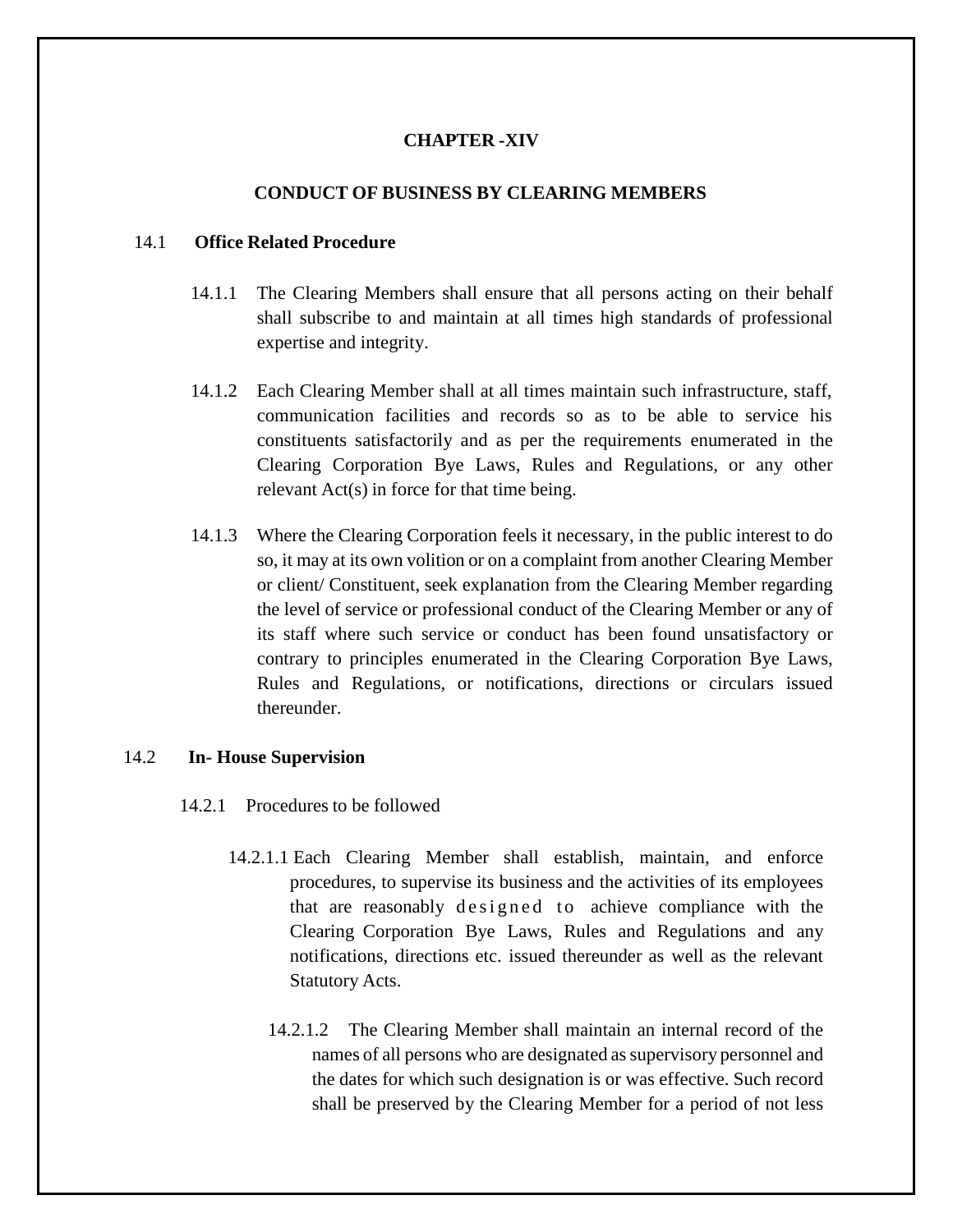# CHAPTER -XIV

## CONDUCT OF BUSINESS BY CLEARING MEMBERS

### 14.1 Office Related Procedure

14.1.1 The Clearing Members shall ensure that all persons acting on their behalf shall subscribe to and maintain at all times high standards of professional expertise and integrity.

14.1.2 Each Clearing Member shall at all times maintain such infrastructure, staff, communication facilities and records so as to be able to service his constituents satisfactorily and as per the requirements enumerated in the Clearing Corporation Bye Laws, Rules and Regulations, or any other relevant Act(s) in force for that time being.

14.1.3 Where the Clearing Corporation feels it necessary, in the public interest to do so, it may at its own volition or on a complaint from another Clearing Member or client/ Constituent, seek explanation from the Clearing Member regarding the level of service or professional conduct of the Clearing Member or any of its staff where such service or conduct has been found unsatisfactory or contrary to principles enumerated in the Clearing Corporation Bye Laws, Rules and Regulations, or notifications, directions or circulars issued thereunder.

### 14.2 In- House Supervision

14.2.1 Procedures to be followed

14.2.1.1 Each Clearing Member shall establish, maintain, and enforce procedures, to supervise its business and the activities of its employees that are reasonably designed to achieve compliance with the Clearing Corporation Bye Laws, Rules and Regulations and any notifications, directions etc. issued thereunder as well as the relevant Statutory Acts.

14.2.1.2 The Clearing Member shall maintain an internal record of the names of all persons who are designated as supervisory personnel and the dates for which such designation is or was effective. Such record shall be preserved by the Clearing Member for a period of not less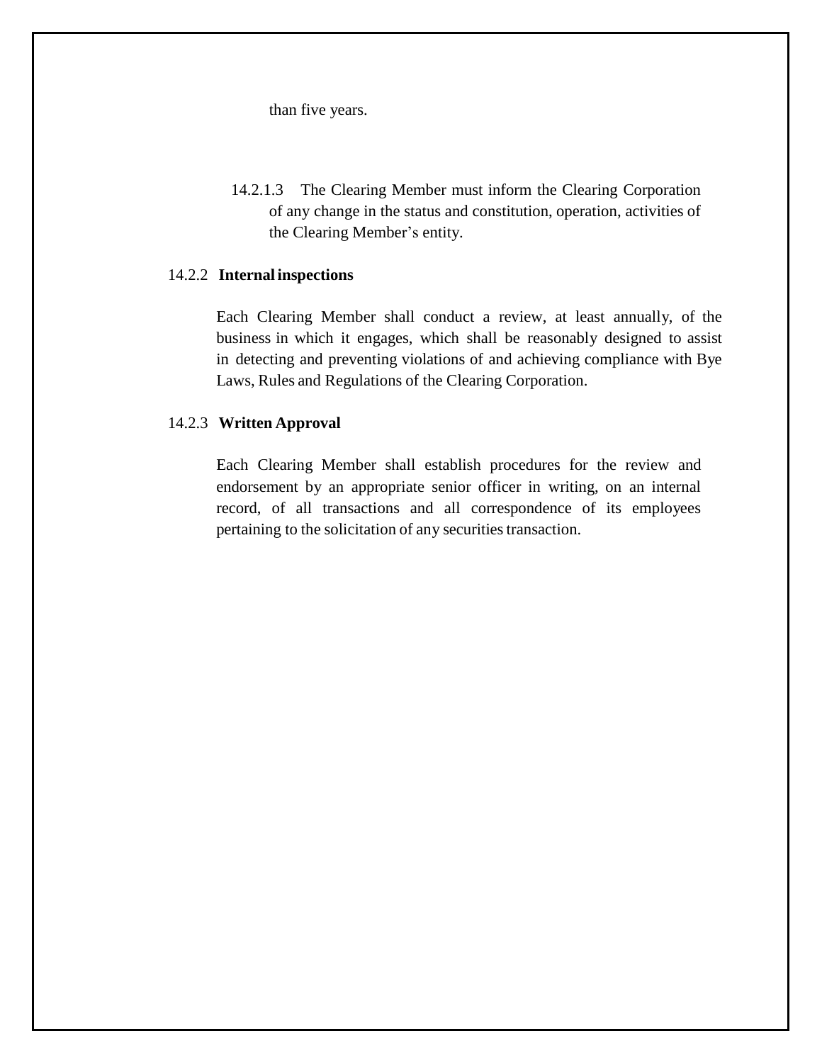than five years.

14.2.1.3 The Clearing Member must inform the Clearing Corporation of any change in the status and constitution, operation, activities of the Clearing Member's entity.

### 14.2.2 Internal inspections

Each Clearing Member shall conduct a review, at least annually, of the business in which it engages, which shall be reasonably designed to assist in detecting and preventing violations of and achieving compliance with Bye Laws, Rules and Regulations of the Clearing Corporation.

### 14.2.3 Written Approval

Each Clearing Member shall establish procedures for the review and endorsement by an appropriate senior officer in writing, on an internal record, of all transactions and all correspondence of its employees pertaining to the solicitation of any securities transaction.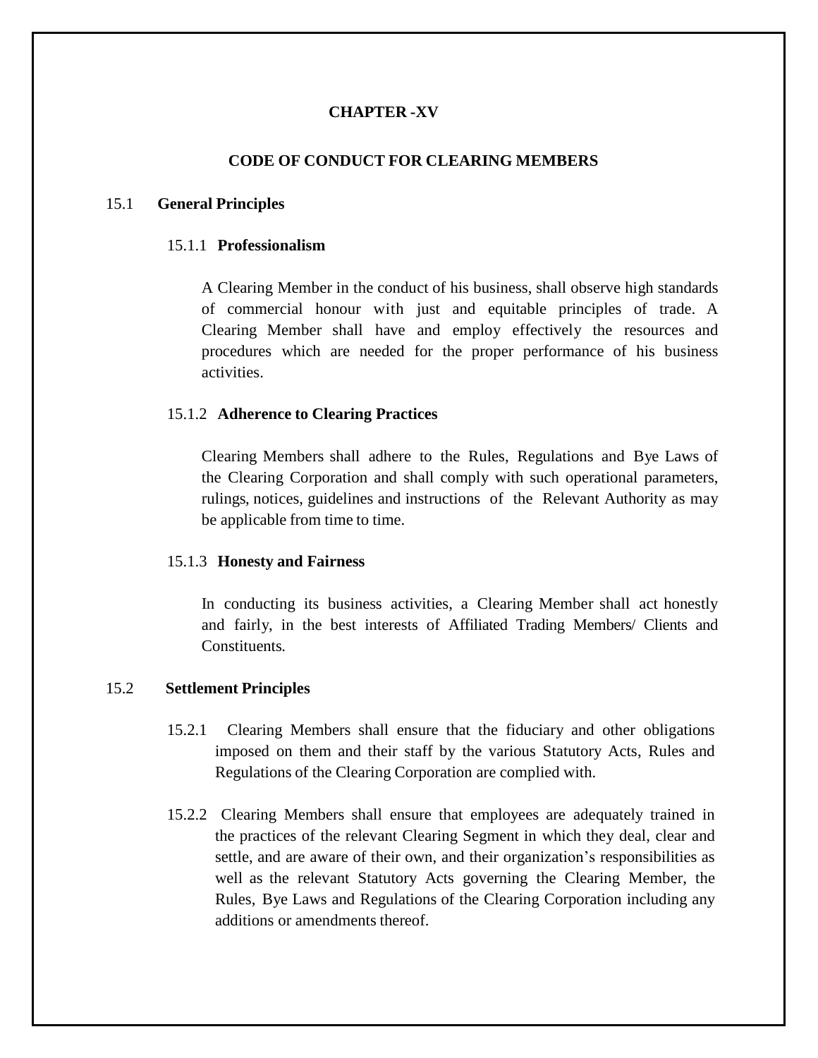# CHAPTER -XV

## CODE OF CONDUCT FOR CLEARING MEMBERS

### 15.1 General Principles

#### 15.1.1 Professionalism

A Clearing Member in the conduct of his business, shall observe high standards of commercial honour with just and equitable principles of trade. A Clearing Member shall have and employ effectively the resources and procedures which are needed for the proper performance of his business activities.

#### 15.1.2 Adherence to Clearing Practices

Clearing Members shall adhere to the Rules, Regulations and Bye Laws of the Clearing Corporation and shall comply with such operational parameters, rulings, notices, guidelines and instructions of the Relevant Authority as may be applicable from time to time.

#### 15.1.3 Honesty and Fairness

In conducting its business activities, a Clearing Member shall act honestly and fairly, in the best interests of Affiliated Trading Members/ Clients and Constituents.

### 15.2 Settlement Principles

15.2.1 Clearing Members shall ensure that the fiduciary and other obligations imposed on them and their staff by the various Statutory Acts, Rules and Regulations of the Clearing Corporation are complied with.

15.2.2 Clearing Members shall ensure that employees are adequately trained in the practices of the relevant Clearing Segment in which they deal, clear and settle, and are aware of their own, and their organization's responsibilities as well as the relevant Statutory Acts governing the Clearing Member, the Rules, Bye Laws and Regulations of the Clearing Corporation including any additions or amendments thereof.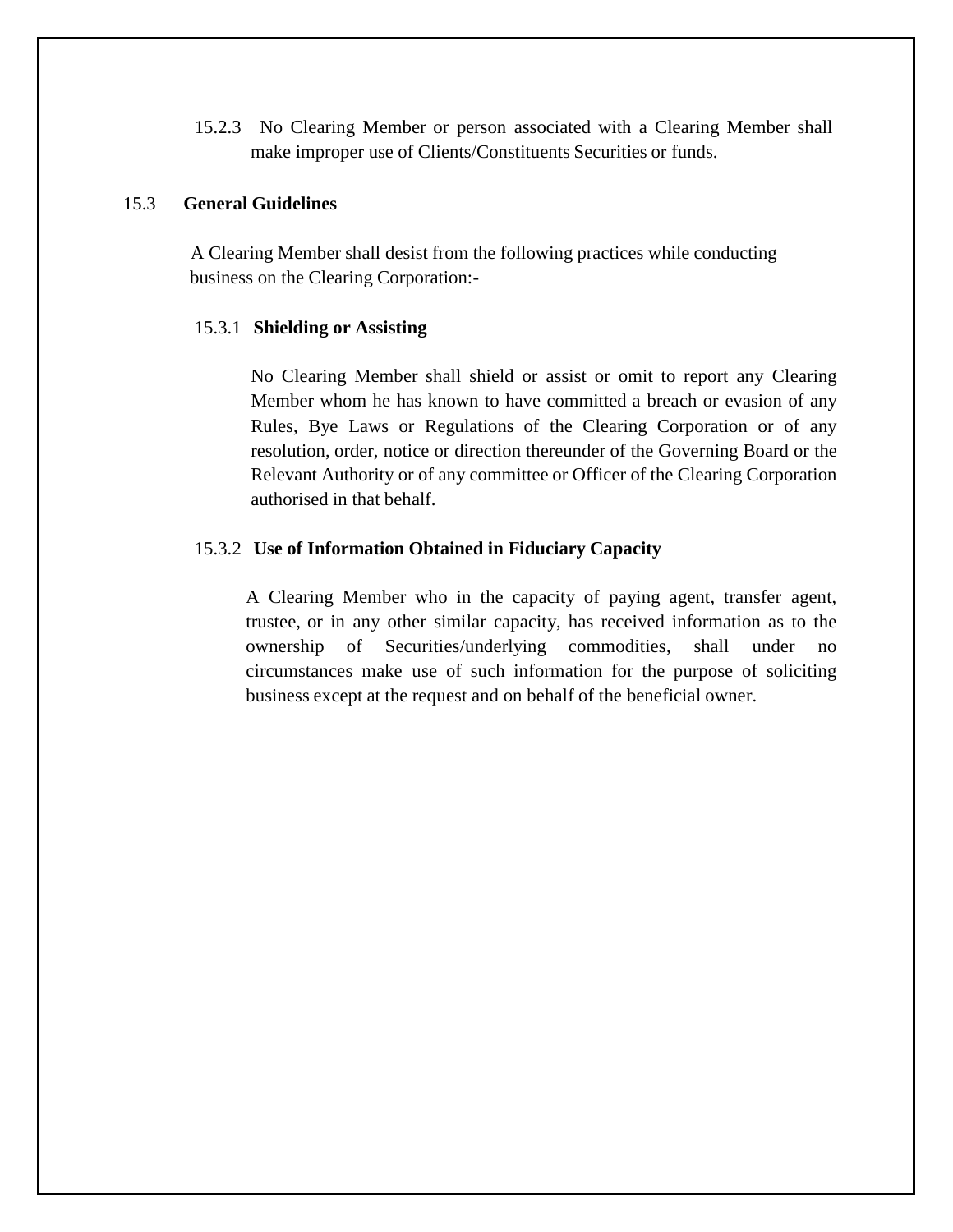15.2.3 No Clearing Member or person associated with a Clearing Member shall make improper use of Clients/Constituents Securities or funds.

## 15.3 General Guidelines

A Clearing Member shall desist from the following practices while conducting business on the Clearing Corporation:-

### 15.3.1 Shielding or Assisting

No Clearing Member shall shield or assist or omit to report any Clearing Member whom he has known to have committed a breach or evasion of any Rules, Bye Laws or Regulations of the Clearing Corporation or of any resolution, order, notice or direction thereunder of the Governing Board or the Relevant Authority or of any committee or Officer of the Clearing Corporation authorised in that behalf.

### 15.3.2 Use of Information Obtained in Fiduciary Capacity

A Clearing Member who in the capacity of paying agent, transfer agent, trustee, or in any other similar capacity, has received information as to the ownership of Securities/underlying commodities, shall under no circumstances make use of such information for the purpose of soliciting business except at the request and on behalf of the beneficial owner.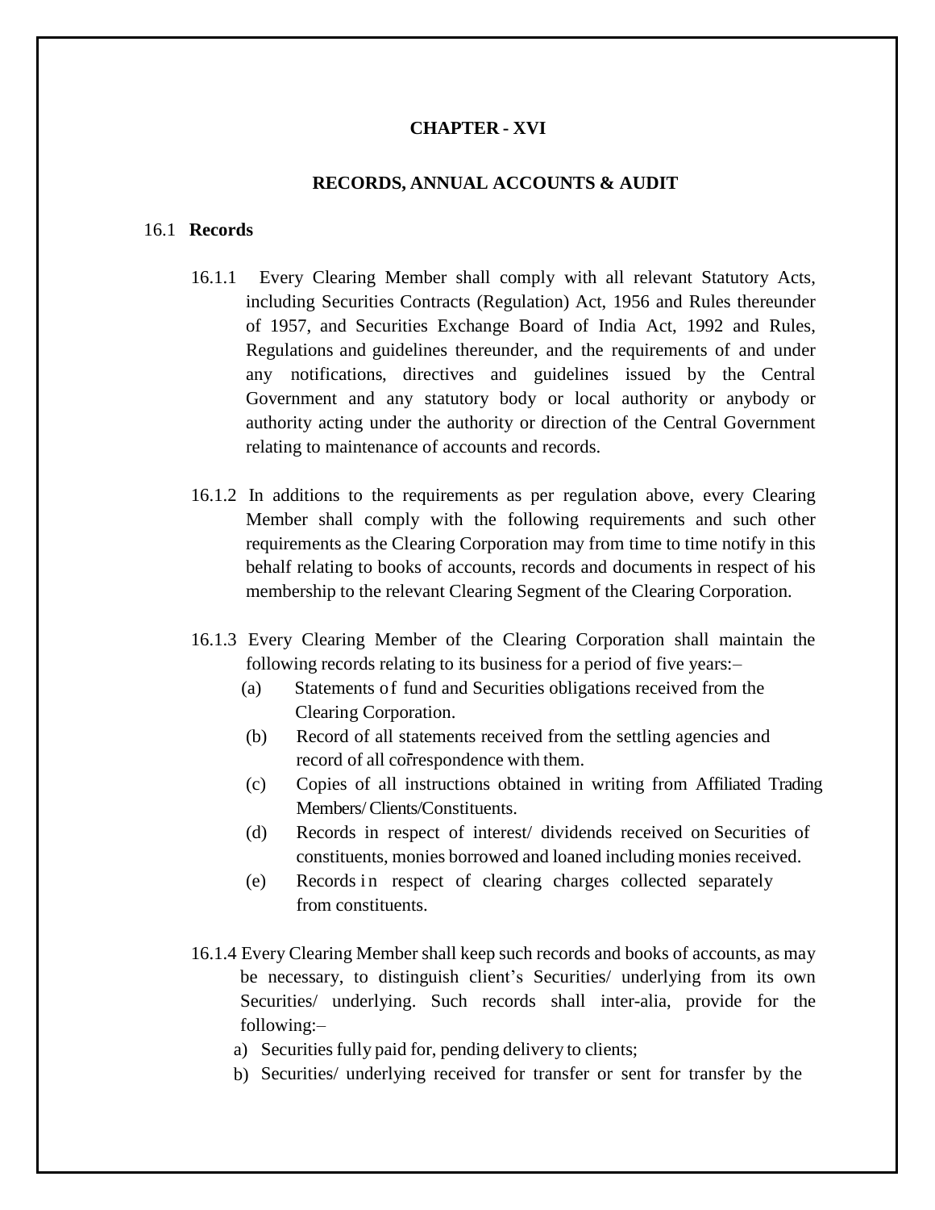# CHAPTER - XVI

## RECORDS, ANNUAL ACCOUNTS & AUDIT

### 16.1 Records

16.1.1 Every Clearing Member shall comply with all relevant Statutory Acts, including Securities Contracts (Regulation) Act, 1956 and Rules thereunder of 1957, and Securities Exchange Board of India Act, 1992 and Rules, Regulations and guidelines thereunder, and the requirements of and under any notifications, directives and guidelines issued by the Central Government and any statutory body or local authority or anybody or authority acting under the authority or direction of the Central Government relating to maintenance of accounts and records.

16.1.2 In additions to the requirements as per regulation above, every Clearing Member shall comply with the following requirements and such other requirements as the Clearing Corporation may from time to time notify in this behalf relating to books of accounts, records and documents in respect of his membership to the relevant Clearing Segment of the Clearing Corporation.

16.1.3 Every Clearing Member of the Clearing Corporation shall maintain the following records relating to its business for a period of five years:–

(a) Statements of fund and Securities obligations received from the Clearing Corporation.

(b) Record of all statements received from the settling agencies and record of all correspondence with them.

(c) Copies of all instructions obtained in writing from Affiliated Trading Members/ Clients/Constituents.

(d) Records in respect of interest/ dividends received on Securities of constituents, monies borrowed and loaned including monies received.

(e) Records in respect of clearing charges collected separately from constituents.

16.1.4 Every Clearing Member shall keep such records and books of accounts, as may be necessary, to distinguish client's Securities/ underlying from its own Securities/ underlying. Such records shall inter-alia, provide for the following:–

a) Securities fully paid for, pending delivery to clients;

b) Securities/ underlying received for transfer or sent for transfer by the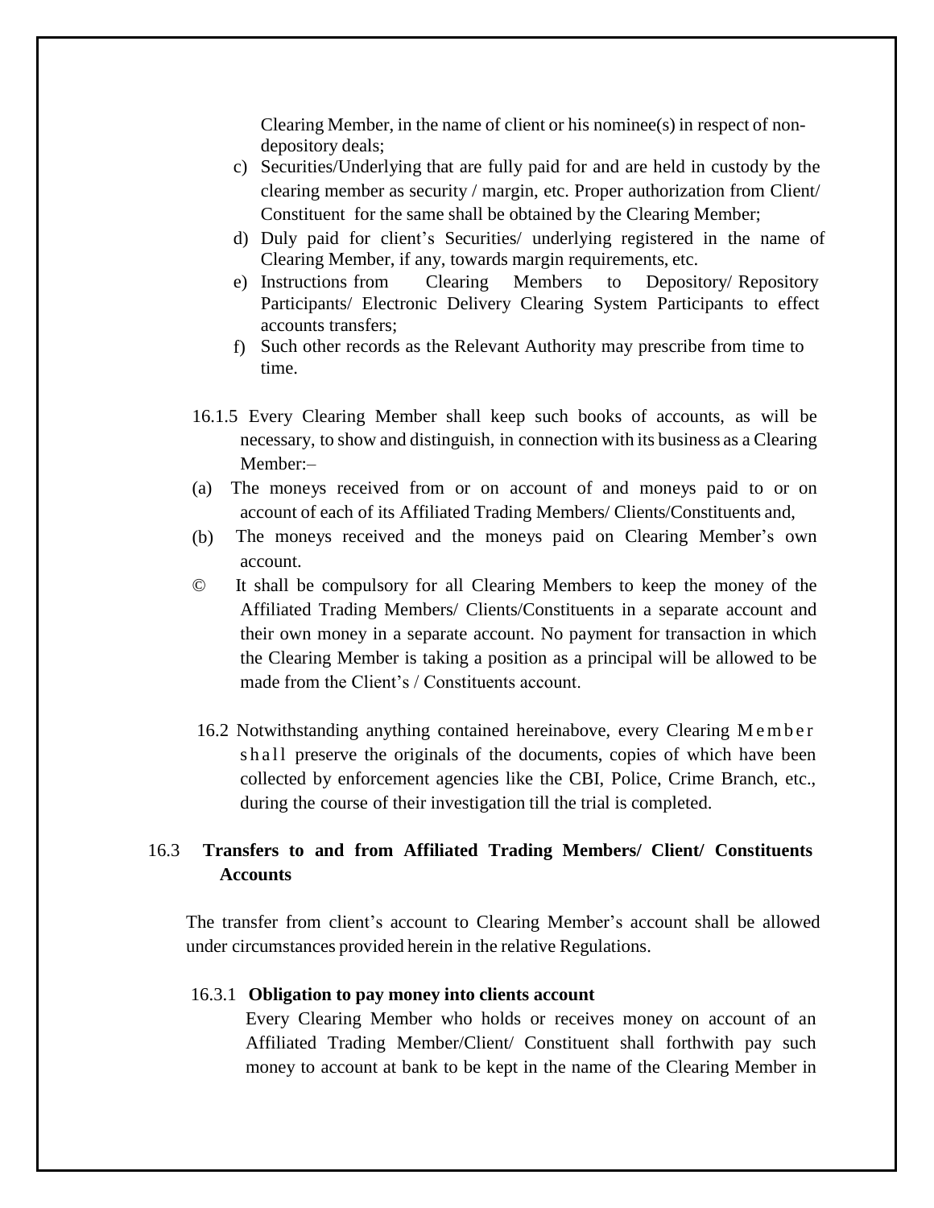Clearing Member, in the name of client or his nominee(s) in respect of non-depository deals;

c) Securities/Underlying that are fully paid for and are held in custody by the clearing member as security / margin, etc. Proper authorization from Client/ Constituent for the same shall be obtained by the Clearing Member;
d) Duly paid for client's Securities/ underlying registered in the name of Clearing Member, if any, towards margin requirements, etc.
e) Instructions from Clearing Members to Depository/ Repository Participants/ Electronic Delivery Clearing System Participants to effect accounts transfers;
f) Such other records as the Relevant Authority may prescribe from time to time.

16.1.5 Every Clearing Member shall keep such books of accounts, as will be necessary, to show and distinguish, in connection with its business as a Clearing Member:–

(a) The moneys received from or on account of and moneys paid to or on account of each of its Affiliated Trading Members/ Clients/Constituents and,

(b) The moneys received and the moneys paid on Clearing Member's own account.

© It shall be compulsory for all Clearing Members to keep the money of the Affiliated Trading Members/ Clients/Constituents in a separate account and their own money in a separate account. No payment for transaction in which the Clearing Member is taking a position as a principal will be allowed to be made from the Client's / Constituents account.

16.2 Notwithstanding anything contained hereinabove, every Clearing Member shall preserve the originals of the documents, copies of which have been collected by enforcement agencies like the CBI, Police, Crime Branch, etc., during the course of their investigation till the trial is completed.

### 16.3 Transfers to and from Affiliated Trading Members/ Client/ Constituents Accounts

The transfer from client's account to Clearing Member's account shall be allowed under circumstances provided herein in the relative Regulations.

#### 16.3.1 Obligation to pay money into clients account

Every Clearing Member who holds or receives money on account of an Affiliated Trading Member/Client/ Constituent shall forthwith pay such money to account at bank to be kept in the name of the Clearing Member in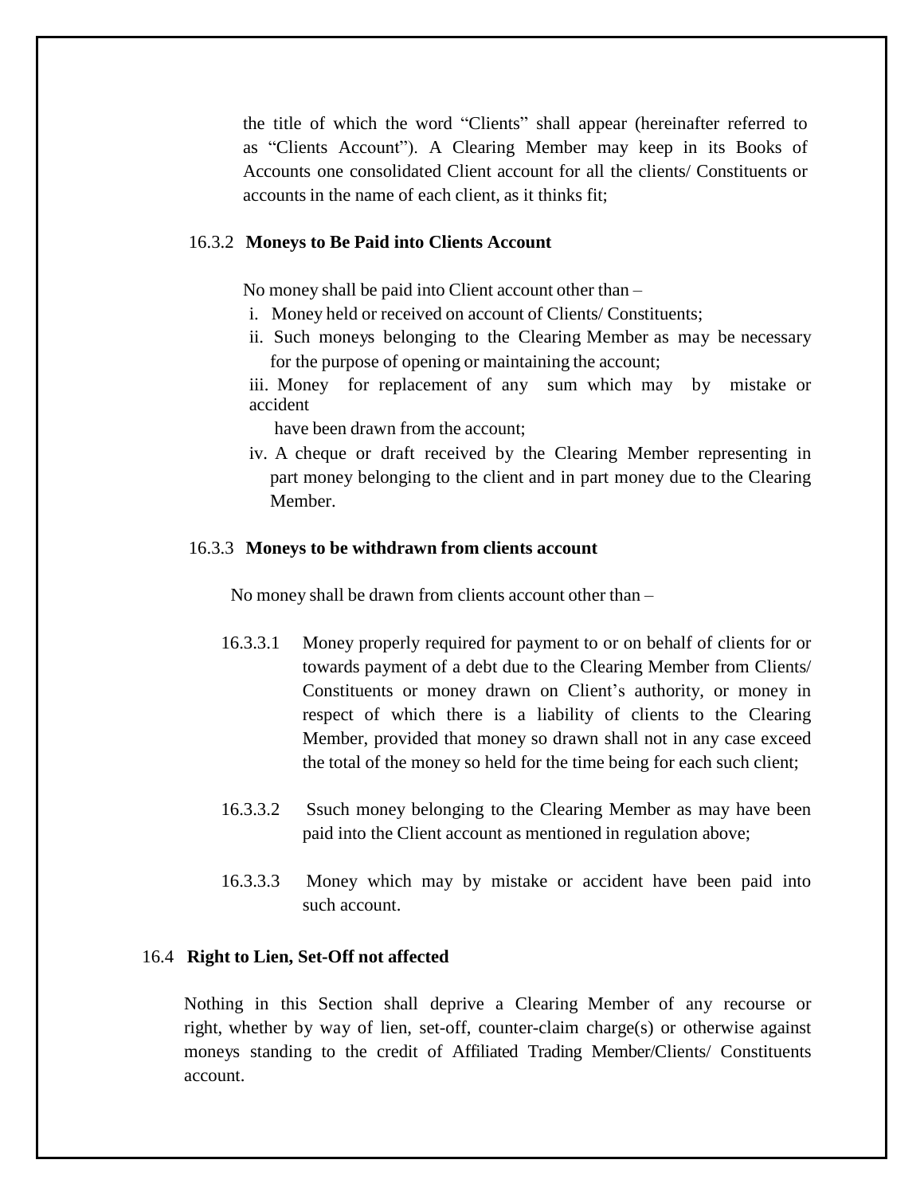the title of which the word "Clients" shall appear (hereinafter referred to as "Clients Account"). A Clearing Member may keep in its Books of Accounts one consolidated Client account for all the clients/ Constituents or accounts in the name of each client, as it thinks fit;

### 16.3.2 **Moneys to Be Paid into Clients Account**

No money shall be paid into Client account other than –

i. Money held or received on account of Clients/ Constituents;

ii. Such moneys belonging to the Clearing Member as may be necessary for the purpose of opening or maintaining the account;

iii. Money for replacement of any sum which may by mistake or accident have been drawn from the account;

iv. A cheque or draft received by the Clearing Member representing in part money belonging to the client and in part money due to the Clearing Member.

### 16.3.3 **Moneys to be withdrawn from clients account**

No money shall be drawn from clients account other than –

16.3.3.1 Money properly required for payment to or on behalf of clients for or towards payment of a debt due to the Clearing Member from Clients/ Constituents or money drawn on Client's authority, or money in respect of which there is a liability of clients to the Clearing Member, provided that money so drawn shall not in any case exceed the total of the money so held for the time being for each such client;

16.3.3.2 Ssuch money belonging to the Clearing Member as may have been paid into the Client account as mentioned in regulation above;

16.3.3.3 Money which may by mistake or accident have been paid into such account.

## 16.4 **Right to Lien, Set-Off not affected**

Nothing in this Section shall deprive a Clearing Member of any recourse or right, whether by way of lien, set-off, counter-claim charge(s) or otherwise against moneys standing to the credit of Affiliated Trading Member/Clients/ Constituents account.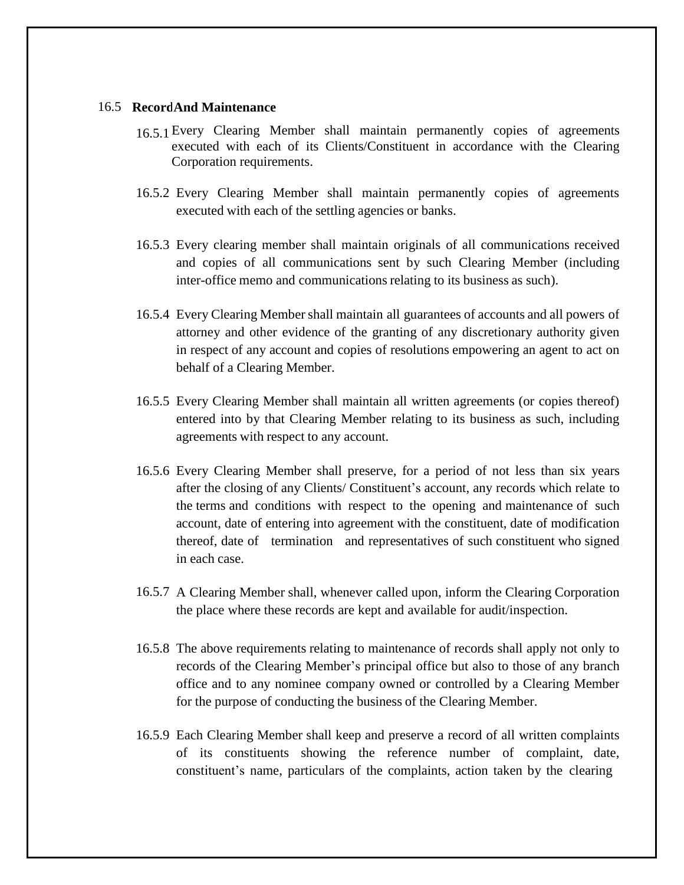### 16.5 Record And Maintenance

16.5.1 Every Clearing Member shall maintain permanently copies of agreements executed with each of its Clients/Constituent in accordance with the Clearing Corporation requirements.

16.5.2 Every Clearing Member shall maintain permanently copies of agreements executed with each of the settling agencies or banks.

16.5.3 Every clearing member shall maintain originals of all communications received and copies of all communications sent by such Clearing Member (including inter-office memo and communications relating to its business as such).

16.5.4 Every Clearing Member shall maintain all guarantees of accounts and all powers of attorney and other evidence of the granting of any discretionary authority given in respect of any account and copies of resolutions empowering an agent to act on behalf of a Clearing Member.

16.5.5 Every Clearing Member shall maintain all written agreements (or copies thereof) entered into by that Clearing Member relating to its business as such, including agreements with respect to any account.

16.5.6 Every Clearing Member shall preserve, for a period of not less than six years after the closing of any Clients/ Constituent's account, any records which relate to the terms and conditions with respect to the opening and maintenance of such account, date of entering into agreement with the constituent, date of modification thereof, date of termination and representatives of such constituent who signed in each case.

16.5.7 A Clearing Member shall, whenever called upon, inform the Clearing Corporation the place where these records are kept and available for audit/inspection.

16.5.8 The above requirements relating to maintenance of records shall apply not only to records of the Clearing Member's principal office but also to those of any branch office and to any nominee company owned or controlled by a Clearing Member for the purpose of conducting the business of the Clearing Member.

16.5.9 Each Clearing Member shall keep and preserve a record of all written complaints of its constituents showing the reference number of complaint, date, constituent's name, particulars of the complaints, action taken by the clearing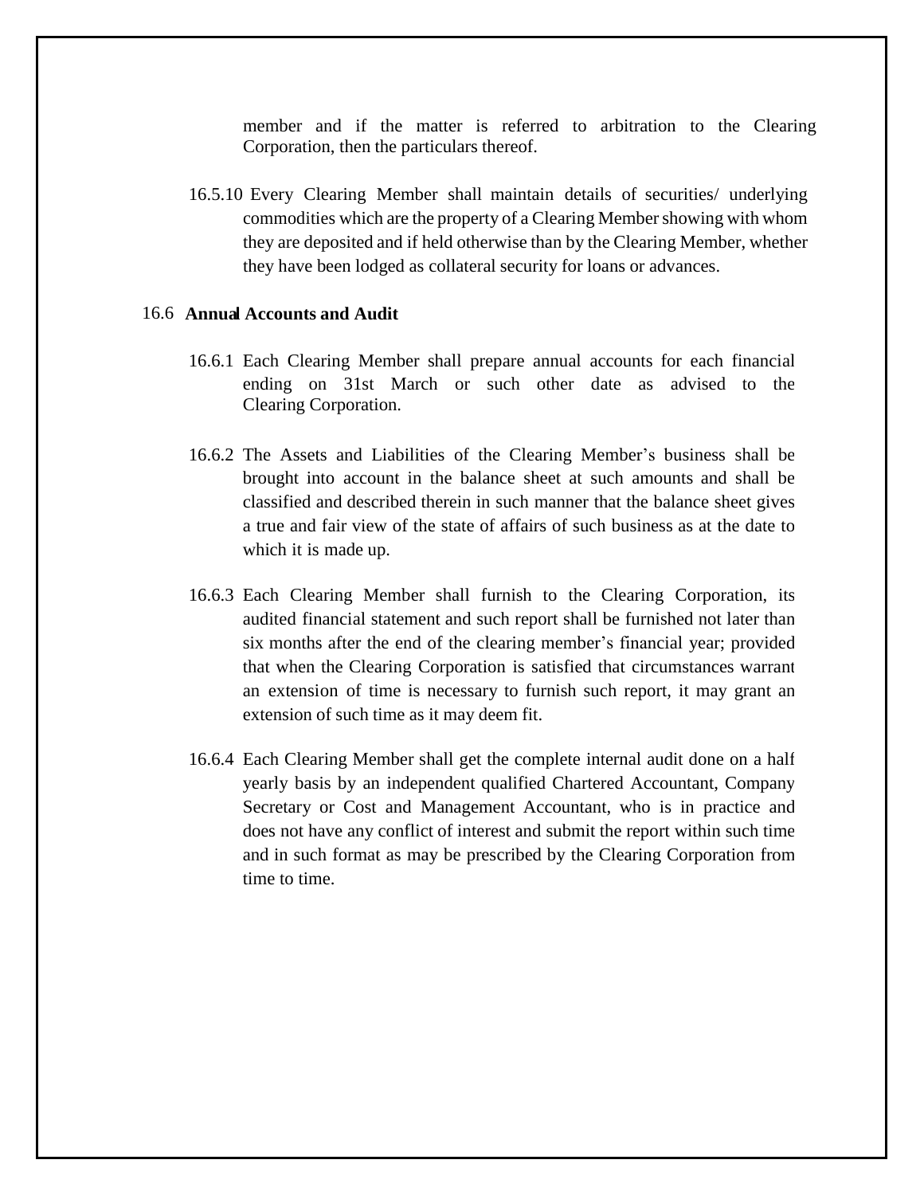member and if the matter is referred to arbitration to the Clearing Corporation, then the particulars thereof.

16.5.10 Every Clearing Member shall maintain details of securities/ underlying commodities which are the property of a Clearing Member showing with whom they are deposited and if held otherwise than by the Clearing Member, whether they have been lodged as collateral security for loans or advances.

16.6 **Annual Accounts and Audit**

16.6.1 Each Clearing Member shall prepare annual accounts for each financial ending on 31st March or such other date as advised to the Clearing Corporation.

16.6.2 The Assets and Liabilities of the Clearing Member's business shall be brought into account in the balance sheet at such amounts and shall be classified and described therein in such manner that the balance sheet gives a true and fair view of the state of affairs of such business as at the date to which it is made up.

16.6.3 Each Clearing Member shall furnish to the Clearing Corporation, its audited financial statement and such report shall be furnished not later than six months after the end of the clearing member's financial year; provided that when the Clearing Corporation is satisfied that circumstances warrant an extension of time is necessary to furnish such report, it may grant an extension of such time as it may deem fit.

16.6.4 Each Clearing Member shall get the complete internal audit done on a half yearly basis by an independent qualified Chartered Accountant, Company Secretary or Cost and Management Accountant, who is in practice and does not have any conflict of interest and submit the report within such time and in such format as may be prescribed by the Clearing Corporation from time to time.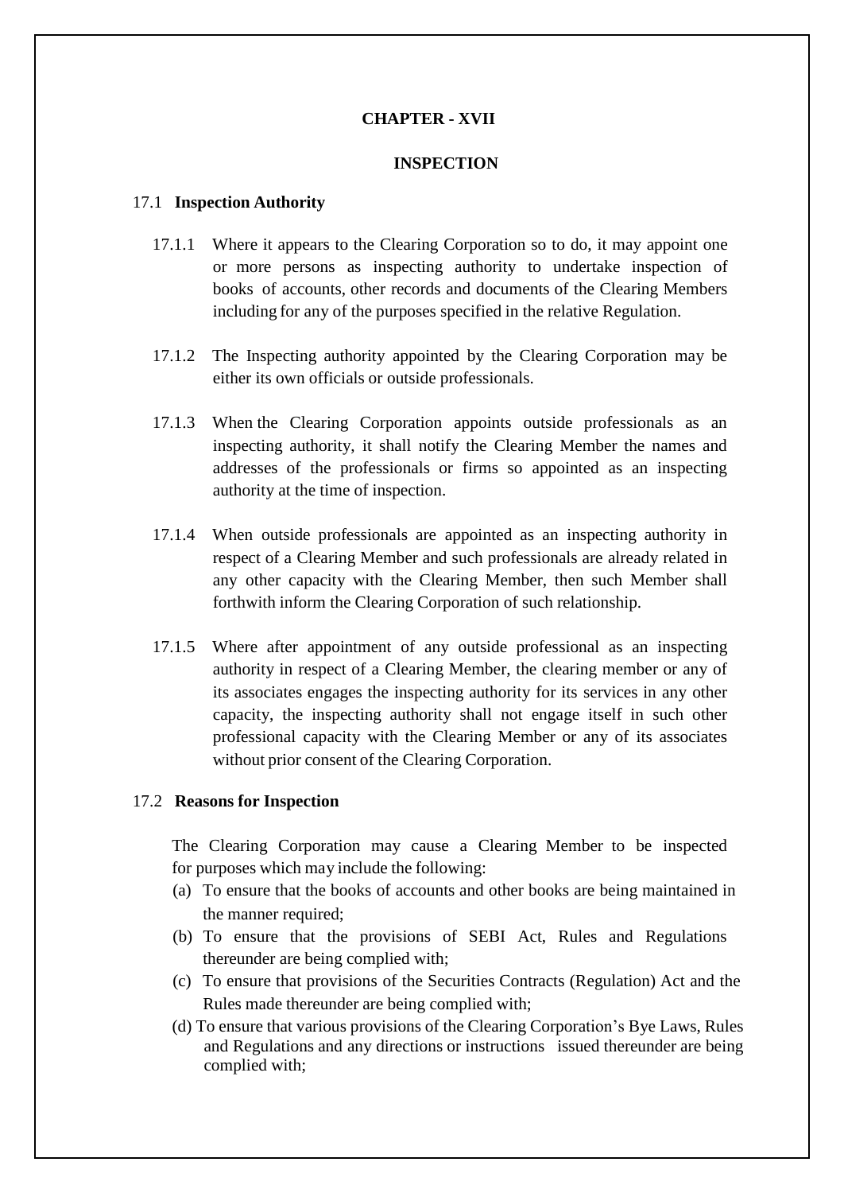## CHAPTER - XVII

## INSPECTION

### 17.1 Inspection Authority

17.1.1 Where it appears to the Clearing Corporation so to do, it may appoint one or more persons as inspecting authority to undertake inspection of books of accounts, other records and documents of the Clearing Members including for any of the purposes specified in the relative Regulation.

17.1.2 The Inspecting authority appointed by the Clearing Corporation may be either its own officials or outside professionals.

17.1.3 When the Clearing Corporation appoints outside professionals as an inspecting authority, it shall notify the Clearing Member the names and addresses of the professionals or firms so appointed as an inspecting authority at the time of inspection.

17.1.4 When outside professionals are appointed as an inspecting authority in respect of a Clearing Member and such professionals are already related in any other capacity with the Clearing Member, then such Member shall forthwith inform the Clearing Corporation of such relationship.

17.1.5 Where after appointment of any outside professional as an inspecting authority in respect of a Clearing Member, the clearing member or any of its associates engages the inspecting authority for its services in any other capacity, the inspecting authority shall not engage itself in such other professional capacity with the Clearing Member or any of its associates without prior consent of the Clearing Corporation.

### 17.2 Reasons for Inspection

The Clearing Corporation may cause a Clearing Member to be inspected for purposes which may include the following:

(a) To ensure that the books of accounts and other books are being maintained in the manner required;

(b) To ensure that the provisions of SEBI Act, Rules and Regulations thereunder are being complied with;

(c) To ensure that provisions of the Securities Contracts (Regulation) Act and the Rules made thereunder are being complied with;

(d) To ensure that various provisions of the Clearing Corporation's Bye Laws, Rules and Regulations and any directions or instructions issued thereunder are being complied with;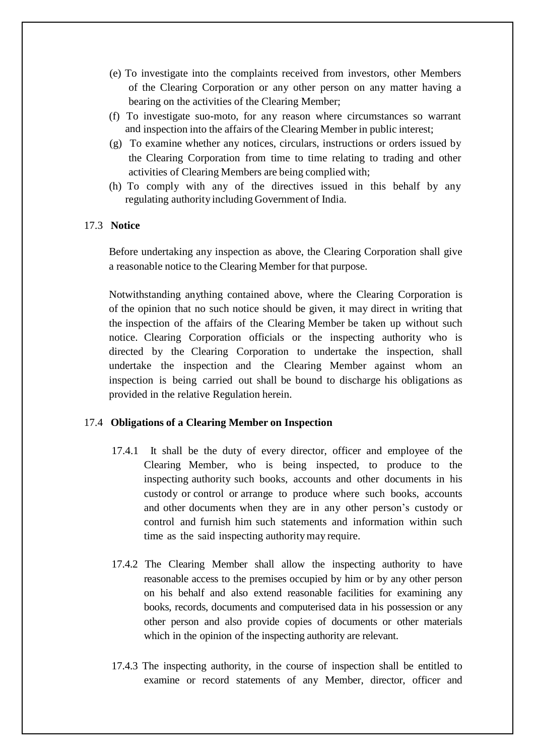(e) To investigate into the complaints received from investors, other Members of the Clearing Corporation or any other person on any matter having a bearing on the activities of the Clearing Member;

(f) To investigate suo-moto, for any reason where circumstances so warrant and inspection into the affairs of the Clearing Member in public interest;

(g) To examine whether any notices, circulars, instructions or orders issued by the Clearing Corporation from time to time relating to trading and other activities of Clearing Members are being complied with;

(h) To comply with any of the directives issued in this behalf by any regulating authority including Government of India.

17.3 **Notice**

Before undertaking any inspection as above, the Clearing Corporation shall give a reasonable notice to the Clearing Member for that purpose.

Notwithstanding anything contained above, where the Clearing Corporation is of the opinion that no such notice should be given, it may direct in writing that the inspection of the affairs of the Clearing Member be taken up without such notice. Clearing Corporation officials or the inspecting authority who is directed by the Clearing Corporation to undertake the inspection, shall undertake the inspection and the Clearing Member against whom an inspection is being carried out shall be bound to discharge his obligations as provided in the relative Regulation herein.

17.4 **Obligations of a Clearing Member on Inspection**

17.4.1 It shall be the duty of every director, officer and employee of the Clearing Member, who is being inspected, to produce to the inspecting authority such books, accounts and other documents in his custody or control or arrange to produce where such books, accounts and other documents when they are in any other person's custody or control and furnish him such statements and information within such time as the said inspecting authority may require.

17.4.2 The Clearing Member shall allow the inspecting authority to have reasonable access to the premises occupied by him or by any other person on his behalf and also extend reasonable facilities for examining any books, records, documents and computerised data in his possession or any other person and also provide copies of documents or other materials which in the opinion of the inspecting authority are relevant.

17.4.3 The inspecting authority, in the course of inspection shall be entitled to examine or record statements of any Member, director, officer and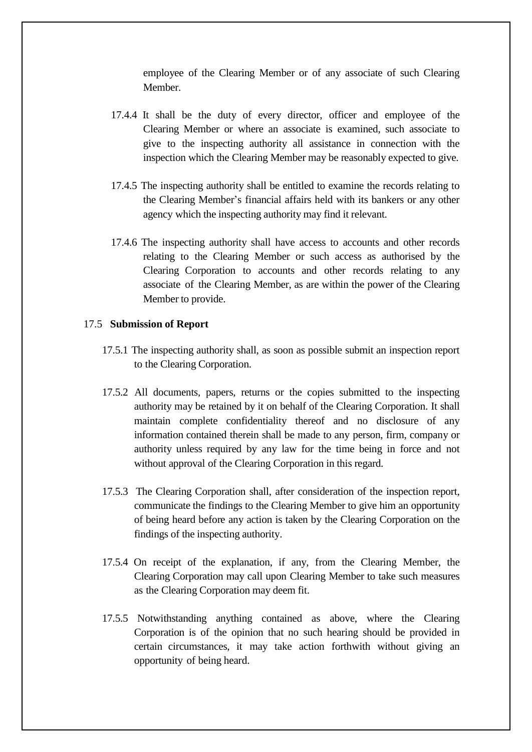employee of the Clearing Member or of any associate of such Clearing Member.

17.4.4 It shall be the duty of every director, officer and employee of the Clearing Member or where an associate is examined, such associate to give to the inspecting authority all assistance in connection with the inspection which the Clearing Member may be reasonably expected to give.

17.4.5 The inspecting authority shall be entitled to examine the records relating to the Clearing Member's financial affairs held with its bankers or any other agency which the inspecting authority may find it relevant.

17.4.6 The inspecting authority shall have access to accounts and other records relating to the Clearing Member or such access as authorised by the Clearing Corporation to accounts and other records relating to any associate of the Clearing Member, as are within the power of the Clearing Member to provide.

17.5 **Submission of Report**

17.5.1 The inspecting authority shall, as soon as possible submit an inspection report to the Clearing Corporation.

17.5.2 All documents, papers, returns or the copies submitted to the inspecting authority may be retained by it on behalf of the Clearing Corporation. It shall maintain complete confidentiality thereof and no disclosure of any information contained therein shall be made to any person, firm, company or authority unless required by any law for the time being in force and not without approval of the Clearing Corporation in this regard.

17.5.3 The Clearing Corporation shall, after consideration of the inspection report, communicate the findings to the Clearing Member to give him an opportunity of being heard before any action is taken by the Clearing Corporation on the findings of the inspecting authority.

17.5.4 On receipt of the explanation, if any, from the Clearing Member, the Clearing Corporation may call upon Clearing Member to take such measures as the Clearing Corporation may deem fit.

17.5.5 Notwithstanding anything contained as above, where the Clearing Corporation is of the opinion that no such hearing should be provided in certain circumstances, it may take action forthwith without giving an opportunity of being heard.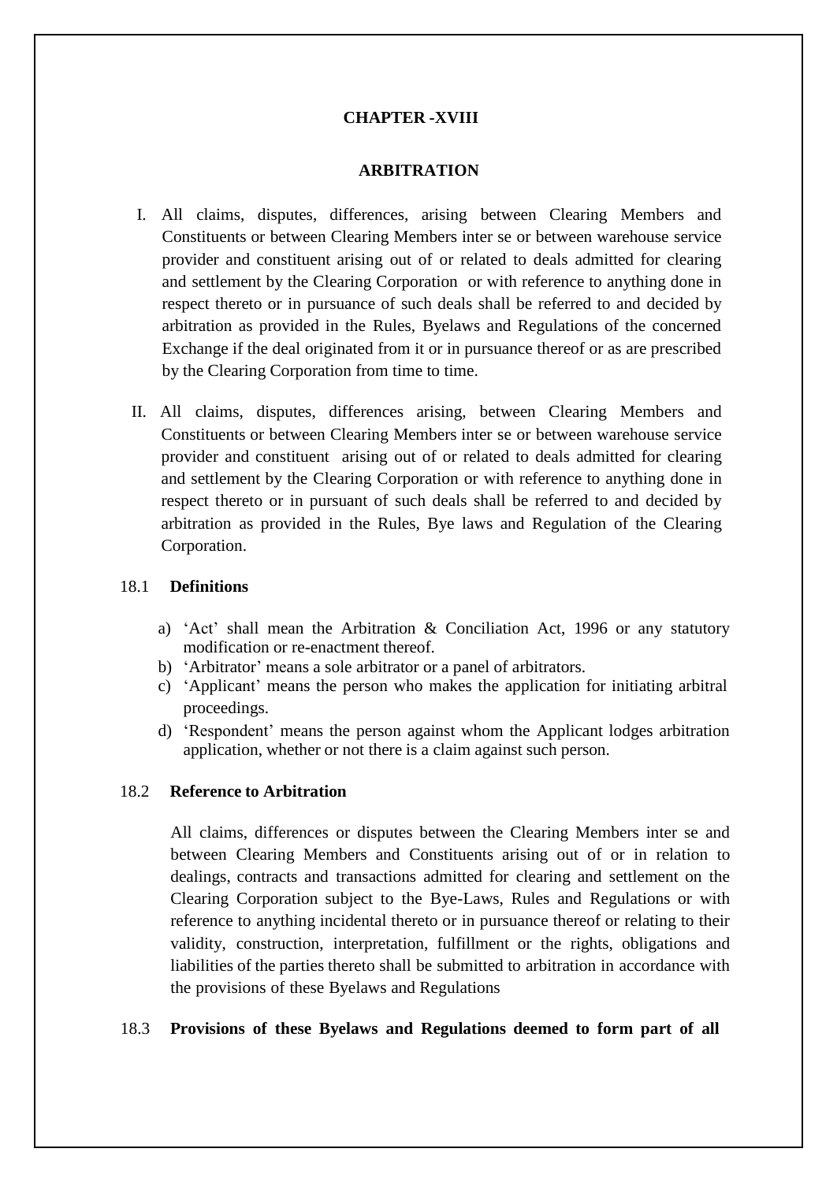## CHAPTER -XVIII

## ARBITRATION

I. All claims, disputes, differences, arising between Clearing Members and Constituents or between Clearing Members inter se or between warehouse service provider and constituent arising out of or related to deals admitted for clearing and settlement by the Clearing Corporation or with reference to anything done in respect thereto or in pursuance of such deals shall be referred to and decided by arbitration as provided in the Rules, Byelaws and Regulations of the concerned Exchange if the deal originated from it or in pursuance thereof or as are prescribed by the Clearing Corporation from time to time.

II. All claims, disputes, differences arising, between Clearing Members and Constituents or between Clearing Members inter se or between warehouse service provider and constituent arising out of or related to deals admitted for clearing and settlement by the Clearing Corporation or with reference to anything done in respect thereto or in pursuant of such deals shall be referred to and decided by arbitration as provided in the Rules, Bye laws and Regulation of the Clearing Corporation.

### 18.1 Definitions

a) 'Act' shall mean the Arbitration & Conciliation Act, 1996 or any statutory modification or re-enactment thereof.
b) 'Arbitrator' means a sole arbitrator or a panel of arbitrators.
c) 'Applicant' means the person who makes the application for initiating arbitral proceedings.
d) 'Respondent' means the person against whom the Applicant lodges arbitration application, whether or not there is a claim against such person.

### 18.2 Reference to Arbitration

All claims, differences or disputes between the Clearing Members inter se and between Clearing Members and Constituents arising out of or in relation to dealings, contracts and transactions admitted for clearing and settlement on the Clearing Corporation subject to the Bye-Laws, Rules and Regulations or with reference to anything incidental thereto or in pursuance thereof or relating to their validity, construction, interpretation, fulfillment or the rights, obligations and liabilities of the parties thereto shall be submitted to arbitration in accordance with the provisions of these Byelaws and Regulations

### 18.3 Provisions of these Byelaws and Regulations deemed to form part of all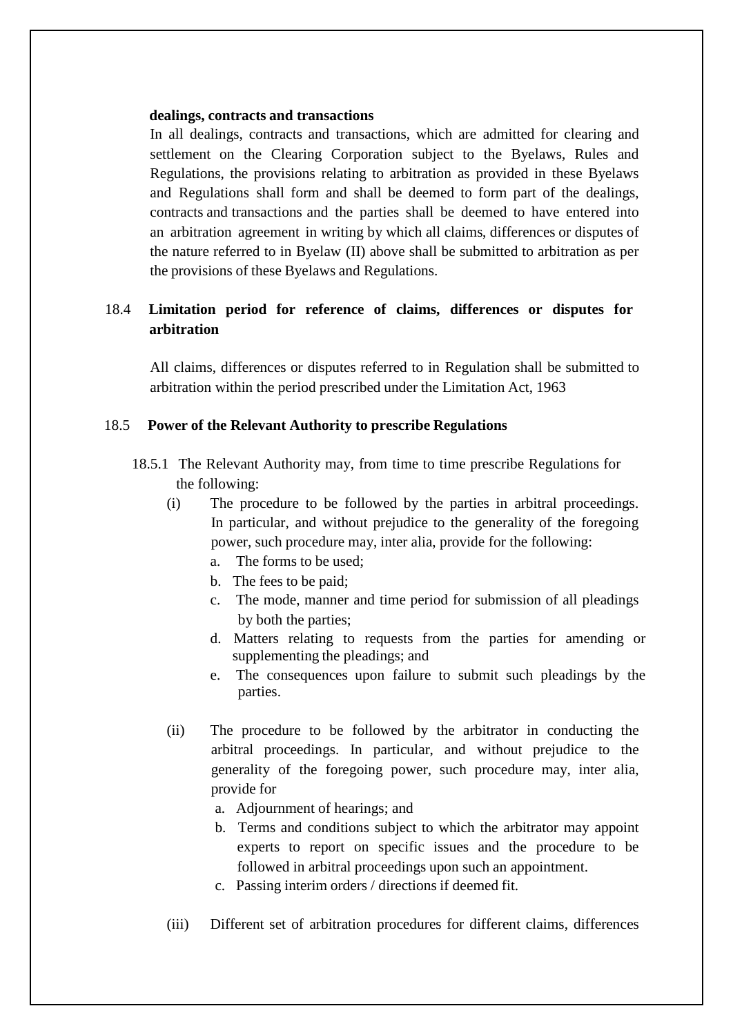**dealings, contracts and transactions**

In all dealings, contracts and transactions, which are admitted for clearing and settlement on the Clearing Corporation subject to the Byelaws, Rules and Regulations, the provisions relating to arbitration as provided in these Byelaws and Regulations shall form and shall be deemed to form part of the dealings, contracts and transactions and the parties shall be deemed to have entered into an arbitration agreement in writing by which all claims, differences or disputes of the nature referred to in Byelaw (II) above shall be submitted to arbitration as per the provisions of these Byelaws and Regulations.

### 18.4 Limitation period for reference of claims, differences or disputes for arbitration

All claims, differences or disputes referred to in Regulation shall be submitted to arbitration within the period prescribed under the Limitation Act, 1963

### 18.5 Power of the Relevant Authority to prescribe Regulations

18.5.1 The Relevant Authority may, from time to time prescribe Regulations for the following:

(i) The procedure to be followed by the parties in arbitral proceedings. In particular, and without prejudice to the generality of the foregoing power, such procedure may, inter alia, provide for the following:

   a. The forms to be used;
   b. The fees to be paid;
   c. The mode, manner and time period for submission of all pleadings by both the parties;
   d. Matters relating to requests from the parties for amending or supplementing the pleadings; and
   e. The consequences upon failure to submit such pleadings by the parties.

(ii) The procedure to be followed by the arbitrator in conducting the arbitral proceedings. In particular, and without prejudice to the generality of the foregoing power, such procedure may, inter alia, provide for

   a. Adjournment of hearings; and
   b. Terms and conditions subject to which the arbitrator may appoint experts to report on specific issues and the procedure to be followed in arbitral proceedings upon such an appointment.
   c. Passing interim orders / directions if deemed fit.

(iii) Different set of arbitration procedures for different claims, differences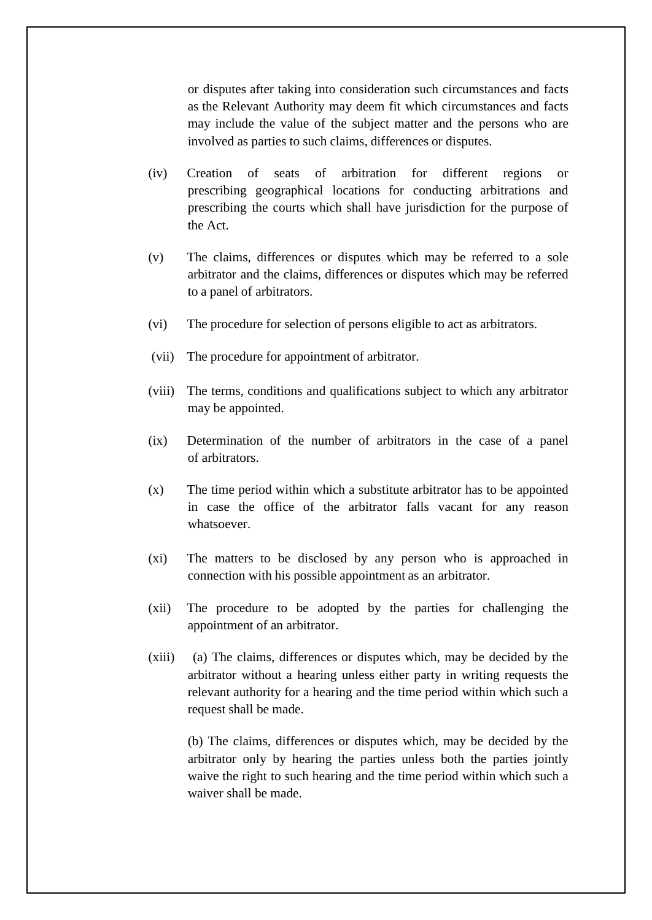or disputes after taking into consideration such circumstances and facts as the Relevant Authority may deem fit which circumstances and facts may include the value of the subject matter and the persons who are involved as parties to such claims, differences or disputes.

(iv) Creation of seats of arbitration for different regions or prescribing geographical locations for conducting arbitrations and prescribing the courts which shall have jurisdiction for the purpose of the Act.

(v) The claims, differences or disputes which may be referred to a sole arbitrator and the claims, differences or disputes which may be referred to a panel of arbitrators.

(vi) The procedure for selection of persons eligible to act as arbitrators.

(vii) The procedure for appointment of arbitrator.

(viii) The terms, conditions and qualifications subject to which any arbitrator may be appointed.

(ix) Determination of the number of arbitrators in the case of a panel of arbitrators.

(x) The time period within which a substitute arbitrator has to be appointed in case the office of the arbitrator falls vacant for any reason whatsoever.

(xi) The matters to be disclosed by any person who is approached in connection with his possible appointment as an arbitrator.

(xii) The procedure to be adopted by the parties for challenging the appointment of an arbitrator.

(xiii) (a) The claims, differences or disputes which, may be decided by the arbitrator without a hearing unless either party in writing requests the relevant authority for a hearing and the time period within which such a request shall be made.

(b) The claims, differences or disputes which, may be decided by the arbitrator only by hearing the parties unless both the parties jointly waive the right to such hearing and the time period within which such a waiver shall be made.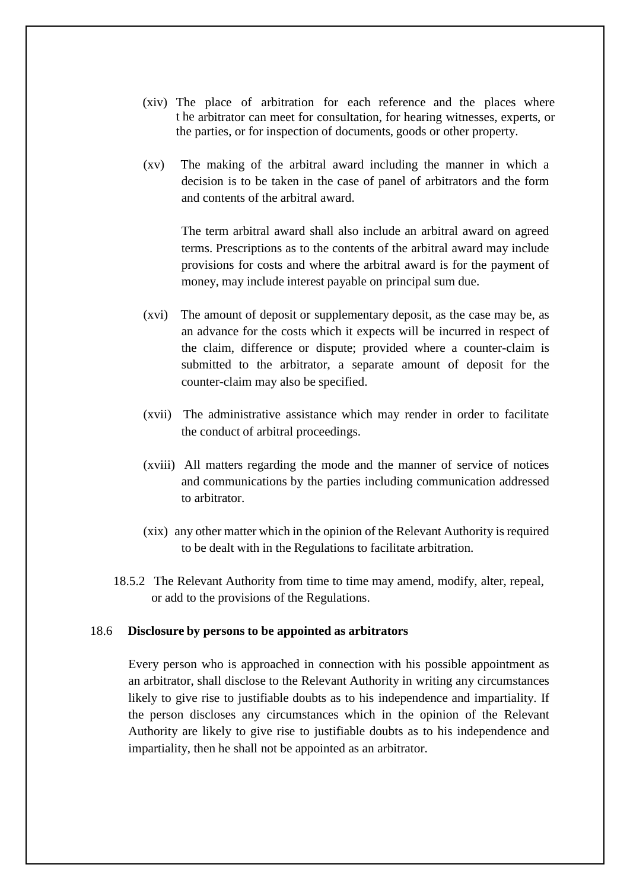(xiv) The place of arbitration for each reference and the places where the arbitrator can meet for consultation, for hearing witnesses, experts, or the parties, or for inspection of documents, goods or other property.

(xv) The making of the arbitral award including the manner in which a decision is to be taken in the case of panel of arbitrators and the form and contents of the arbitral award.

The term arbitral award shall also include an arbitral award on agreed terms. Prescriptions as to the contents of the arbitral award may include provisions for costs and where the arbitral award is for the payment of money, may include interest payable on principal sum due.

(xvi) The amount of deposit or supplementary deposit, as the case may be, as an advance for the costs which it expects will be incurred in respect of the claim, difference or dispute; provided where a counter-claim is submitted to the arbitrator, a separate amount of deposit for the counter-claim may also be specified.

(xvii) The administrative assistance which may render in order to facilitate the conduct of arbitral proceedings.

(xviii) All matters regarding the mode and the manner of service of notices and communications by the parties including communication addressed to arbitrator.

(xix) any other matter which in the opinion of the Relevant Authority is required to be dealt with in the Regulations to facilitate arbitration.

18.5.2 The Relevant Authority from time to time may amend, modify, alter, repeal, or add to the provisions of the Regulations.

18.6 **Disclosure by persons to be appointed as arbitrators**

Every person who is approached in connection with his possible appointment as an arbitrator, shall disclose to the Relevant Authority in writing any circumstances likely to give rise to justifiable doubts as to his independence and impartiality. If the person discloses any circumstances which in the opinion of the Relevant Authority are likely to give rise to justifiable doubts as to his independence and impartiality, then he shall not be appointed as an arbitrator.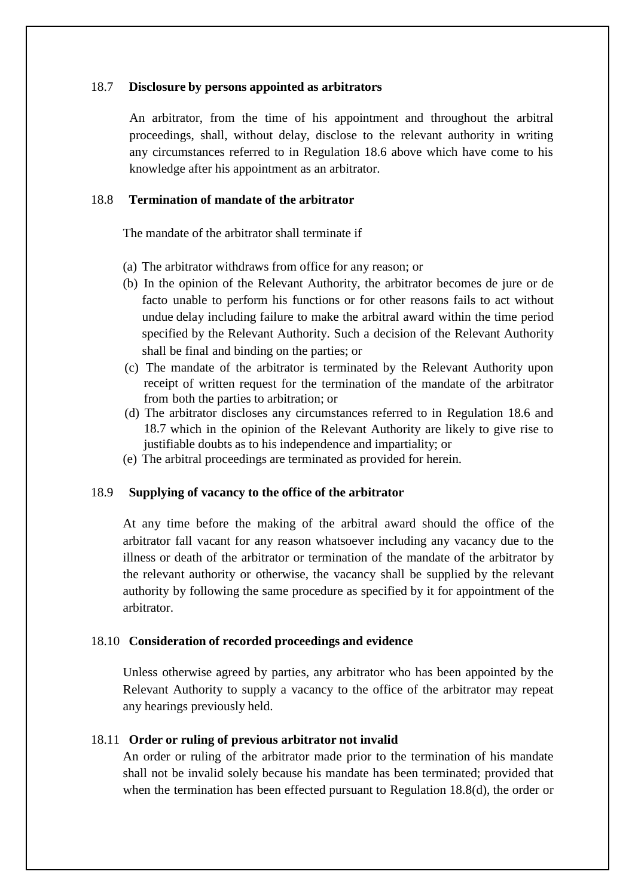### 18.7 Disclosure by persons appointed as arbitrators

An arbitrator, from the time of his appointment and throughout the arbitral proceedings, shall, without delay, disclose to the relevant authority in writing any circumstances referred to in Regulation 18.6 above which have come to his knowledge after his appointment as an arbitrator.

### 18.8 Termination of mandate of the arbitrator

The mandate of the arbitrator shall terminate if

(a) The arbitrator withdraws from office for any reason; or

(b) In the opinion of the Relevant Authority, the arbitrator becomes de jure or de facto unable to perform his functions or for other reasons fails to act without undue delay including failure to make the arbitral award within the time period specified by the Relevant Authority. Such a decision of the Relevant Authority shall be final and binding on the parties; or

(c) The mandate of the arbitrator is terminated by the Relevant Authority upon receipt of written request for the termination of the mandate of the arbitrator from both the parties to arbitration; or

(d) The arbitrator discloses any circumstances referred to in Regulation 18.6 and 18.7 which in the opinion of the Relevant Authority are likely to give rise to justifiable doubts as to his independence and impartiality; or

(e) The arbitral proceedings are terminated as provided for herein.

### 18.9 Supplying of vacancy to the office of the arbitrator

At any time before the making of the arbitral award should the office of the arbitrator fall vacant for any reason whatsoever including any vacancy due to the illness or death of the arbitrator or termination of the mandate of the arbitrator by the relevant authority or otherwise, the vacancy shall be supplied by the relevant authority by following the same procedure as specified by it for appointment of the arbitrator.

### 18.10 Consideration of recorded proceedings and evidence

Unless otherwise agreed by parties, any arbitrator who has been appointed by the Relevant Authority to supply a vacancy to the office of the arbitrator may repeat any hearings previously held.

### 18.11 Order or ruling of previous arbitrator not invalid

An order or ruling of the arbitrator made prior to the termination of his mandate shall not be invalid solely because his mandate has been terminated; provided that when the termination has been effected pursuant to Regulation 18.8(d), the order or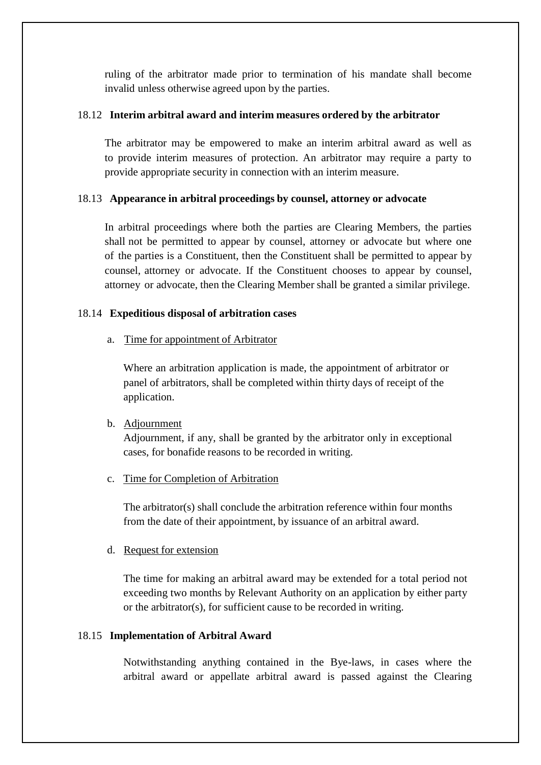ruling of the arbitrator made prior to termination of his mandate shall become invalid unless otherwise agreed upon by the parties.

### 18.12 Interim arbitral award and interim measures ordered by the arbitrator

The arbitrator may be empowered to make an interim arbitral award as well as to provide interim measures of protection. An arbitrator may require a party to provide appropriate security in connection with an interim measure.

### 18.13 Appearance in arbitral proceedings by counsel, attorney or advocate

In arbitral proceedings where both the parties are Clearing Members, the parties shall not be permitted to appear by counsel, attorney or advocate but where one of the parties is a Constituent, then the Constituent shall be permitted to appear by counsel, attorney or advocate. If the Constituent chooses to appear by counsel, attorney or advocate, then the Clearing Member shall be granted a similar privilege.

### 18.14 Expeditious disposal of arbitration cases

a. Time for appointment of Arbitrator

   Where an arbitration application is made, the appointment of arbitrator or panel of arbitrators, shall be completed within thirty days of receipt of the application.

b. Adjournment

   Adjournment, if any, shall be granted by the arbitrator only in exceptional cases, for bonafide reasons to be recorded in writing.

c. Time for Completion of Arbitration

   The arbitrator(s) shall conclude the arbitration reference within four months from the date of their appointment, by issuance of an arbitral award.

d. Request for extension

   The time for making an arbitral award may be extended for a total period not exceeding two months by Relevant Authority on an application by either party or the arbitrator(s), for sufficient cause to be recorded in writing.

### 18.15 Implementation of Arbitral Award

Notwithstanding anything contained in the Bye-laws, in cases where the arbitral award or appellate arbitral award is passed against the Clearing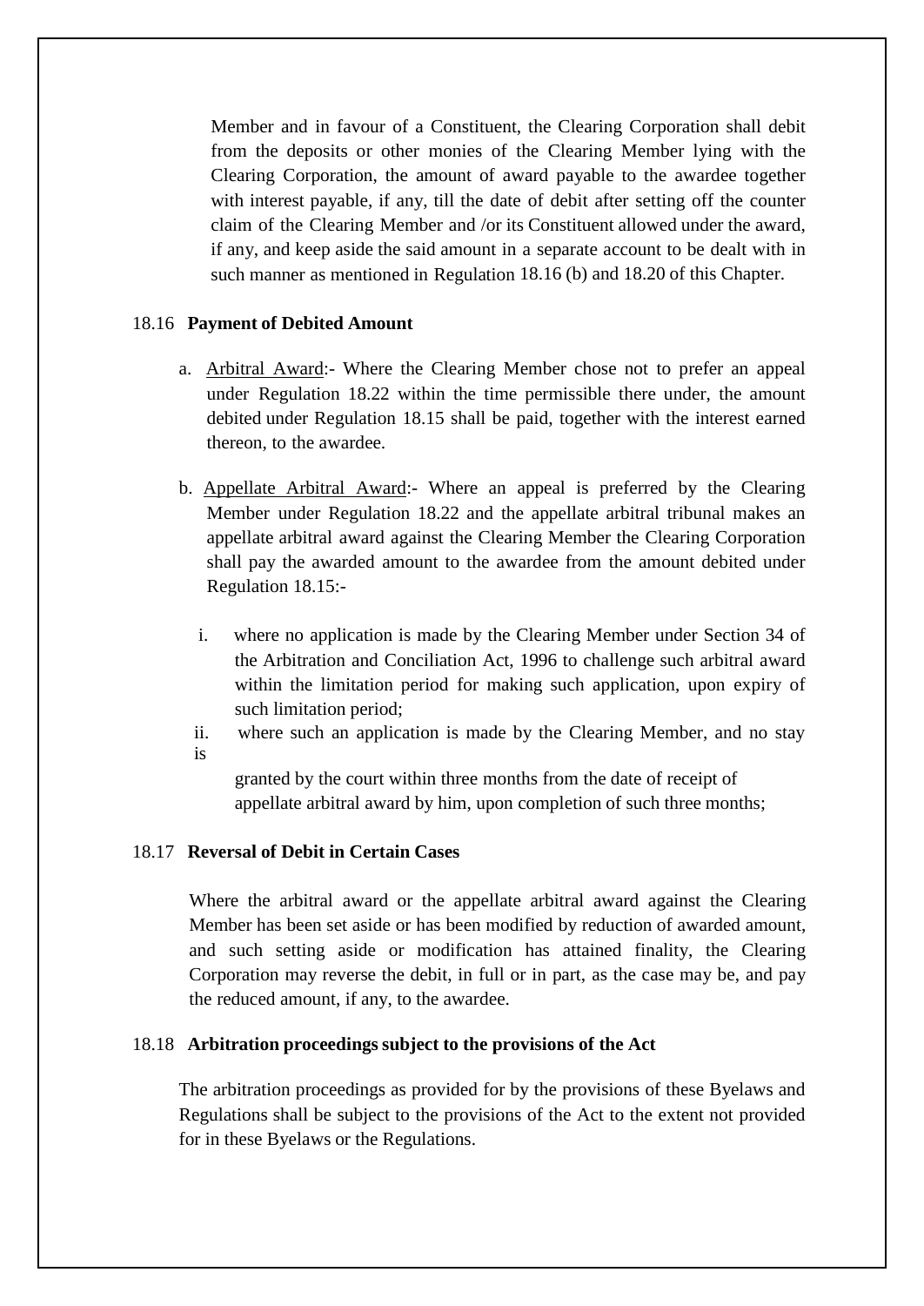Member and in favour of a Constituent, the Clearing Corporation shall debit from the deposits or other monies of the Clearing Member lying with the Clearing Corporation, the amount of award payable to the awardee together with interest payable, if any, till the date of debit after setting off the counter claim of the Clearing Member and /or its Constituent allowed under the award, if any, and keep aside the said amount in a separate account to be dealt with in such manner as mentioned in Regulation 18.16 (b) and 18.20 of this Chapter.

18.16 **Payment of Debited Amount**

a. <u>Arbitral Award</u>:- Where the Clearing Member chose not to prefer an appeal under Regulation 18.22 within the time permissible there under, the amount debited under Regulation 18.15 shall be paid, together with the interest earned thereon, to the awardee.

b. <u>Appellate Arbitral Award</u>:- Where an appeal is preferred by the Clearing Member under Regulation 18.22 and the appellate arbitral tribunal makes an appellate arbitral award against the Clearing Member the Clearing Corporation shall pay the awarded amount to the awardee from the amount debited under Regulation 18.15:-

   i. where no application is made by the Clearing Member under Section 34 of the Arbitration and Conciliation Act, 1996 to challenge such arbitral award within the limitation period for making such application, upon expiry of such limitation period;

   ii. where such an application is made by the Clearing Member, and no stay is granted by the court within three months from the date of receipt of appellate arbitral award by him, upon completion of such three months;

18.17 **Reversal of Debit in Certain Cases**

Where the arbitral award or the appellate arbitral award against the Clearing Member has been set aside or has been modified by reduction of awarded amount, and such setting aside or modification has attained finality, the Clearing Corporation may reverse the debit, in full or in part, as the case may be, and pay the reduced amount, if any, to the awardee.

18.18 **Arbitration proceedings subject to the provisions of the Act**

The arbitration proceedings as provided for by the provisions of these Byelaws and Regulations shall be subject to the provisions of the Act to the extent not provided for in these Byelaws or the Regulations.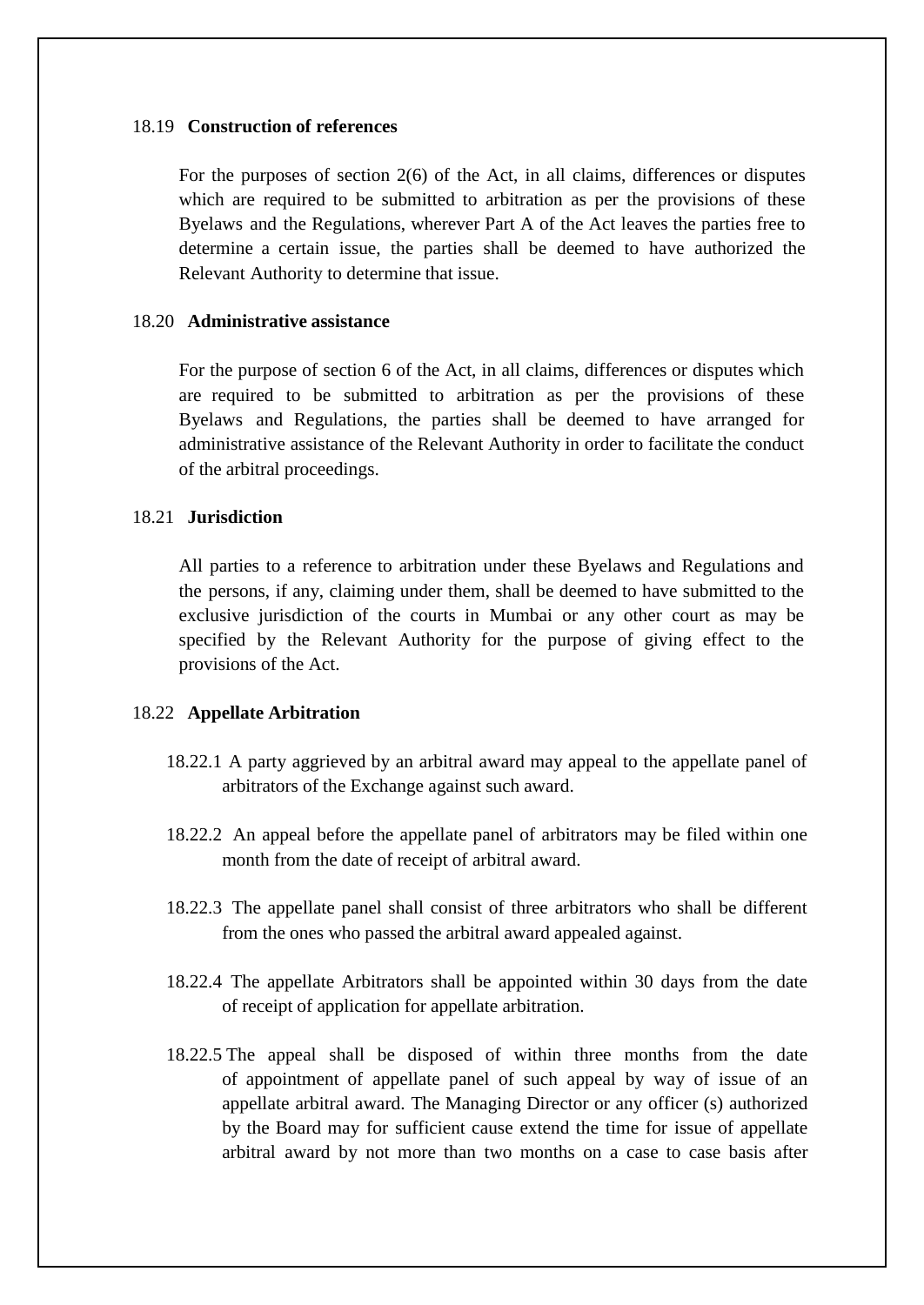18.19 **Construction of references**

For the purposes of section 2(6) of the Act, in all claims, differences or disputes which are required to be submitted to arbitration as per the provisions of these Byelaws and the Regulations, wherever Part A of the Act leaves the parties free to determine a certain issue, the parties shall be deemed to have authorized the Relevant Authority to determine that issue.

18.20 **Administrative assistance**

For the purpose of section 6 of the Act, in all claims, differences or disputes which are required to be submitted to arbitration as per the provisions of these Byelaws and Regulations, the parties shall be deemed to have arranged for administrative assistance of the Relevant Authority in order to facilitate the conduct of the arbitral proceedings.

18.21 **Jurisdiction**

All parties to a reference to arbitration under these Byelaws and Regulations and the persons, if any, claiming under them, shall be deemed to have submitted to the exclusive jurisdiction of the courts in Mumbai or any other court as may be specified by the Relevant Authority for the purpose of giving effect to the provisions of the Act.

18.22 **Appellate Arbitration**

18.22.1 A party aggrieved by an arbitral award may appeal to the appellate panel of arbitrators of the Exchange against such award.

18.22.2 An appeal before the appellate panel of arbitrators may be filed within one month from the date of receipt of arbitral award.

18.22.3 The appellate panel shall consist of three arbitrators who shall be different from the ones who passed the arbitral award appealed against.

18.22.4 The appellate Arbitrators shall be appointed within 30 days from the date of receipt of application for appellate arbitration.

18.22.5 The appeal shall be disposed of within three months from the date of appointment of appellate panel of such appeal by way of issue of an appellate arbitral award. The Managing Director or any officer (s) authorized by the Board may for sufficient cause extend the time for issue of appellate arbitral award by not more than two months on a case to case basis after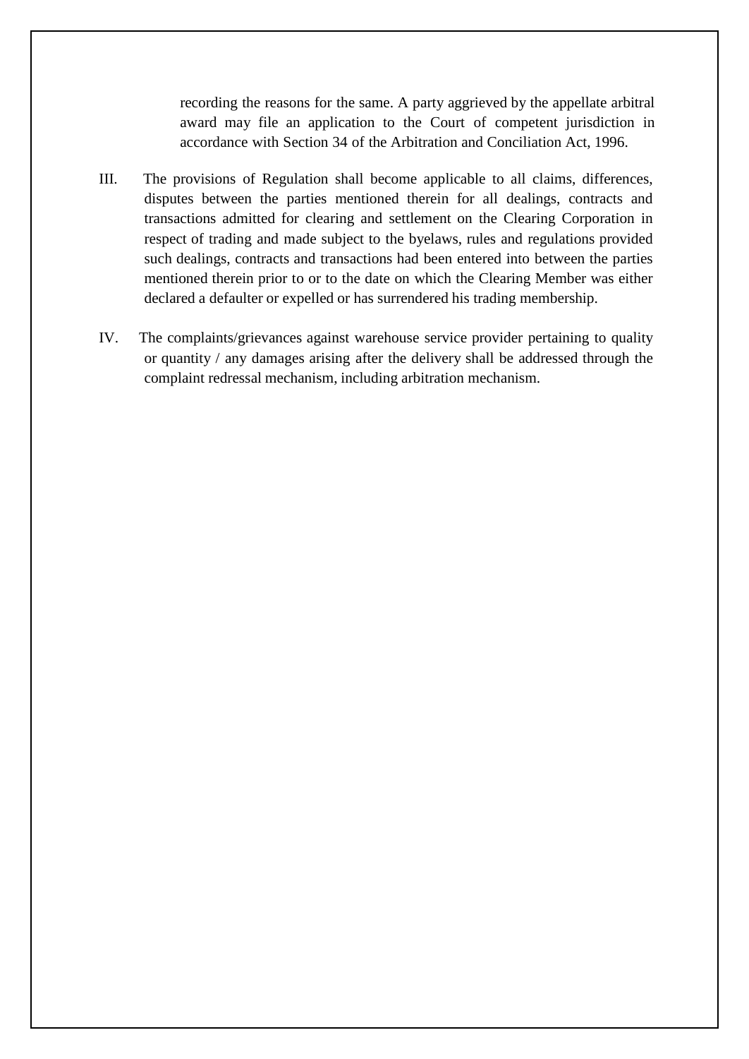recording the reasons for the same. A party aggrieved by the appellate arbitral award may file an application to the Court of competent jurisdiction in accordance with Section 34 of the Arbitration and Conciliation Act, 1996.

III. The provisions of Regulation shall become applicable to all claims, differences, disputes between the parties mentioned therein for all dealings, contracts and transactions admitted for clearing and settlement on the Clearing Corporation in respect of trading and made subject to the byelaws, rules and regulations provided such dealings, contracts and transactions had been entered into between the parties mentioned therein prior to or to the date on which the Clearing Member was either declared a defaulter or expelled or has surrendered his trading membership.

IV. The complaints/grievances against warehouse service provider pertaining to quality or quantity / any damages arising after the delivery shall be addressed through the complaint redressal mechanism, including arbitration mechanism.